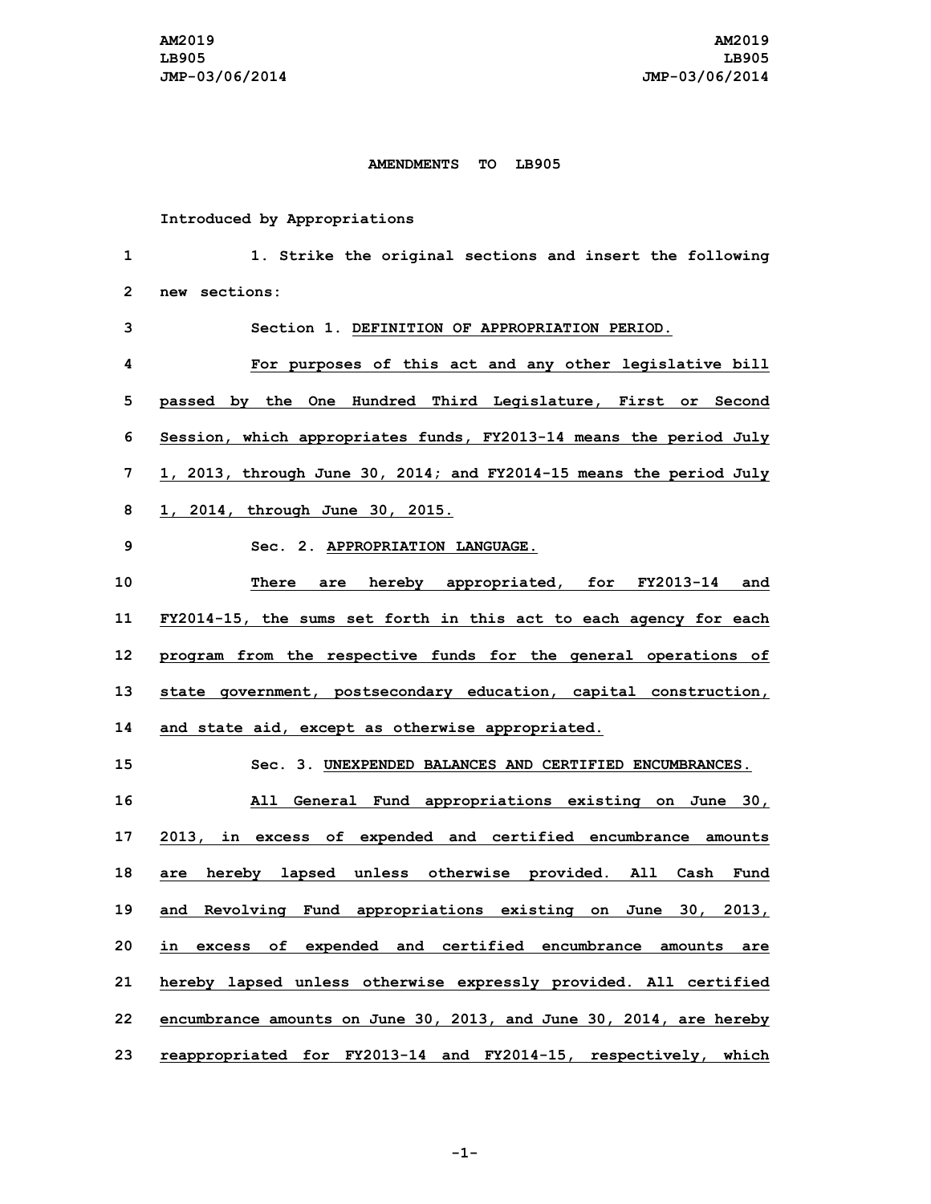AM2019
LB905
JMP-03/06/2014

**AMENDMENTS TO LB905**

Introduced by Appropriations

1. Strike the original sections and insert the following new sections:

Section 1. DEFINITION OF APPROPRIATION PERIOD.

For purposes of this act and any other legislative bill passed by the One Hundred Third Legislature, First or Second Session, which appropriates funds, FY2013-14 means the period July 1, 2013, through June 30, 2014; and FY2014-15 means the period July 1, 2014, through June 30, 2015.

Sec. 2. APPROPRIATION LANGUAGE.

There are hereby appropriated, for FY2013-14 and FY2014-15, the sums set forth in this act to each agency for each program from the respective funds for the general operations of state government, postsecondary education, capital construction, and state aid, except as otherwise appropriated.

Sec. 3. UNEXPENDED BALANCES AND CERTIFIED ENCUMBRANCES.

All General Fund appropriations existing on June 30, 2013, in excess of expended and certified encumbrance amounts are hereby lapsed unless otherwise provided. All Cash Fund and Revolving Fund appropriations existing on June 30, 2013, in excess of expended and certified encumbrance amounts are hereby lapsed unless otherwise expressly provided. All certified encumbrance amounts on June 30, 2013, and June 30, 2014, are hereby reappropriated for FY2013-14 and FY2014-15, respectively, which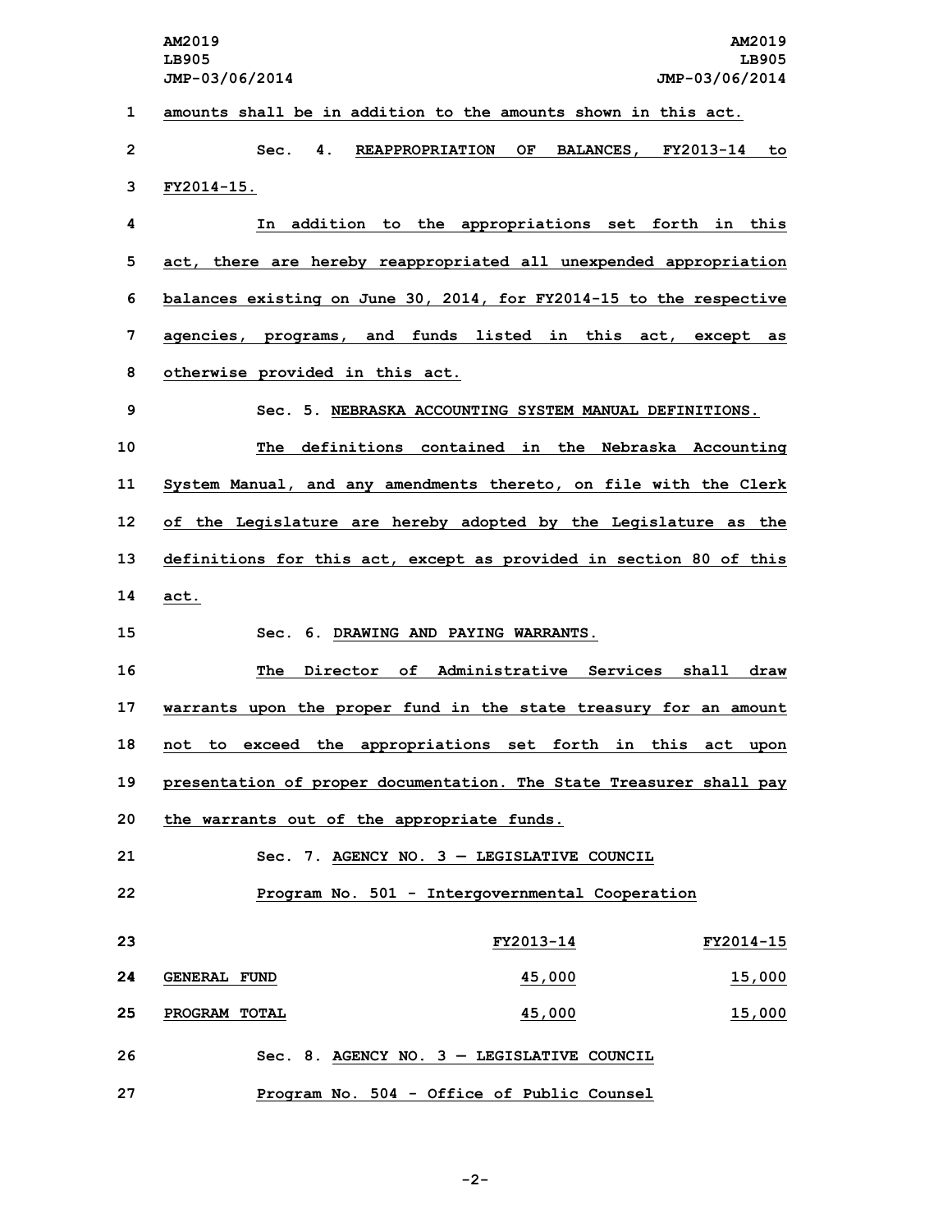amounts shall be in addition to the amounts shown in this act.

Sec. 4. REAPPROPRIATION OF BALANCES, FY2013-14 to FY2014-15.

In addition to the appropriations set forth in this act, there are hereby reappropriated all unexpended appropriation balances existing on June 30, 2014, for FY2014-15 to the respective agencies, programs, and funds listed in this act, except as otherwise provided in this act.

Sec. 5. NEBRASKA ACCOUNTING SYSTEM MANUAL DEFINITIONS.

The definitions contained in the Nebraska Accounting System Manual, and any amendments thereto, on file with the Clerk of the Legislature are hereby adopted by the Legislature as the definitions for this act, except as provided in section 80 of this act.

Sec. 6. DRAWING AND PAYING WARRANTS.

The Director of Administrative Services shall draw warrants upon the proper fund in the state treasury for an amount not to exceed the appropriations set forth in this act upon presentation of proper documentation. The State Treasurer shall pay the warrants out of the appropriate funds.

Sec. 7. AGENCY NO. 3 — LEGISLATIVE COUNCIL

Program No. 501 - Intergovernmental Cooperation

| | FY2013-14 | FY2014-15 |
|---|---|---|
| GENERAL FUND | 45,000 | 15,000 |
| PROGRAM TOTAL | 45,000 | 15,000 |

Sec. 8. AGENCY NO. 3 — LEGISLATIVE COUNCIL

Program No. 504 - Office of Public Counsel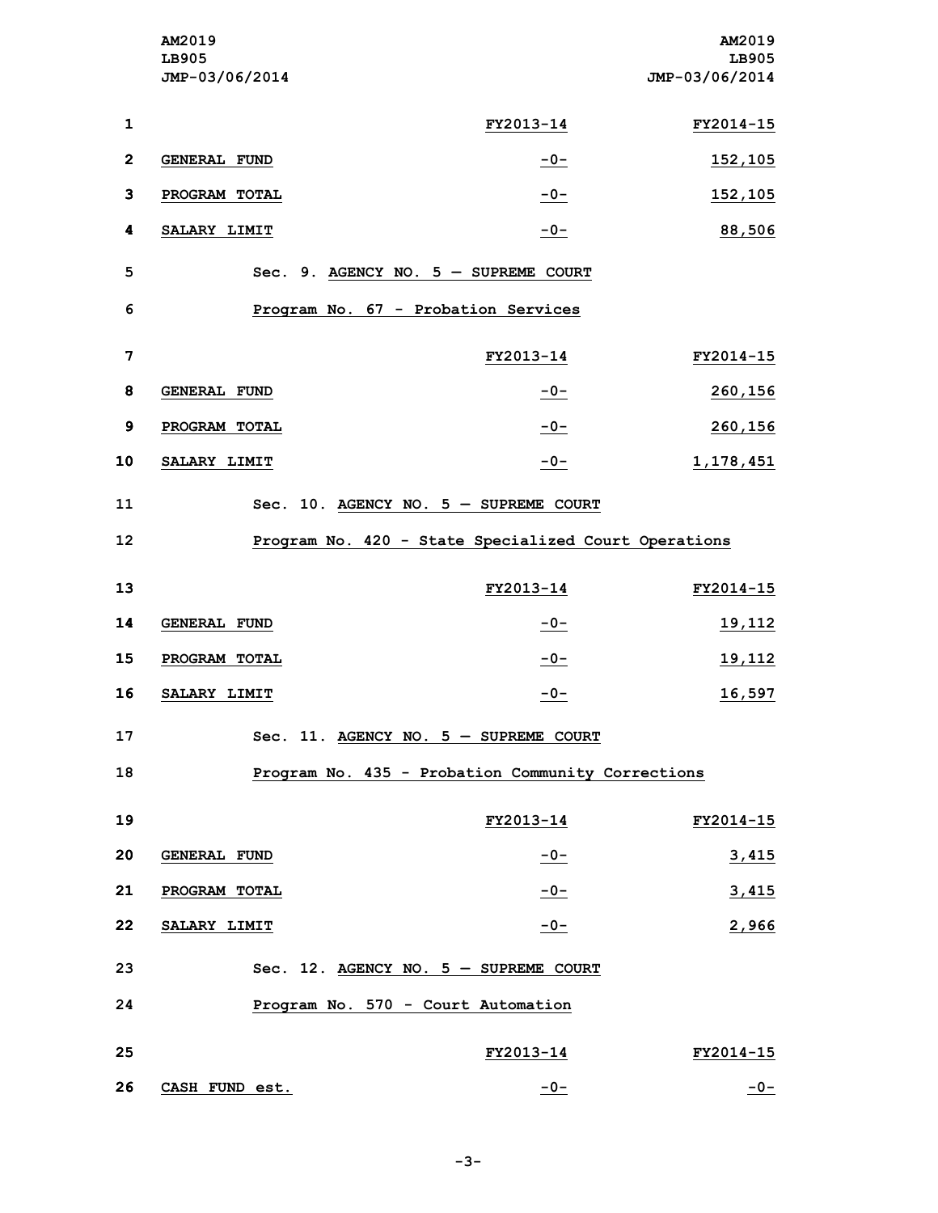| | FY2013-14 | FY2014-15 |
|---|---|---|
| GENERAL FUND | -0- | 152,105 |
| PROGRAM TOTAL | -0- | 152,105 |
| SALARY LIMIT | -0- | 88,506 |

Sec. 9. AGENCY NO. 5 — SUPREME COURT

Program No. 67 - Probation Services

| | FY2013-14 | FY2014-15 |
|---|---|---|
| GENERAL FUND | -0- | 260,156 |
| PROGRAM TOTAL | -0- | 260,156 |
| SALARY LIMIT | -0- | 1,178,451 |

Sec. 10. AGENCY NO. 5 — SUPREME COURT

Program No. 420 - State Specialized Court Operations

| | FY2013-14 | FY2014-15 |
|---|---|---|
| GENERAL FUND | -0- | 19,112 |
| PROGRAM TOTAL | -0- | 19,112 |
| SALARY LIMIT | -0- | 16,597 |

Sec. 11. AGENCY NO. 5 — SUPREME COURT

Program No. 435 - Probation Community Corrections

| | FY2013-14 | FY2014-15 |
|---|---|---|
| GENERAL FUND | -0- | 3,415 |
| PROGRAM TOTAL | -0- | 3,415 |
| SALARY LIMIT | -0- | 2,966 |

Sec. 12. AGENCY NO. 5 — SUPREME COURT

Program No. 570 - Court Automation

| | FY2013-14 | FY2014-15 |
|---|---|---|
| CASH FUND est. | -0- | -0- |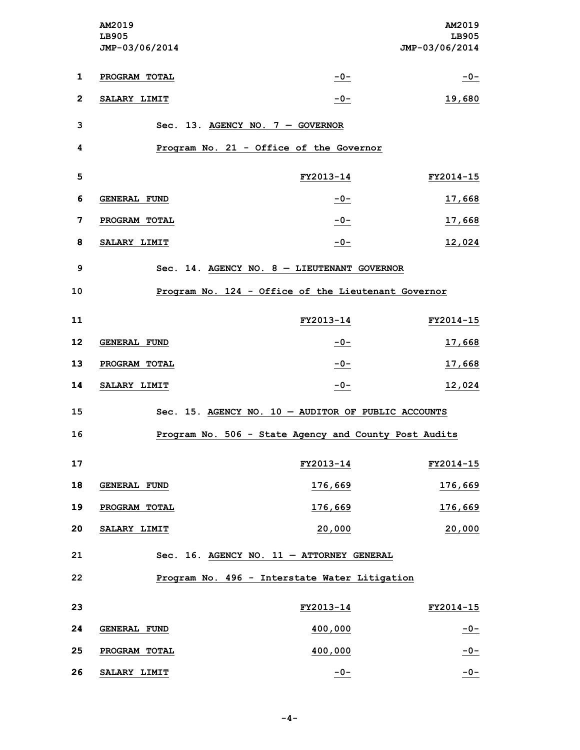| | FY2013-14 | FY2014-15 |
|---|---|---|
| PROGRAM TOTAL | -0- | -0- |
| SALARY LIMIT | -0- | 19,680 |

Sec. 13. AGENCY NO. 7 — GOVERNOR

Program No. 21 - Office of the Governor

| | FY2013-14 | FY2014-15 |
|---|---|---|
| GENERAL FUND | -0- | 17,668 |
| PROGRAM TOTAL | -0- | 17,668 |
| SALARY LIMIT | -0- | 12,024 |

Sec. 14. AGENCY NO. 8 — LIEUTENANT GOVERNOR

Program No. 124 - Office of the Lieutenant Governor

| | FY2013-14 | FY2014-15 |
|---|---|---|
| GENERAL FUND | -0- | 17,668 |
| PROGRAM TOTAL | -0- | 17,668 |
| SALARY LIMIT | -0- | 12,024 |

Sec. 15. AGENCY NO. 10 — AUDITOR OF PUBLIC ACCOUNTS

Program No. 506 - State Agency and County Post Audits

| | FY2013-14 | FY2014-15 |
|---|---|---|
| GENERAL FUND | 176,669 | 176,669 |
| PROGRAM TOTAL | 176,669 | 176,669 |
| SALARY LIMIT | 20,000 | 20,000 |

Sec. 16. AGENCY NO. 11 — ATTORNEY GENERAL

Program No. 496 - Interstate Water Litigation

| | FY2013-14 | FY2014-15 |
|---|---|---|
| GENERAL FUND | 400,000 | -0- |
| PROGRAM TOTAL | 400,000 | -0- |
| SALARY LIMIT | -0- | -0- |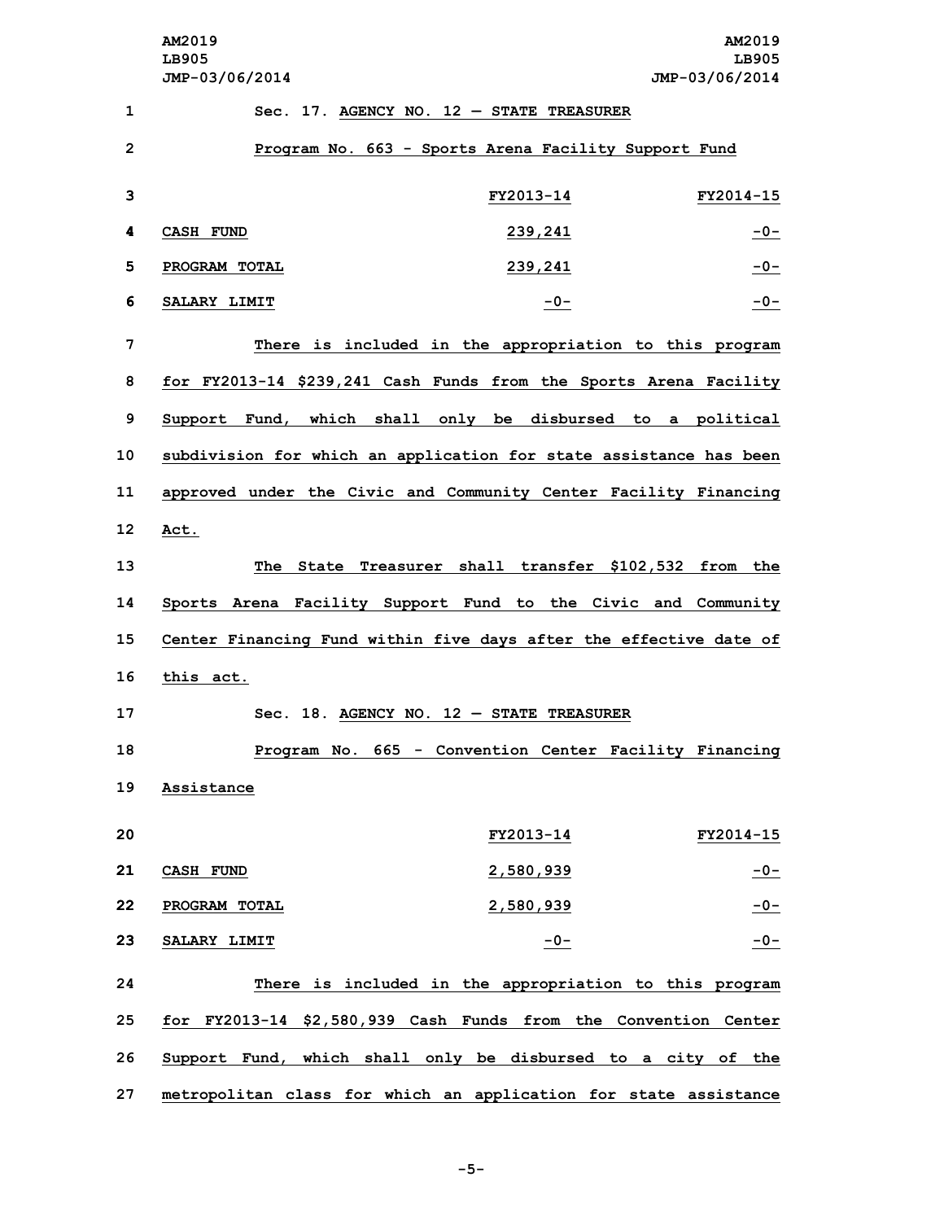Sec. 17. AGENCY NO. 12 — STATE TREASURER

Program No. 663 - Sports Arena Facility Support Fund

| | FY2013-14 | FY2014-15 |
|---|---|---|
| CASH FUND | 239,241 | -0- |
| PROGRAM TOTAL | 239,241 | -0- |
| SALARY LIMIT | -0- | -0- |

There is included in the appropriation to this program for FY2013-14 $239,241 Cash Funds from the Sports Arena Facility Support Fund, which shall only be disbursed to a political subdivision for which an application for state assistance has been approved under the Civic and Community Center Facility Financing Act.

The State Treasurer shall transfer $102,532 from the Sports Arena Facility Support Fund to the Civic and Community Center Financing Fund within five days after the effective date of this act.

Sec. 18. AGENCY NO. 12 — STATE TREASURER

Program No. 665 - Convention Center Facility Financing Assistance

| | FY2013-14 | FY2014-15 |
|---|---|---|
| CASH FUND | 2,580,939 | -0- |
| PROGRAM TOTAL | 2,580,939 | -0- |
| SALARY LIMIT | -0- | -0- |

There is included in the appropriation to this program for FY2013-14 $2,580,939 Cash Funds from the Convention Center Support Fund, which shall only be disbursed to a city of the metropolitan class for which an application for state assistance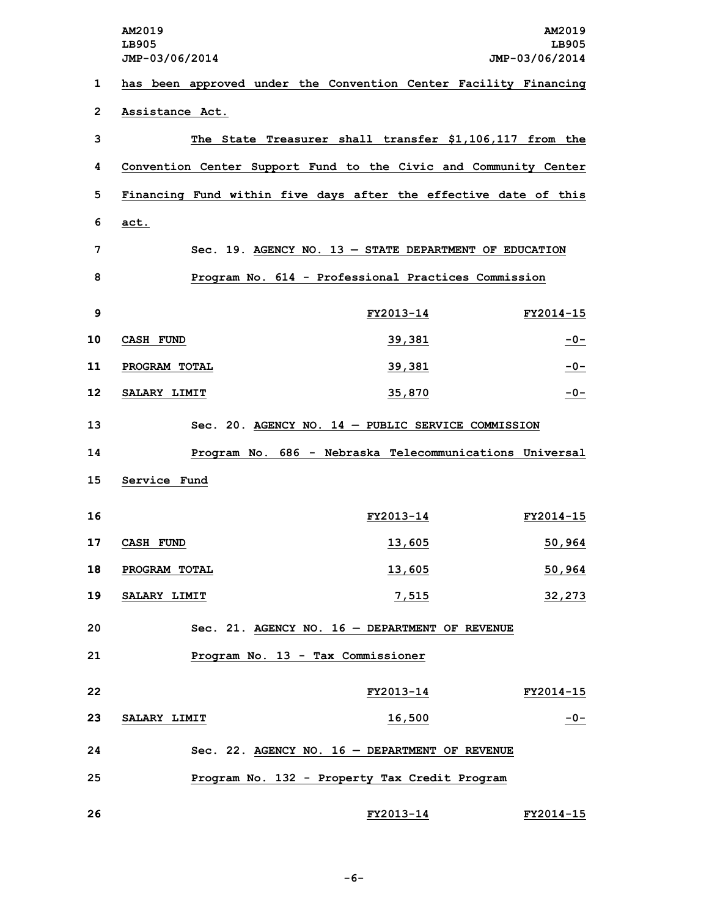has been approved under the Convention Center Facility Financing Assistance Act.

The State Treasurer shall transfer $1,106,117 from the Convention Center Support Fund to the Civic and Community Center Financing Fund within five days after the effective date of this act.

Sec. 19. AGENCY NO. 13 — STATE DEPARTMENT OF EDUCATION

Program No. 614 - Professional Practices Commission

| | FY2013-14 | FY2014-15 |
|---|---|---|
| CASH FUND | 39,381 | -0- |
| PROGRAM TOTAL | 39,381 | -0- |
| SALARY LIMIT | 35,870 | -0- |

Sec. 20. AGENCY NO. 14 — PUBLIC SERVICE COMMISSION

Program No. 686 - Nebraska Telecommunications Universal Service Fund

| | FY2013-14 | FY2014-15 |
|---|---|---|
| CASH FUND | 13,605 | 50,964 |
| PROGRAM TOTAL | 13,605 | 50,964 |
| SALARY LIMIT | 7,515 | 32,273 |

Sec. 21. AGENCY NO. 16 — DEPARTMENT OF REVENUE

Program No. 13 - Tax Commissioner

| | FY2013-14 | FY2014-15 |
|---|---|---|
| SALARY LIMIT | 16,500 | -0- |

Sec. 22. AGENCY NO. 16 — DEPARTMENT OF REVENUE

Program No. 132 - Property Tax Credit Program

| | FY2013-14 | FY2014-15 |
|---|---|---|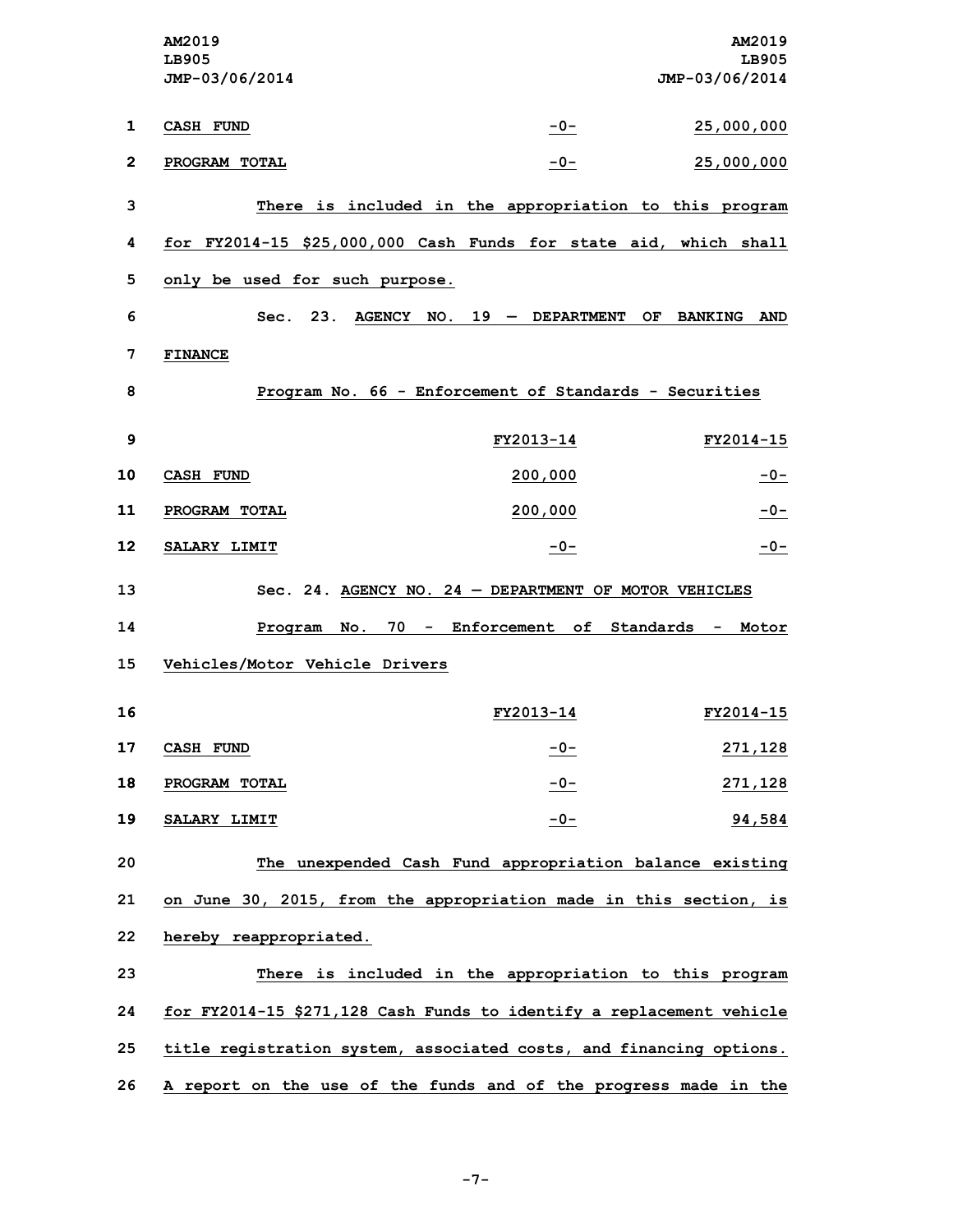| | | |
|---|---|---|
| CASH FUND | -0- | 25,000,000 |
| PROGRAM TOTAL | -0- | 25,000,000 |

There is included in the appropriation to this program for FY2014-15 $25,000,000 Cash Funds for state aid, which shall only be used for such purpose.

Sec. 23. AGENCY NO. 19 — DEPARTMENT OF BANKING AND FINANCE

Program No. 66 - Enforcement of Standards - Securities

| | FY2013-14 | FY2014-15 |
|---|---|---|
| CASH FUND | 200,000 | -0- |
| PROGRAM TOTAL | 200,000 | -0- |
| SALARY LIMIT | -0- | -0- |

Sec. 24. AGENCY NO. 24 — DEPARTMENT OF MOTOR VEHICLES

Program No. 70 - Enforcement of Standards - Motor Vehicles/Motor Vehicle Drivers

| | FY2013-14 | FY2014-15 |
|---|---|---|
| CASH FUND | -0- | 271,128 |
| PROGRAM TOTAL | -0- | 271,128 |
| SALARY LIMIT | -0- | 94,584 |

The unexpended Cash Fund appropriation balance existing on June 30, 2015, from the appropriation made in this section, is hereby reappropriated.

There is included in the appropriation to this program for FY2014-15 $271,128 Cash Funds to identify a replacement vehicle title registration system, associated costs, and financing options. A report on the use of the funds and of the progress made in the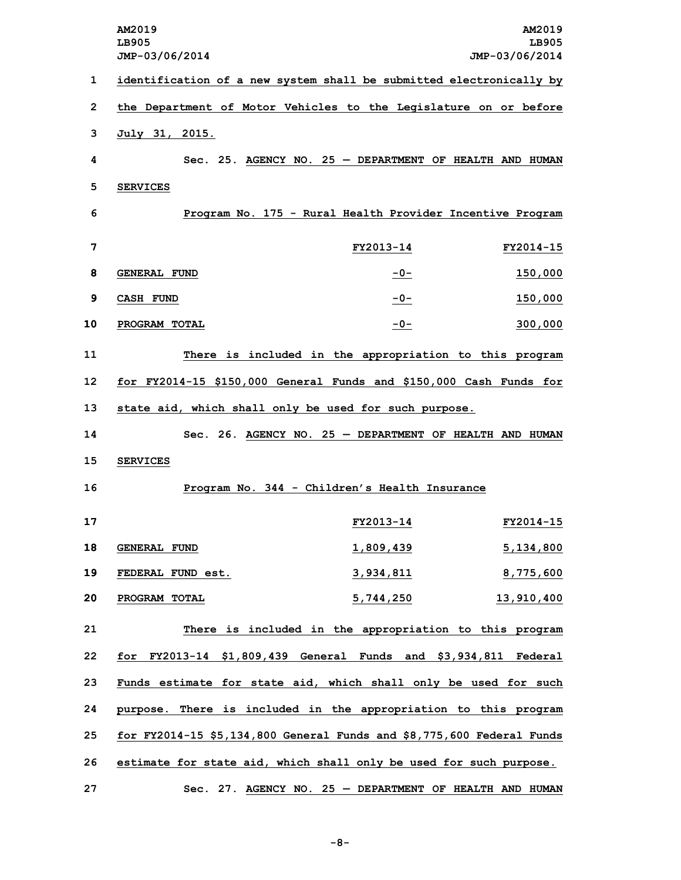identification of a new system shall be submitted electronically by the Department of Motor Vehicles to the Legislature on or before July 31, 2015.

Sec. 25. AGENCY NO. 25 — DEPARTMENT OF HEALTH AND HUMAN SERVICES

Program No. 175 - Rural Health Provider Incentive Program

| | FY2013-14 | FY2014-15 |
|---|---|---|
| GENERAL FUND | -0- | 150,000 |
| CASH FUND | -0- | 150,000 |
| PROGRAM TOTAL | -0- | 300,000 |

There is included in the appropriation to this program for FY2014-15 $150,000 General Funds and $150,000 Cash Funds for state aid, which shall only be used for such purpose.

Sec. 26. AGENCY NO. 25 — DEPARTMENT OF HEALTH AND HUMAN SERVICES

Program No. 344 - Children's Health Insurance

| | FY2013-14 | FY2014-15 |
|---|---|---|
| GENERAL FUND | 1,809,439 | 5,134,800 |
| FEDERAL FUND est. | 3,934,811 | 8,775,600 |
| PROGRAM TOTAL | 5,744,250 | 13,910,400 |

There is included in the appropriation to this program for FY2013-14 $1,809,439 General Funds and $3,934,811 Federal Funds estimate for state aid, which shall only be used for such purpose. There is included in the appropriation to this program for FY2014-15 $5,134,800 General Funds and $8,775,600 Federal Funds estimate for state aid, which shall only be used for such purpose.

Sec. 27. AGENCY NO. 25 — DEPARTMENT OF HEALTH AND HUMAN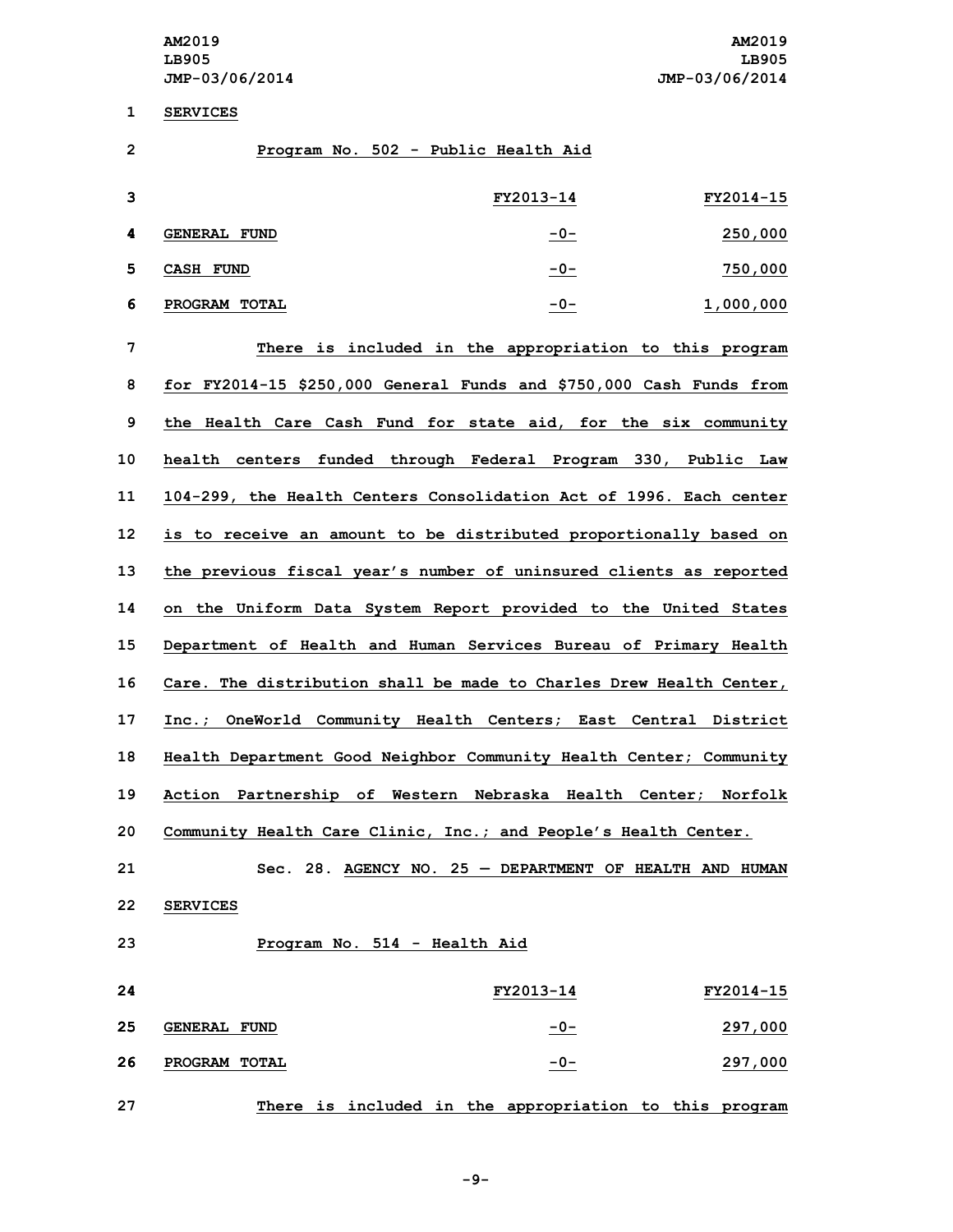SERVICES

Program No. 502 - Public Health Aid

| | FY2013-14 | FY2014-15 |
|---|---|---|
| GENERAL FUND | -0- | 250,000 |
| CASH FUND | -0- | 750,000 |
| PROGRAM TOTAL | -0- | 1,000,000 |

There is included in the appropriation to this program for FY2014-15 $250,000 General Funds and $750,000 Cash Funds from the Health Care Cash Fund for state aid, for the six community health centers funded through Federal Program 330, Public Law 104-299, the Health Centers Consolidation Act of 1996. Each center is to receive an amount to be distributed proportionally based on the previous fiscal year's number of uninsured clients as reported on the Uniform Data System Report provided to the United States Department of Health and Human Services Bureau of Primary Health Care. The distribution shall be made to Charles Drew Health Center, Inc.; OneWorld Community Health Centers; East Central District Health Department Good Neighbor Community Health Center; Community Action Partnership of Western Nebraska Health Center; Norfolk Community Health Care Clinic, Inc.; and People's Health Center.

Sec. 28. AGENCY NO. 25 — DEPARTMENT OF HEALTH AND HUMAN SERVICES

Program No. 514 - Health Aid

| | FY2013-14 | FY2014-15 |
|---|---|---|
| GENERAL FUND | -0- | 297,000 |
| PROGRAM TOTAL | -0- | 297,000 |

There is included in the appropriation to this program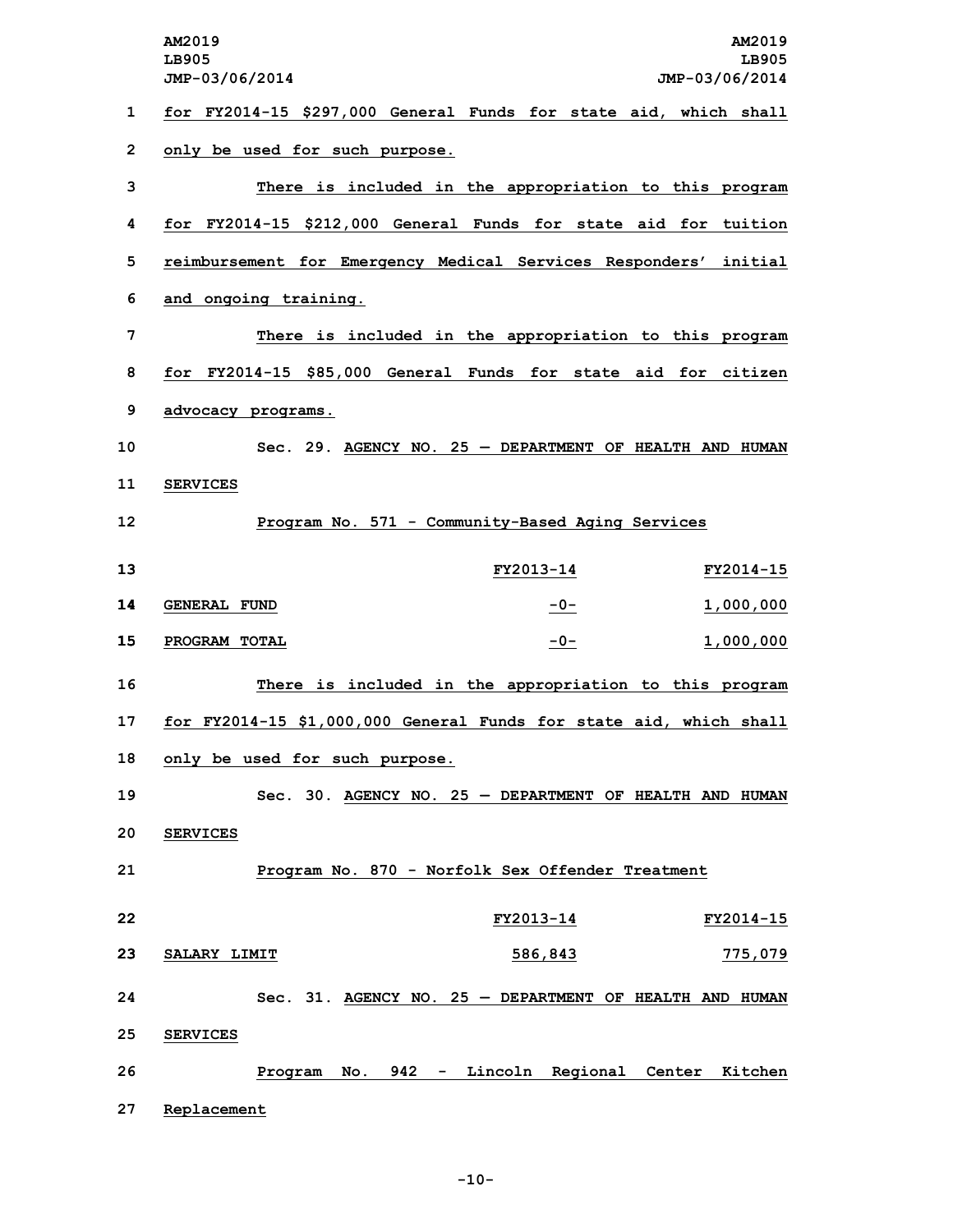for FY2014-15 $297,000 General Funds for state aid, which shall only be used for such purpose.

There is included in the appropriation to this program for FY2014-15 $212,000 General Funds for state aid for tuition reimbursement for Emergency Medical Services Responders' initial and ongoing training.

There is included in the appropriation to this program for FY2014-15 $85,000 General Funds for state aid for citizen advocacy programs.

Sec. 29. AGENCY NO. 25 — DEPARTMENT OF HEALTH AND HUMAN SERVICES

Program No. 571 - Community-Based Aging Services

| | FY2013-14 | FY2014-15 |
|---|---|---|
| GENERAL FUND | -0- | 1,000,000 |
| PROGRAM TOTAL | -0- | 1,000,000 |

There is included in the appropriation to this program for FY2014-15 $1,000,000 General Funds for state aid, which shall only be used for such purpose.

Sec. 30. AGENCY NO. 25 — DEPARTMENT OF HEALTH AND HUMAN SERVICES

Program No. 870 - Norfolk Sex Offender Treatment

| | FY2013-14 | FY2014-15 |
|---|---|---|
| SALARY LIMIT | 586,843 | 775,079 |

Sec. 31. AGENCY NO. 25 — DEPARTMENT OF HEALTH AND HUMAN SERVICES

Program No. 942 - Lincoln Regional Center Kitchen Replacement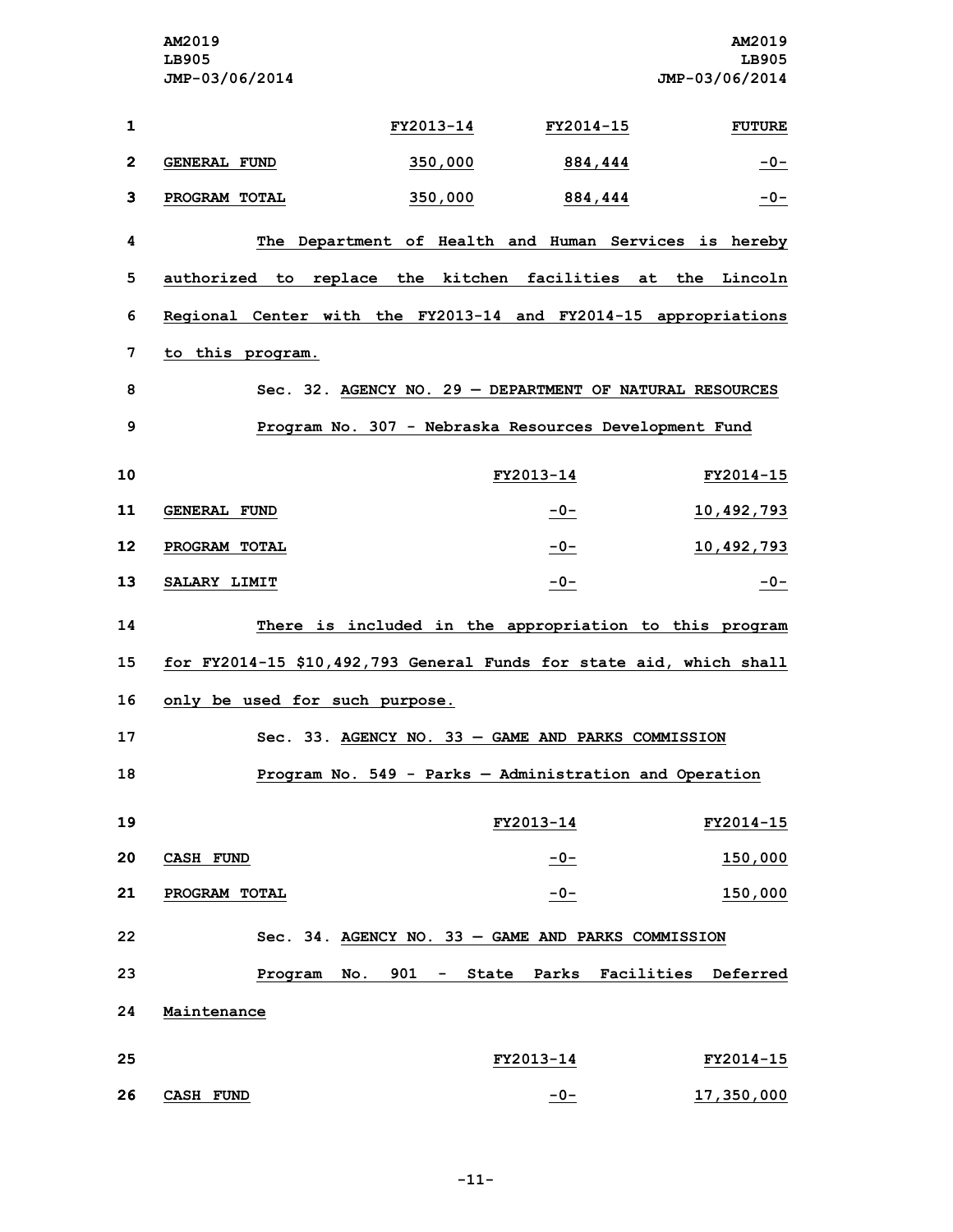| | FY2013-14 | FY2014-15 | FUTURE |
|---|---|---|---|
| GENERAL FUND | 350,000 | 884,444 | -0- |
| PROGRAM TOTAL | 350,000 | 884,444 | -0- |

The Department of Health and Human Services is hereby authorized to replace the kitchen facilities at the Lincoln Regional Center with the FY2013-14 and FY2014-15 appropriations to this program.

Sec. 32. AGENCY NO. 29 — DEPARTMENT OF NATURAL RESOURCES

Program No. 307 - Nebraska Resources Development Fund

| | FY2013-14 | FY2014-15 |
|---|---|---|
| GENERAL FUND | -0- | 10,492,793 |
| PROGRAM TOTAL | -0- | 10,492,793 |
| SALARY LIMIT | -0- | -0- |

There is included in the appropriation to this program for FY2014-15 $10,492,793 General Funds for state aid, which shall only be used for such purpose.

Sec. 33. AGENCY NO. 33 — GAME AND PARKS COMMISSION

Program No. 549 - Parks — Administration and Operation

| | FY2013-14 | FY2014-15 |
|---|---|---|
| CASH FUND | -0- | 150,000 |
| PROGRAM TOTAL | -0- | 150,000 |

Sec. 34. AGENCY NO. 33 — GAME AND PARKS COMMISSION

Program No. 901 - State Parks Facilities Deferred Maintenance

| | FY2013-14 | FY2014-15 |
|---|---|---|
| CASH FUND | -0- | 17,350,000 |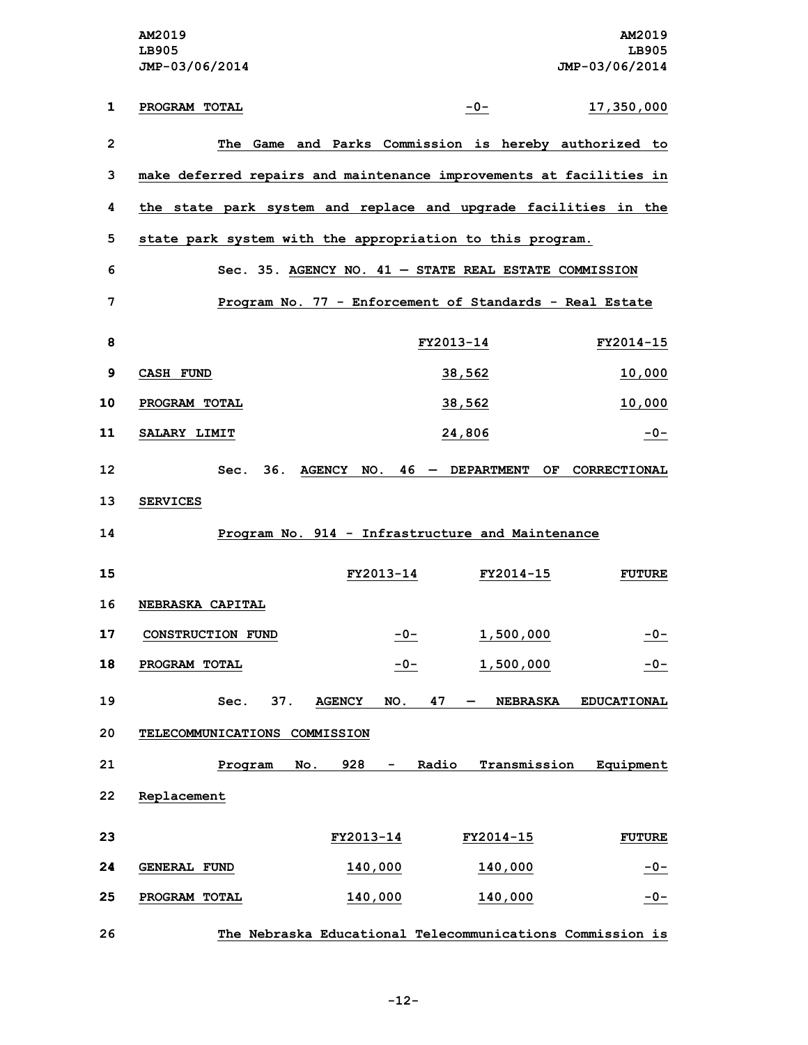| PROGRAM TOTAL | -0- | 17,350,000 |
|---|---|---|

The Game and Parks Commission is hereby authorized to make deferred repairs and maintenance improvements at facilities in the state park system and replace and upgrade facilities in the state park system with the appropriation to this program.

Sec. 35. AGENCY NO. 41 — STATE REAL ESTATE COMMISSION

Program No. 77 - Enforcement of Standards - Real Estate

| | FY2013-14 | FY2014-15 |
|---|---|---|
| CASH FUND | 38,562 | 10,000 |
| PROGRAM TOTAL | 38,562 | 10,000 |
| SALARY LIMIT | 24,806 | -0- |

Sec. 36. AGENCY NO. 46 — DEPARTMENT OF CORRECTIONAL SERVICES

Program No. 914 - Infrastructure and Maintenance

| | FY2013-14 | FY2014-15 | FUTURE |
|---|---|---|---|
| NEBRASKA CAPITAL CONSTRUCTION FUND | -0- | 1,500,000 | -0- |
| PROGRAM TOTAL | -0- | 1,500,000 | -0- |

Sec. 37. AGENCY NO. 47 — NEBRASKA EDUCATIONAL TELECOMMUNICATIONS COMMISSION

Program No. 928 - Radio Transmission Equipment Replacement

| | FY2013-14 | FY2014-15 | FUTURE |
|---|---|---|---|
| GENERAL FUND | 140,000 | 140,000 | -0- |
| PROGRAM TOTAL | 140,000 | 140,000 | -0- |

The Nebraska Educational Telecommunications Commission is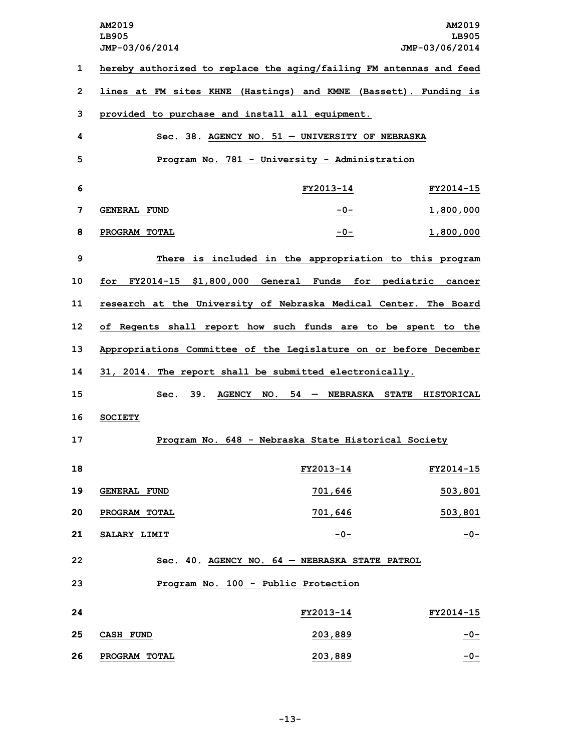hereby authorized to replace the aging/failing FM antennas and feed lines at FM sites KHNE (Hastings) and KMNE (Bassett). Funding is provided to purchase and install all equipment.

Sec. 38. AGENCY NO. 51 — UNIVERSITY OF NEBRASKA

Program No. 781 - University - Administration

| | FY2013-14 | FY2014-15 |
|---|---|---|
| GENERAL FUND | -0- | 1,800,000 |
| PROGRAM TOTAL | -0- | 1,800,000 |

There is included in the appropriation to this program for FY2014-15 $1,800,000 General Funds for pediatric cancer research at the University of Nebraska Medical Center. The Board of Regents shall report how such funds are to be spent to the Appropriations Committee of the Legislature on or before December 31, 2014. The report shall be submitted electronically.

Sec. 39. AGENCY NO. 54 — NEBRASKA STATE HISTORICAL SOCIETY

Program No. 648 - Nebraska State Historical Society

| | FY2013-14 | FY2014-15 |
|---|---|---|
| GENERAL FUND | 701,646 | 503,801 |
| PROGRAM TOTAL | 701,646 | 503,801 |
| SALARY LIMIT | -0- | -0- |

Sec. 40. AGENCY NO. 64 — NEBRASKA STATE PATROL

Program No. 100 - Public Protection

| | FY2013-14 | FY2014-15 |
|---|---|---|
| CASH FUND | 203,889 | -0- |
| PROGRAM TOTAL | 203,889 | -0- |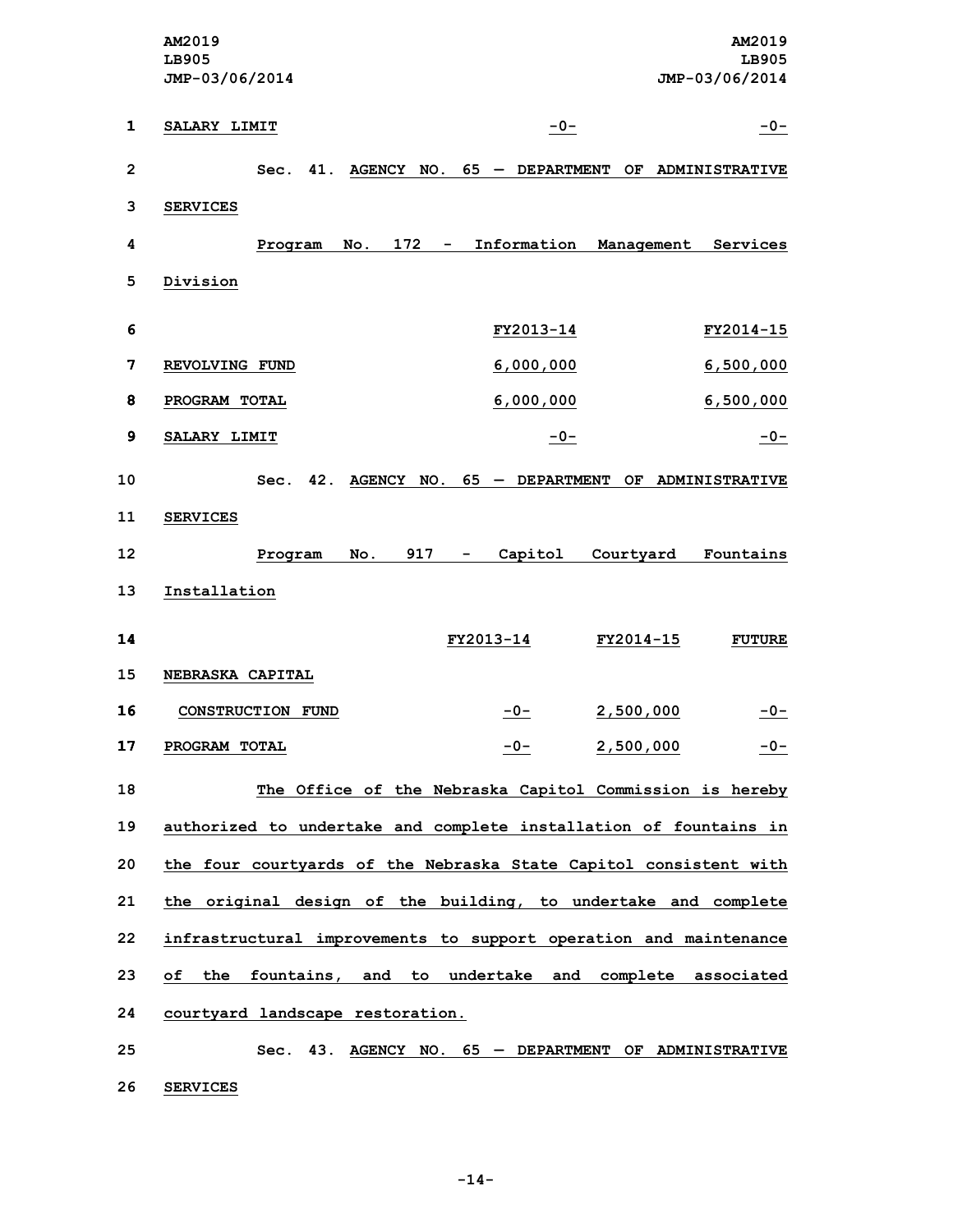| | | |
|---|---|---|
| SALARY LIMIT | -0- | -0- |

Sec. 41. AGENCY NO. 65 — DEPARTMENT OF ADMINISTRATIVE SERVICES

Program No. 172 - Information Management Services Division

| | FY2013-14 | FY2014-15 |
|---|---|---|
| REVOLVING FUND | 6,000,000 | 6,500,000 |
| PROGRAM TOTAL | 6,000,000 | 6,500,000 |
| SALARY LIMIT | -0- | -0- |

Sec. 42. AGENCY NO. 65 — DEPARTMENT OF ADMINISTRATIVE SERVICES

Program No. 917 - Capitol Courtyard Fountains Installation

| | FY2013-14 | FY2014-15 | FUTURE |
|---|---|---|---|
| NEBRASKA CAPITAL CONSTRUCTION FUND | -0- | 2,500,000 | -0- |
| PROGRAM TOTAL | -0- | 2,500,000 | -0- |

The Office of the Nebraska Capitol Commission is hereby authorized to undertake and complete installation of fountains in the four courtyards of the Nebraska State Capitol consistent with the original design of the building, to undertake and complete infrastructural improvements to support operation and maintenance of the fountains, and to undertake and complete associated courtyard landscape restoration.

Sec. 43. AGENCY NO. 65 — DEPARTMENT OF ADMINISTRATIVE SERVICES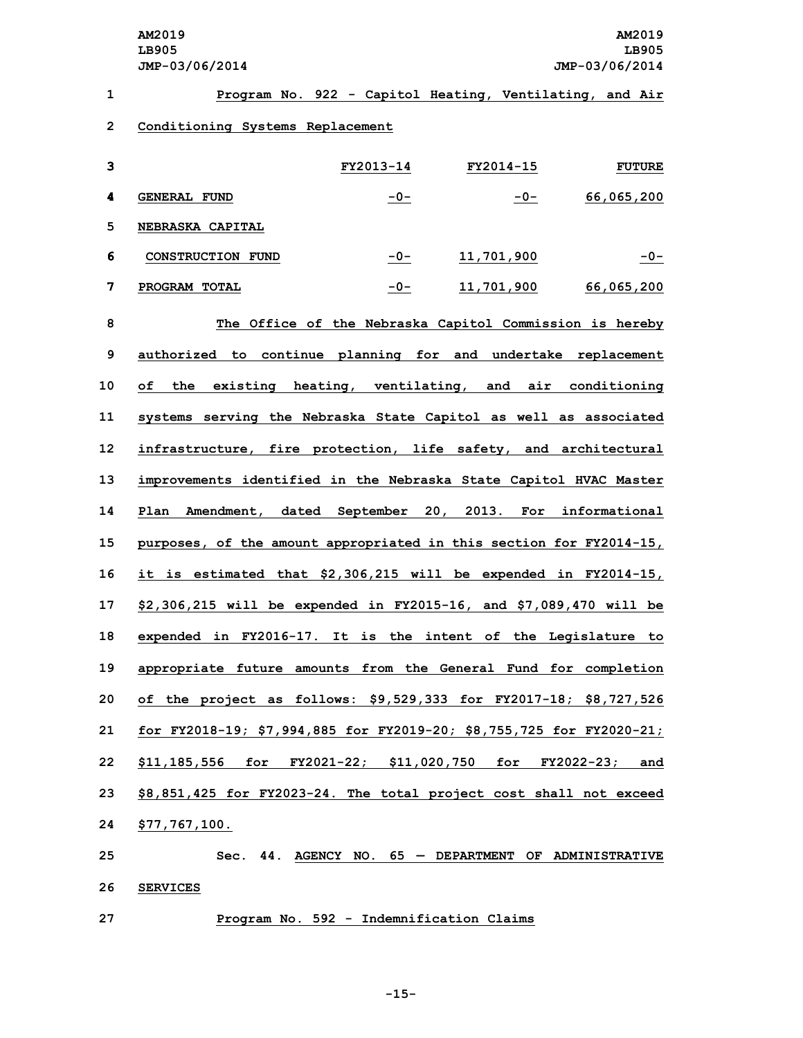Program No. 922 - Capitol Heating, Ventilating, and Air Conditioning Systems Replacement

| | FY2013-14 | FY2014-15 | FUTURE |
|---|---|---|---|
| GENERAL FUND | -0- | -0- | 66,065,200 |
| NEBRASKA CAPITAL CONSTRUCTION FUND | -0- | 11,701,900 | -0- |
| PROGRAM TOTAL | -0- | 11,701,900 | 66,065,200 |

The Office of the Nebraska Capitol Commission is hereby authorized to continue planning for and undertake replacement of the existing heating, ventilating, and air conditioning systems serving the Nebraska State Capitol as well as associated infrastructure, fire protection, life safety, and architectural improvements identified in the Nebraska State Capitol HVAC Master Plan Amendment, dated September 20, 2013. For informational purposes, of the amount appropriated in this section for FY2014-15, it is estimated that $2,306,215 will be expended in FY2014-15, $2,306,215 will be expended in FY2015-16, and $7,089,470 will be expended in FY2016-17. It is the intent of the Legislature to appropriate future amounts from the General Fund for completion of the project as follows: $9,529,333 for FY2017-18; $8,727,526 for FY2018-19; $7,994,885 for FY2019-20; $8,755,725 for FY2020-21; $11,185,556 for FY2021-22; $11,020,750 for FY2022-23; and $8,851,425 for FY2023-24. The total project cost shall not exceed $77,767,100.

Sec. 44. AGENCY NO. 65 — DEPARTMENT OF ADMINISTRATIVE SERVICES

Program No. 592 - Indemnification Claims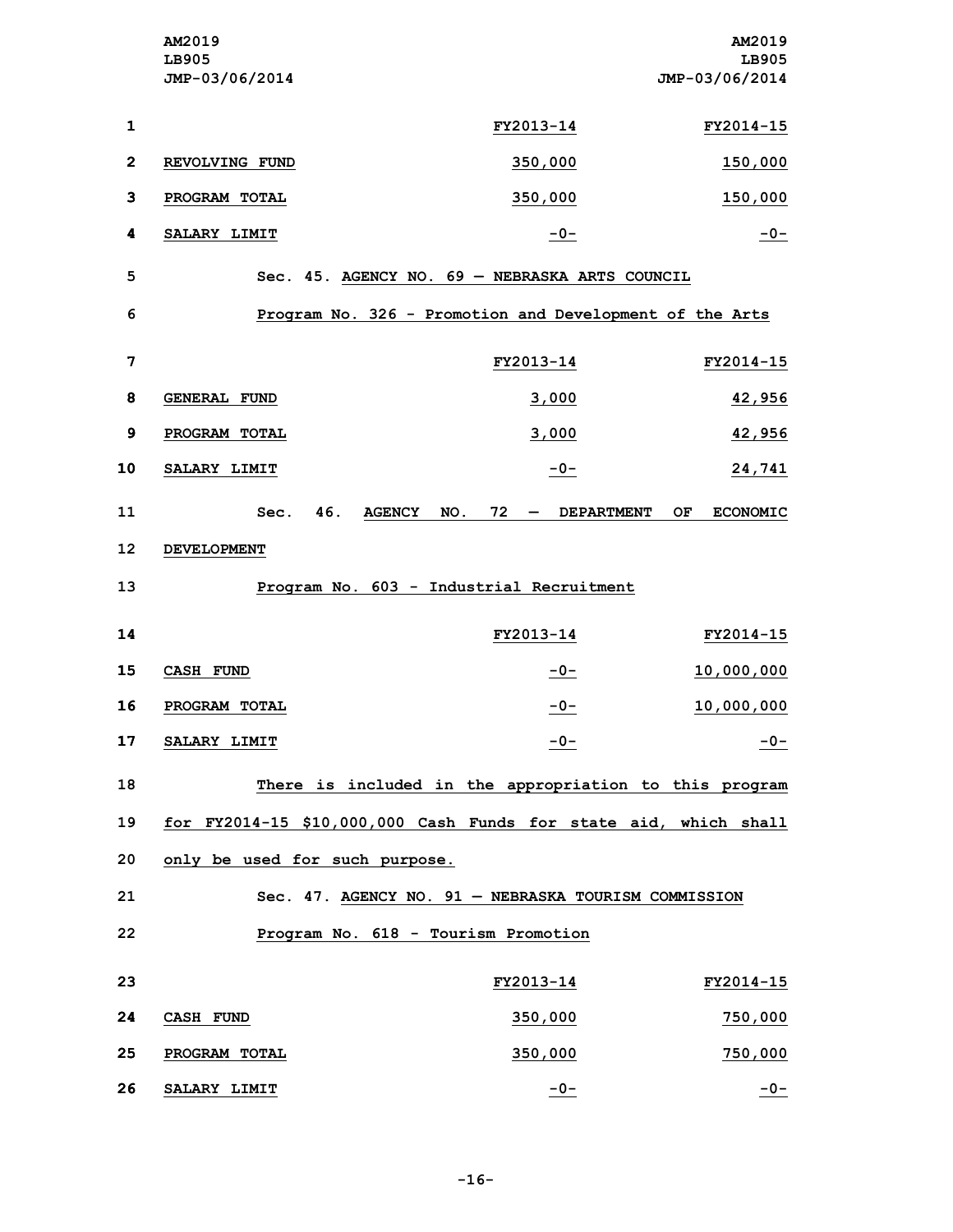| | FY2013-14 | FY2014-15 |
|---|---|---|
| REVOLVING FUND | 350,000 | 150,000 |
| PROGRAM TOTAL | 350,000 | 150,000 |
| SALARY LIMIT | -0- | -0- |

Sec. 45. AGENCY NO. 69 — NEBRASKA ARTS COUNCIL

Program No. 326 - Promotion and Development of the Arts

| | FY2013-14 | FY2014-15 |
|---|---|---|
| GENERAL FUND | 3,000 | 42,956 |
| PROGRAM TOTAL | 3,000 | 42,956 |
| SALARY LIMIT | -0- | 24,741 |

Sec. 46. AGENCY NO. 72 — DEPARTMENT OF ECONOMIC DEVELOPMENT

Program No. 603 - Industrial Recruitment

| | FY2013-14 | FY2014-15 |
|---|---|---|
| CASH FUND | -0- | 10,000,000 |
| PROGRAM TOTAL | -0- | 10,000,000 |
| SALARY LIMIT | -0- | -0- |

There is included in the appropriation to this program for FY2014-15 $10,000,000 Cash Funds for state aid, which shall only be used for such purpose.

Sec. 47. AGENCY NO. 91 — NEBRASKA TOURISM COMMISSION

Program No. 618 - Tourism Promotion

| | FY2013-14 | FY2014-15 |
|---|---|---|
| CASH FUND | 350,000 | 750,000 |
| PROGRAM TOTAL | 350,000 | 750,000 |
| SALARY LIMIT | -0- | -0- |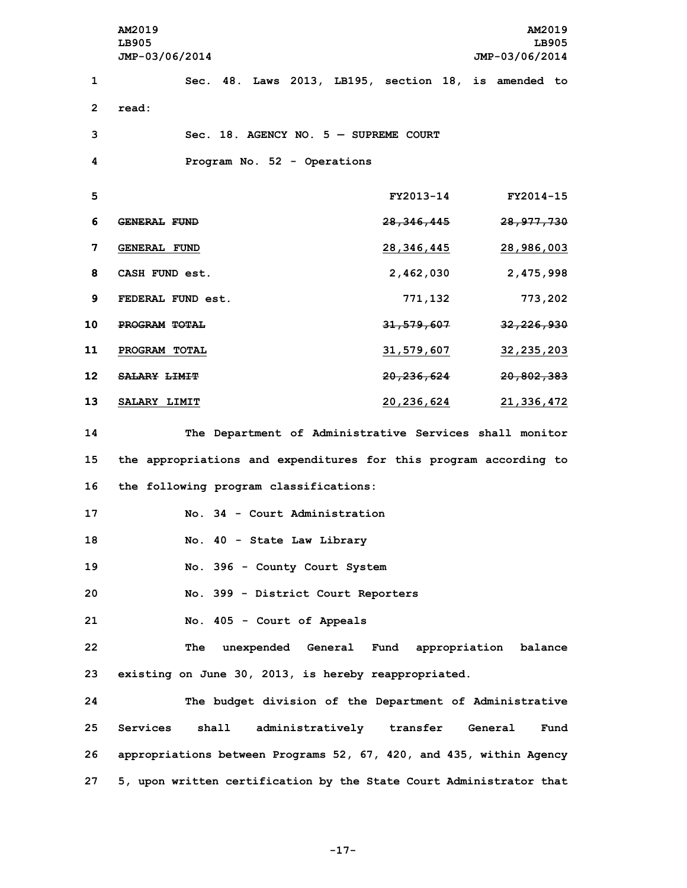Sec. 48. Laws 2013, LB195, section 18, is amended to read:

Sec. 18. AGENCY NO. 5 — SUPREME COURT

Program No. 52 - Operations

| | FY2013-14 | FY2014-15 |
|---|---|---|
| ~~GENERAL FUND~~ | ~~28,346,445~~ | ~~28,977,730~~ |
| <u>GENERAL FUND</u> | <u>28,346,445</u> | <u>28,986,003</u> |
| CASH FUND est. | 2,462,030 | 2,475,998 |
| FEDERAL FUND est. | 771,132 | 773,202 |
| ~~PROGRAM TOTAL~~ | ~~31,579,607~~ | ~~32,226,930~~ |
| <u>PROGRAM TOTAL</u> | <u>31,579,607</u> | <u>32,235,203</u> |
| ~~SALARY LIMIT~~ | ~~20,236,624~~ | ~~20,802,383~~ |
| <u>SALARY LIMIT</u> | <u>20,236,624</u> | <u>21,336,472</u> |

The Department of Administrative Services shall monitor the appropriations and expenditures for this program according to the following program classifications:

No. 34 - Court Administration

No. 40 - State Law Library

No. 396 - County Court System

No. 399 - District Court Reporters

No. 405 - Court of Appeals

The unexpended General Fund appropriation balance existing on June 30, 2013, is hereby reappropriated.

The budget division of the Department of Administrative Services shall administratively transfer General Fund appropriations between Programs 52, 67, 420, and 435, within Agency 5, upon written certification by the State Court Administrator that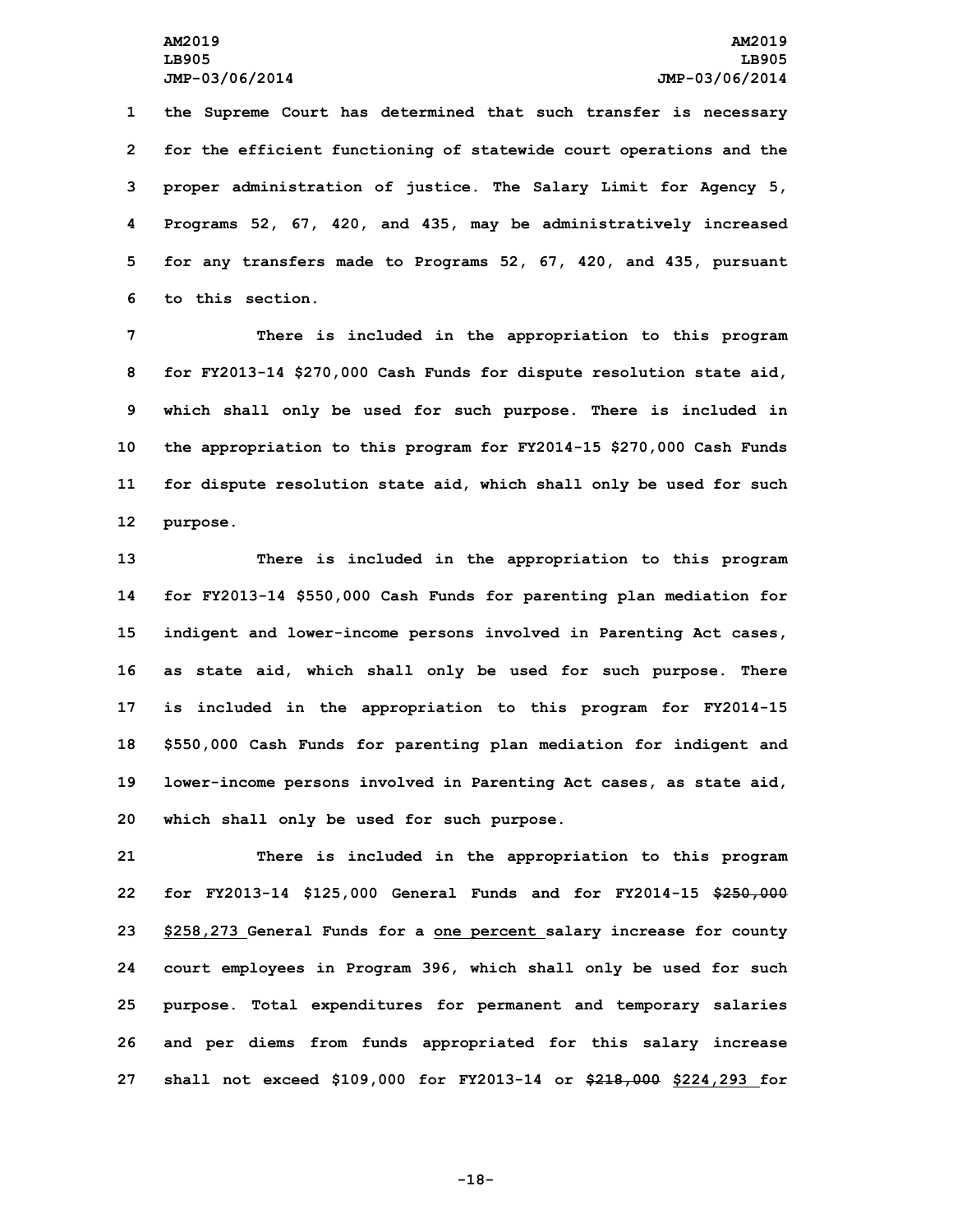the Supreme Court has determined that such transfer is necessary for the efficient functioning of statewide court operations and the proper administration of justice. The Salary Limit for Agency 5, Programs 52, 67, 420, and 435, may be administratively increased for any transfers made to Programs 52, 67, 420, and 435, pursuant to this section.

There is included in the appropriation to this program for FY2013-14 $270,000 Cash Funds for dispute resolution state aid, which shall only be used for such purpose. There is included in the appropriation to this program for FY2014-15 $270,000 Cash Funds for dispute resolution state aid, which shall only be used for such purpose.

There is included in the appropriation to this program for FY2013-14 $550,000 Cash Funds for parenting plan mediation for indigent and lower-income persons involved in Parenting Act cases, as state aid, which shall only be used for such purpose. There is included in the appropriation to this program for FY2014-15 $550,000 Cash Funds for parenting plan mediation for indigent and lower-income persons involved in Parenting Act cases, as state aid, which shall only be used for such purpose.

There is included in the appropriation to this program for FY2013-14 $125,000 General Funds and for FY2014-15 ~~$250,000~~ $258,273 General Funds for a one percent salary increase for county court employees in Program 396, which shall only be used for such purpose. Total expenditures for permanent and temporary salaries and per diems from funds appropriated for this salary increase shall not exceed $109,000 for FY2013-14 or ~~$218,000~~ $224,293 for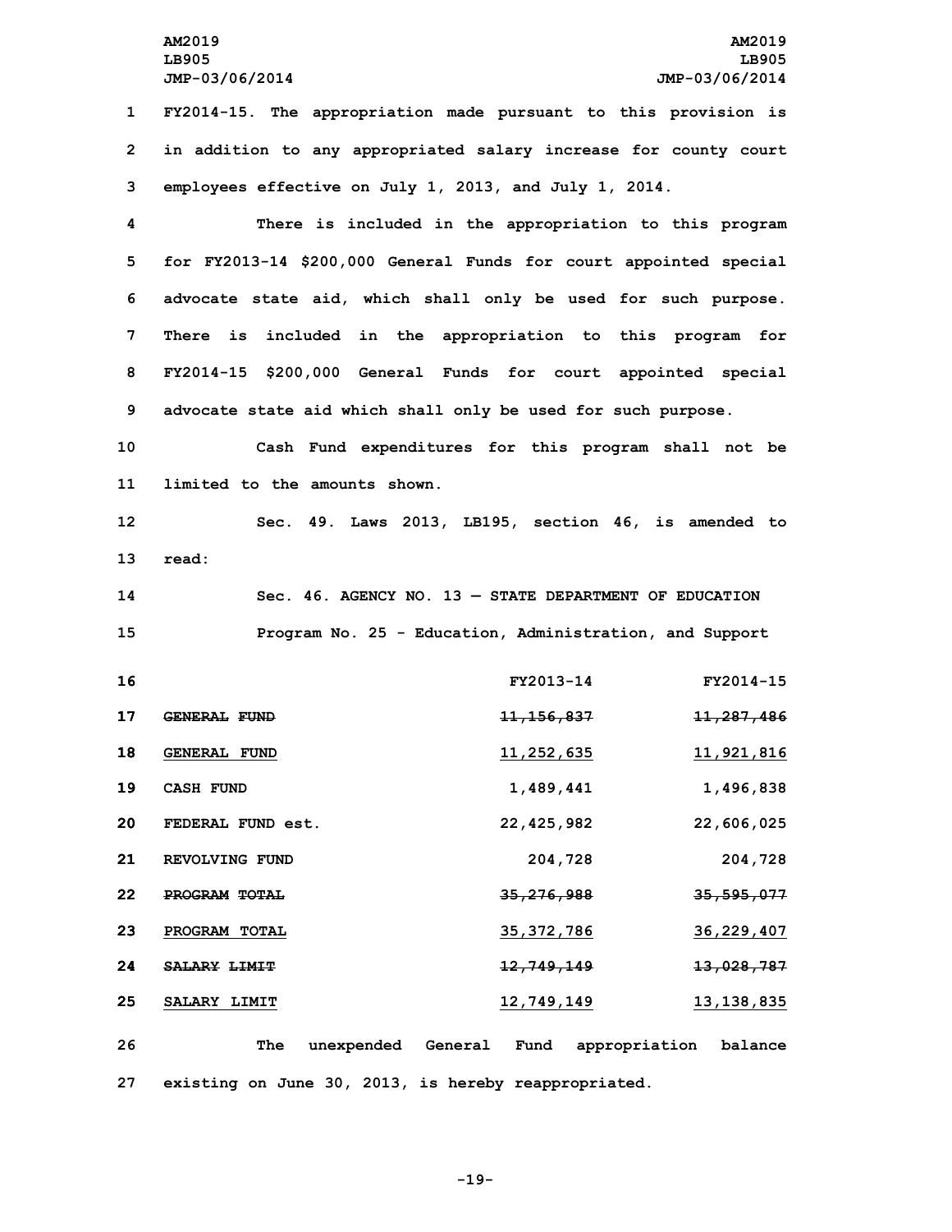FY2014-15. The appropriation made pursuant to this provision is in addition to any appropriated salary increase for county court employees effective on July 1, 2013, and July 1, 2014.

There is included in the appropriation to this program for FY2013-14 $200,000 General Funds for court appointed special advocate state aid, which shall only be used for such purpose. There is included in the appropriation to this program for FY2014-15 $200,000 General Funds for court appointed special advocate state aid which shall only be used for such purpose.

Cash Fund expenditures for this program shall not be limited to the amounts shown.

Sec. 49. Laws 2013, LB195, section 46, is amended to read:

Sec. 46. AGENCY NO. 13 — STATE DEPARTMENT OF EDUCATION

Program No. 25 - Education, Administration, and Support

| | FY2013-14 | FY2014-15 |
|---|---|---|
| ~~GENERAL FUND~~ | ~~11,156,837~~ | ~~11,287,486~~ |
| GENERAL FUND | 11,252,635 | 11,921,816 |
| CASH FUND | 1,489,441 | 1,496,838 |
| FEDERAL FUND est. | 22,425,982 | 22,606,025 |
| REVOLVING FUND | 204,728 | 204,728 |
| ~~PROGRAM TOTAL~~ | ~~35,276,988~~ | ~~35,595,077~~ |
| PROGRAM TOTAL | 35,372,786 | 36,229,407 |
| ~~SALARY LIMIT~~ | ~~12,749,149~~ | ~~13,028,787~~ |
| SALARY LIMIT | 12,749,149 | 13,138,835 |

The unexpended General Fund appropriation balance existing on June 30, 2013, is hereby reappropriated.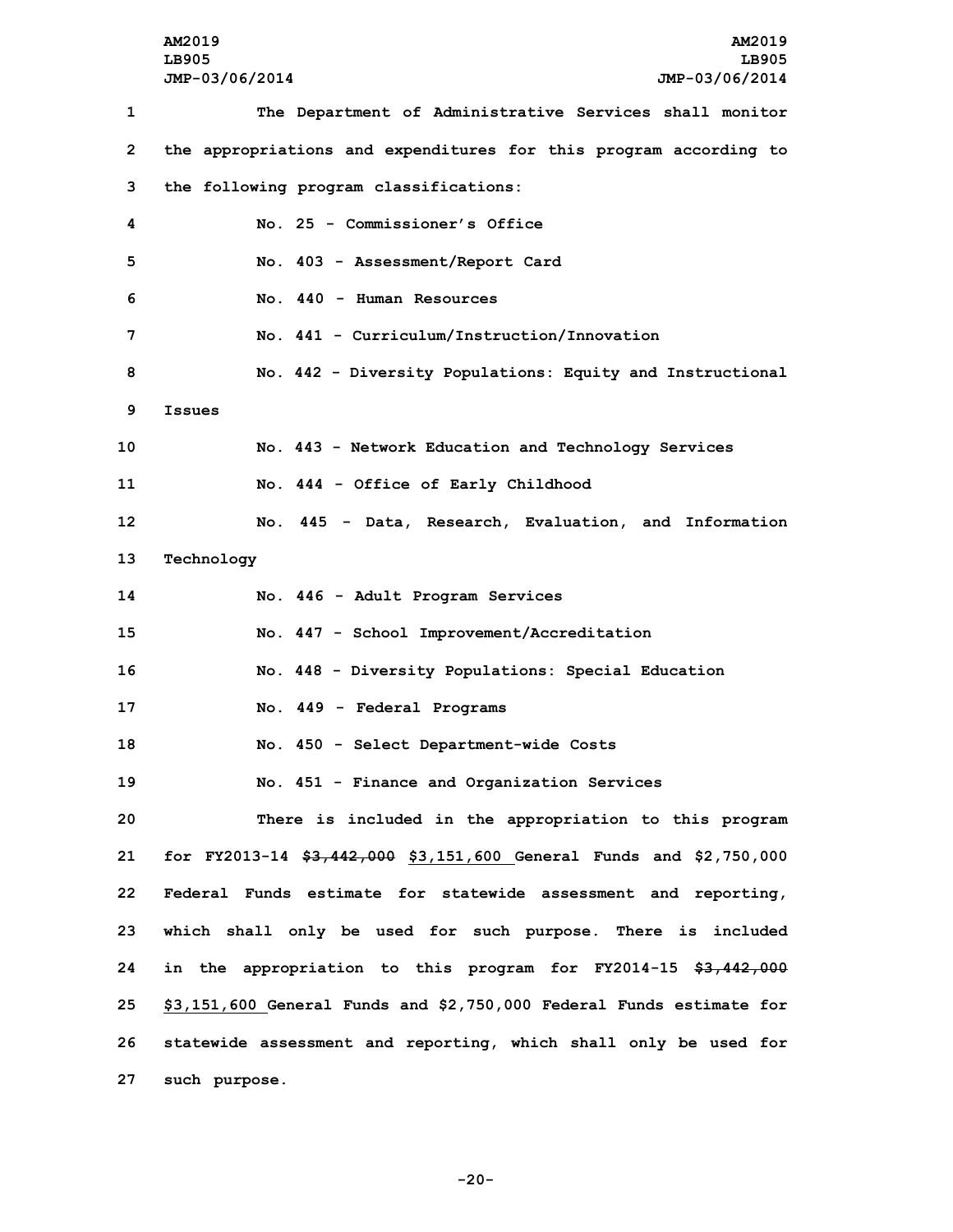The Department of Administrative Services shall monitor the appropriations and expenditures for this program according to the following program classifications:

No. 25 - Commissioner's Office

No. 403 - Assessment/Report Card

No. 440 - Human Resources

No. 441 - Curriculum/Instruction/Innovation

No. 442 - Diversity Populations: Equity and Instructional Issues

No. 443 - Network Education and Technology Services

No. 444 - Office of Early Childhood

No. 445 - Data, Research, Evaluation, and Information Technology

No. 446 - Adult Program Services

No. 447 - School Improvement/Accreditation

No. 448 - Diversity Populations: Special Education

No. 449 - Federal Programs

No. 450 - Select Department-wide Costs

No. 451 - Finance and Organization Services

There is included in the appropriation to this program for FY2013-14 ~~$3,442,000~~ $3,151,600 General Funds and $2,750,000 Federal Funds estimate for statewide assessment and reporting, which shall only be used for such purpose. There is included in the appropriation to this program for FY2014-15 ~~$3,442,000~~ $3,151,600 General Funds and $2,750,000 Federal Funds estimate for statewide assessment and reporting, which shall only be used for such purpose.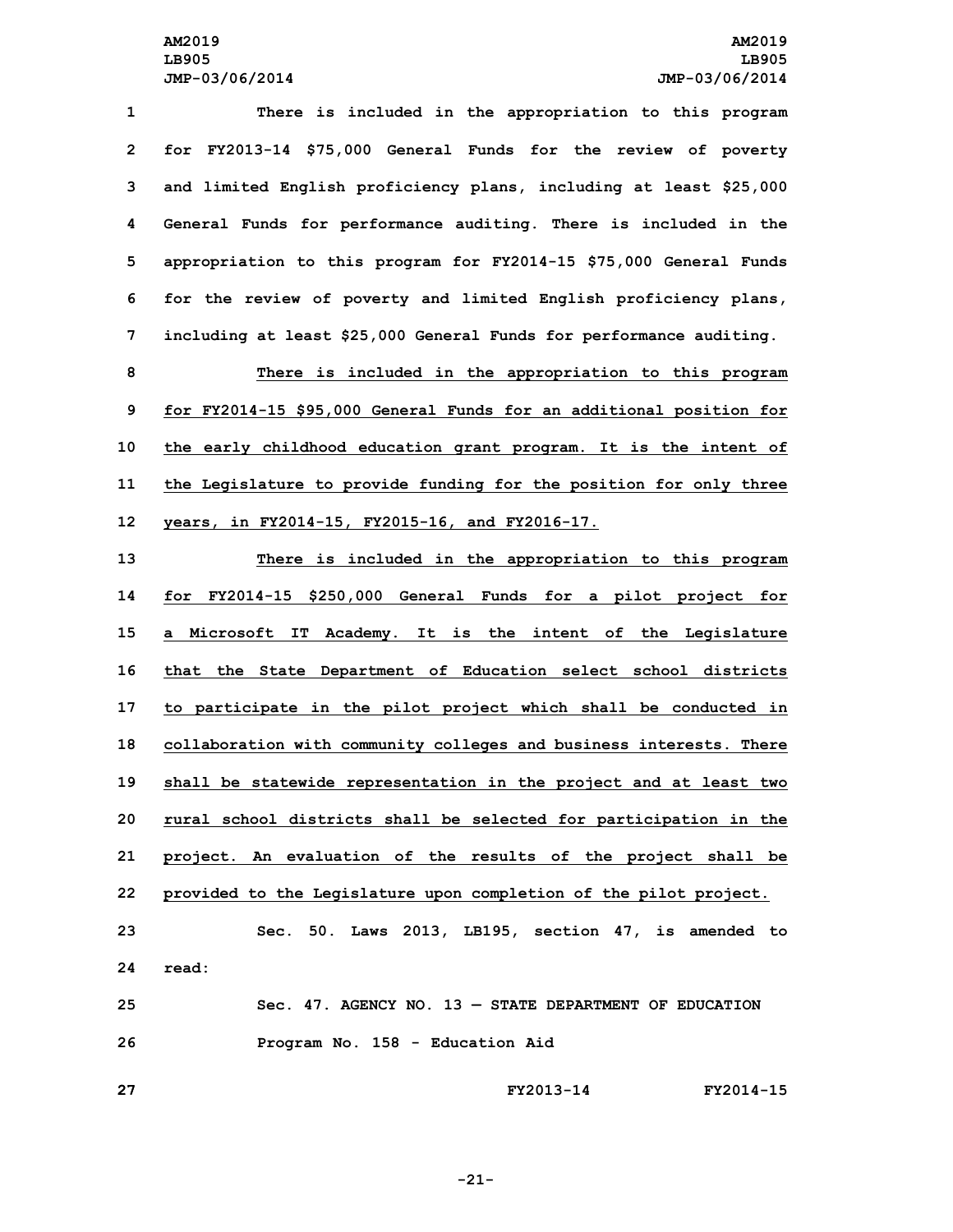There is included in the appropriation to this program for FY2013-14 $75,000 General Funds for the review of poverty and limited English proficiency plans, including at least $25,000 General Funds for performance auditing. There is included in the appropriation to this program for FY2014-15 $75,000 General Funds for the review of poverty and limited English proficiency plans, including at least $25,000 General Funds for performance auditing.

There is included in the appropriation to this program for FY2014-15 $95,000 General Funds for an additional position for the early childhood education grant program. It is the intent of the Legislature to provide funding for the position for only three years, in FY2014-15, FY2015-16, and FY2016-17.

There is included in the appropriation to this program for FY2014-15 $250,000 General Funds for a pilot project for a Microsoft IT Academy. It is the intent of the Legislature that the State Department of Education select school districts to participate in the pilot project which shall be conducted in collaboration with community colleges and business interests. There shall be statewide representation in the project and at least two rural school districts shall be selected for participation in the project. An evaluation of the results of the project shall be provided to the Legislature upon completion of the pilot project.

Sec. 50. Laws 2013, LB195, section 47, is amended to read:

Sec. 47. AGENCY NO. 13 — STATE DEPARTMENT OF EDUCATION

Program No. 158 - Education Aid

| | FY2013-14 | FY2014-15 |
|---|---|---|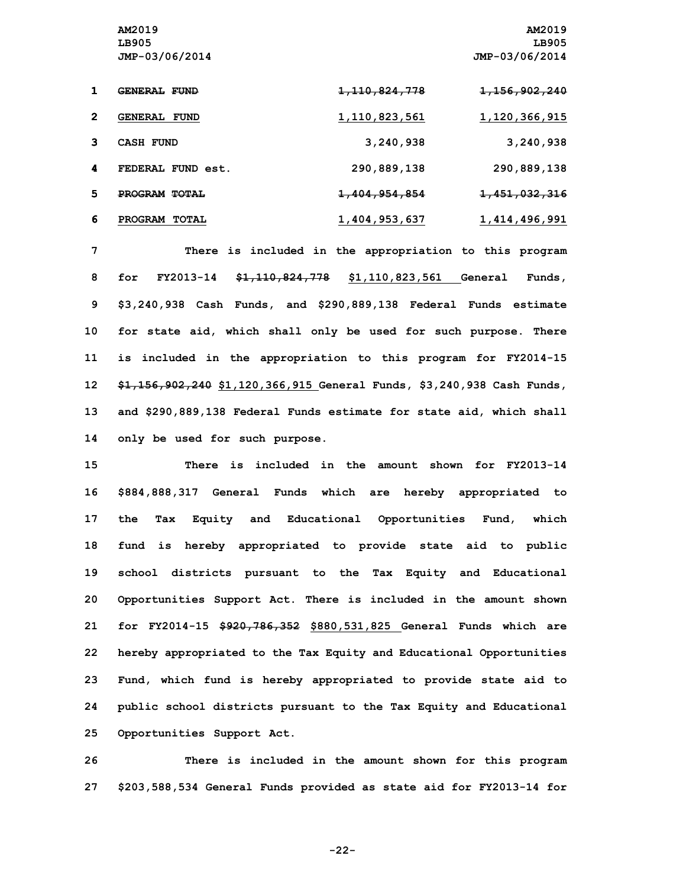| | | |
|---|---|---|
| ~~GENERAL FUND~~ | ~~1,110,824,778~~ | ~~1,156,902,240~~ |
| <u>GENERAL FUND</u> | <u>1,110,823,561</u> | <u>1,120,366,915</u> |
| CASH FUND | 3,240,938 | 3,240,938 |
| FEDERAL FUND est. | 290,889,138 | 290,889,138 |
| ~~PROGRAM TOTAL~~ | ~~1,404,954,854~~ | ~~1,451,032,316~~ |
| <u>PROGRAM TOTAL</u> | <u>1,404,953,637</u> | <u>1,414,496,991</u> |

There is included in the appropriation to this program for FY2013-14 ~~$1,110,824,778~~ <u>$1,110,823,561</u> General Funds, $3,240,938 Cash Funds, and $290,889,138 Federal Funds estimate for state aid, which shall only be used for such purpose. There is included in the appropriation to this program for FY2014-15 ~~$1,156,902,240~~ <u>$1,120,366,915</u> General Funds, $3,240,938 Cash Funds, and $290,889,138 Federal Funds estimate for state aid, which shall only be used for such purpose.

There is included in the amount shown for FY2013-14 $884,888,317 General Funds which are hereby appropriated to the Tax Equity and Educational Opportunities Fund, which fund is hereby appropriated to provide state aid to public school districts pursuant to the Tax Equity and Educational Opportunities Support Act. There is included in the amount shown for FY2014-15 ~~$920,786,352~~ <u>$880,531,825</u> General Funds which are hereby appropriated to the Tax Equity and Educational Opportunities Fund, which fund is hereby appropriated to provide state aid to public school districts pursuant to the Tax Equity and Educational Opportunities Support Act.

There is included in the amount shown for this program $203,588,534 General Funds provided as state aid for FY2013-14 for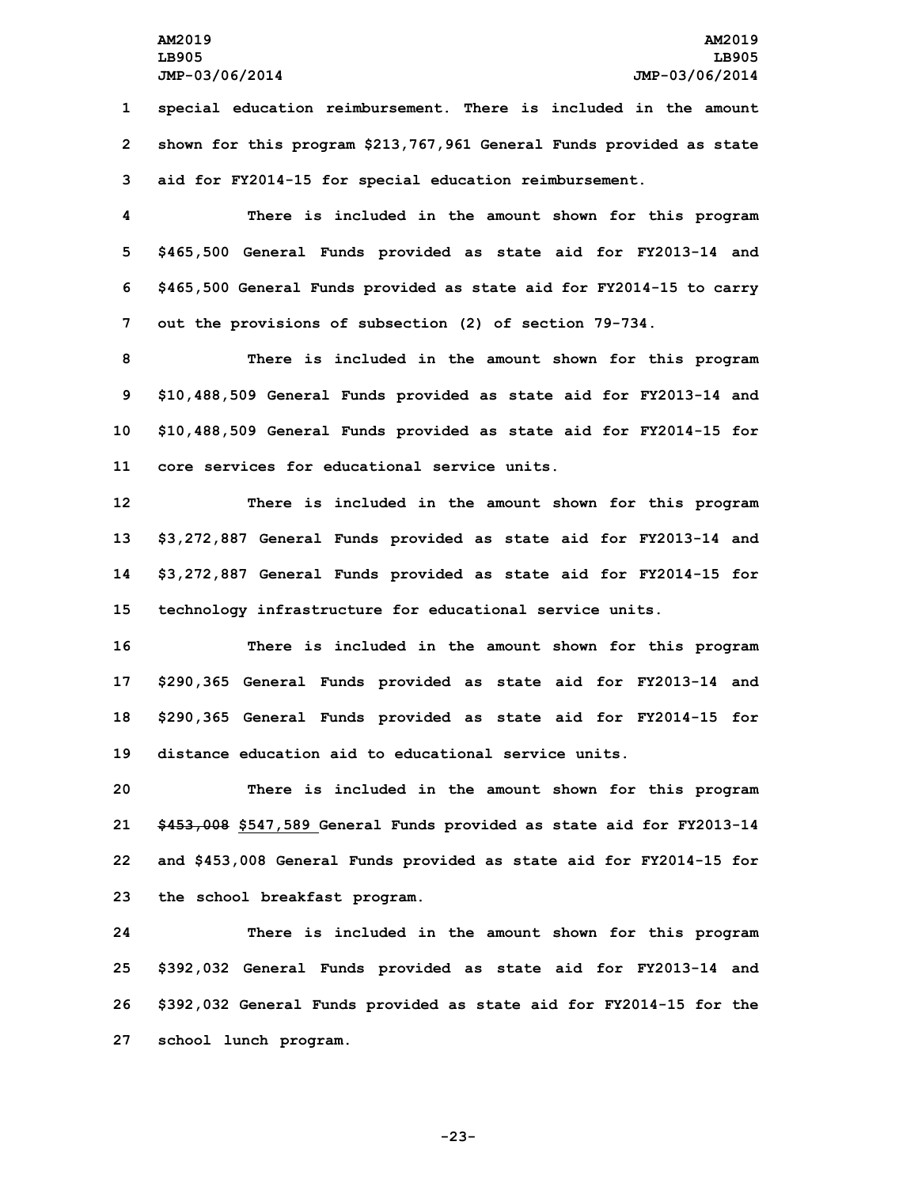special education reimbursement. There is included in the amount shown for this program $213,767,961 General Funds provided as state aid for FY2014-15 for special education reimbursement.

There is included in the amount shown for this program $465,500 General Funds provided as state aid for FY2013-14 and $465,500 General Funds provided as state aid for FY2014-15 to carry out the provisions of subsection (2) of section 79-734.

There is included in the amount shown for this program $10,488,509 General Funds provided as state aid for FY2013-14 and $10,488,509 General Funds provided as state aid for FY2014-15 for core services for educational service units.

There is included in the amount shown for this program $3,272,887 General Funds provided as state aid for FY2013-14 and $3,272,887 General Funds provided as state aid for FY2014-15 for technology infrastructure for educational service units.

There is included in the amount shown for this program $290,365 General Funds provided as state aid for FY2013-14 and $290,365 General Funds provided as state aid for FY2014-15 for distance education aid to educational service units.

There is included in the amount shown for this program ~~$453,008~~ $547,589 General Funds provided as state aid for FY2013-14 and $453,008 General Funds provided as state aid for FY2014-15 for the school breakfast program.

There is included in the amount shown for this program $392,032 General Funds provided as state aid for FY2013-14 and $392,032 General Funds provided as state aid for FY2014-15 for the school lunch program.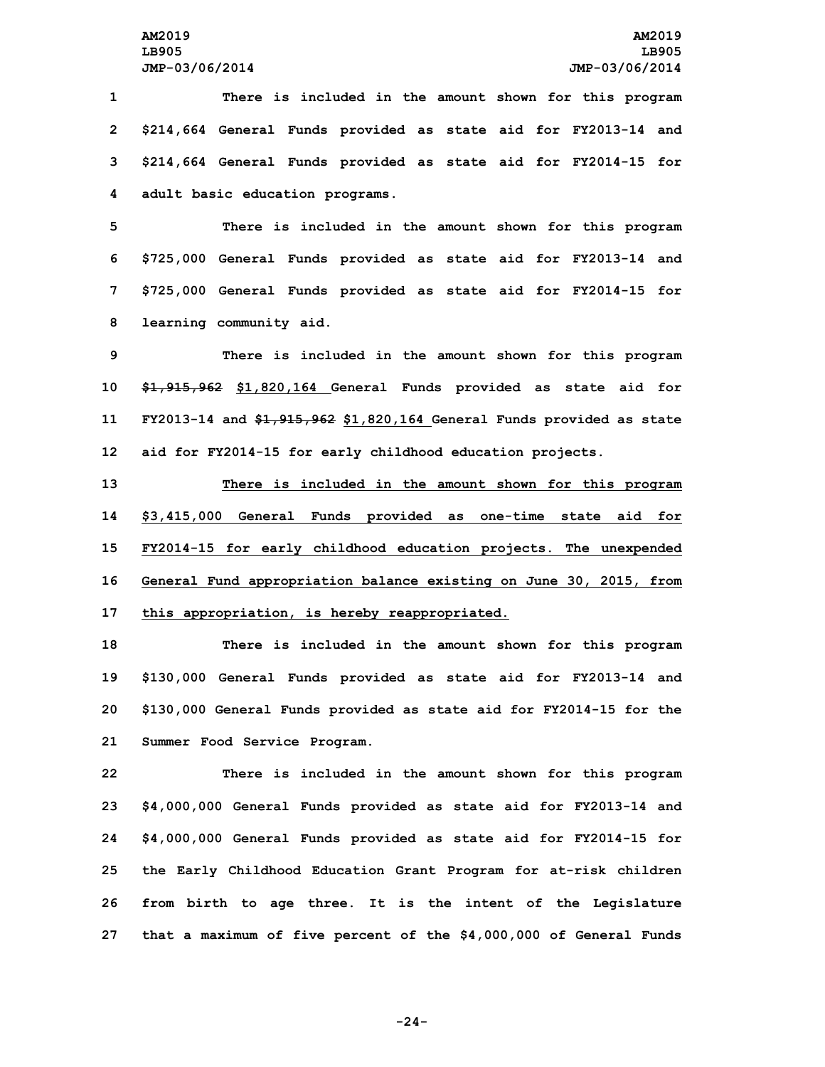There is included in the amount shown for this program $214,664 General Funds provided as state aid for FY2013-14 and $214,664 General Funds provided as state aid for FY2014-15 for adult basic education programs.

There is included in the amount shown for this program $725,000 General Funds provided as state aid for FY2013-14 and $725,000 General Funds provided as state aid for FY2014-15 for learning community aid.

There is included in the amount shown for this program ~~$1,915,962~~ <u>$1,820,164</u> General Funds provided as state aid for FY2013-14 and ~~$1,915,962~~ <u>$1,820,164</u> General Funds provided as state aid for FY2014-15 for early childhood education projects.

<u>There is included in the amount shown for this program $3,415,000 General Funds provided as one-time state aid for FY2014-15 for early childhood education projects. The unexpended General Fund appropriation balance existing on June 30, 2015, from this appropriation, is hereby reappropriated.</u>

There is included in the amount shown for this program $130,000 General Funds provided as state aid for FY2013-14 and $130,000 General Funds provided as state aid for FY2014-15 for the Summer Food Service Program.

There is included in the amount shown for this program $4,000,000 General Funds provided as state aid for FY2013-14 and $4,000,000 General Funds provided as state aid for FY2014-15 for the Early Childhood Education Grant Program for at-risk children from birth to age three. It is the intent of the Legislature that a maximum of five percent of the $4,000,000 of General Funds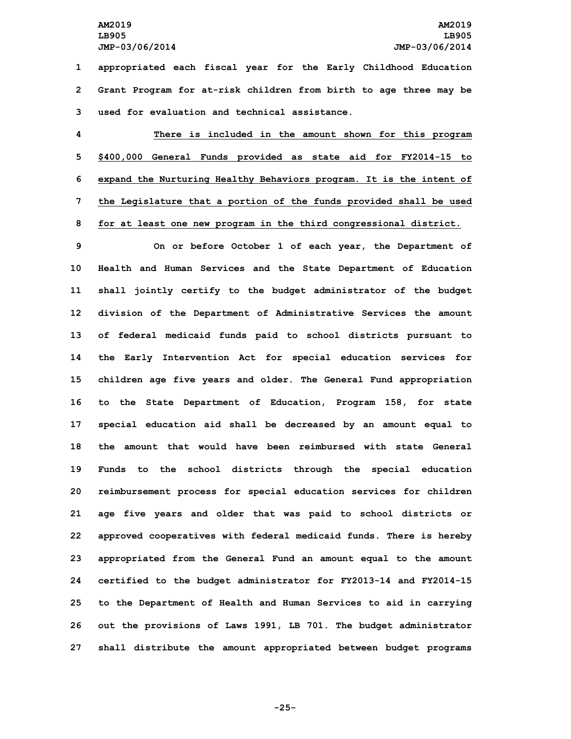appropriated each fiscal year for the Early Childhood Education Grant Program for at-risk children from birth to age three may be used for evaluation and technical assistance.

There is included in the amount shown for this program $400,000 General Funds provided as state aid for FY2014-15 to expand the Nurturing Healthy Behaviors program. It is the intent of the Legislature that a portion of the funds provided shall be used for at least one new program in the third congressional district.

On or before October 1 of each year, the Department of Health and Human Services and the State Department of Education shall jointly certify to the budget administrator of the budget division of the Department of Administrative Services the amount of federal medicaid funds paid to school districts pursuant to the Early Intervention Act for special education services for children age five years and older. The General Fund appropriation to the State Department of Education, Program 158, for state special education aid shall be decreased by an amount equal to the amount that would have been reimbursed with state General Funds to the school districts through the special education reimbursement process for special education services for children age five years and older that was paid to school districts or approved cooperatives with federal medicaid funds. There is hereby appropriated from the General Fund an amount equal to the amount certified to the budget administrator for FY2013-14 and FY2014-15 to the Department of Health and Human Services to aid in carrying out the provisions of Laws 1991, LB 701. The budget administrator shall distribute the amount appropriated between budget programs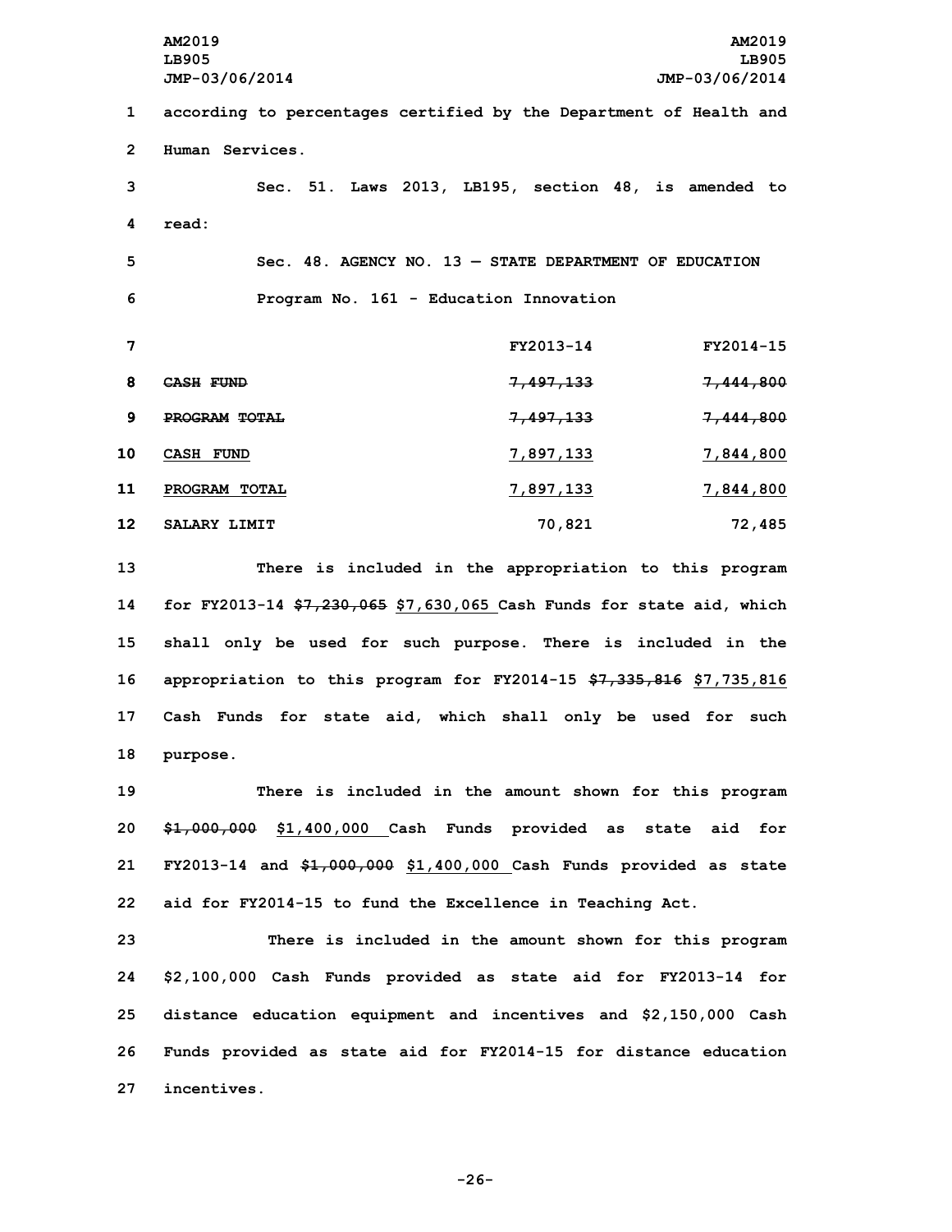according to percentages certified by the Department of Health and Human Services.

Sec. 51. Laws 2013, LB195, section 48, is amended to read:

Sec. 48. AGENCY NO. 13 — STATE DEPARTMENT OF EDUCATION

Program No. 161 - Education Innovation

| | FY2013-14 | FY2014-15 |
|---|---|---|
| ~~CASH FUND~~ | ~~7,497,133~~ | ~~7,444,800~~ |
| ~~PROGRAM TOTAL~~ | ~~7,497,133~~ | ~~7,444,800~~ |
| <u>CASH FUND</u> | <u>7,897,133</u> | <u>7,844,800</u> |
| <u>PROGRAM TOTAL</u> | <u>7,897,133</u> | <u>7,844,800</u> |
| SALARY LIMIT | 70,821 | 72,485 |

There is included in the appropriation to this program for FY2013-14 ~~$7,230,065~~ <u>$7,630,065</u> Cash Funds for state aid, which shall only be used for such purpose. There is included in the appropriation to this program for FY2014-15 ~~$7,335,816~~ <u>$7,735,816</u> Cash Funds for state aid, which shall only be used for such purpose.

There is included in the amount shown for this program ~~$1,000,000~~ <u>$1,400,000</u> Cash Funds provided as state aid for FY2013-14 and ~~$1,000,000~~ <u>$1,400,000</u> Cash Funds provided as state aid for FY2014-15 to fund the Excellence in Teaching Act.

There is included in the amount shown for this program $2,100,000 Cash Funds provided as state aid for FY2013-14 for distance education equipment and incentives and $2,150,000 Cash Funds provided as state aid for FY2014-15 for distance education incentives.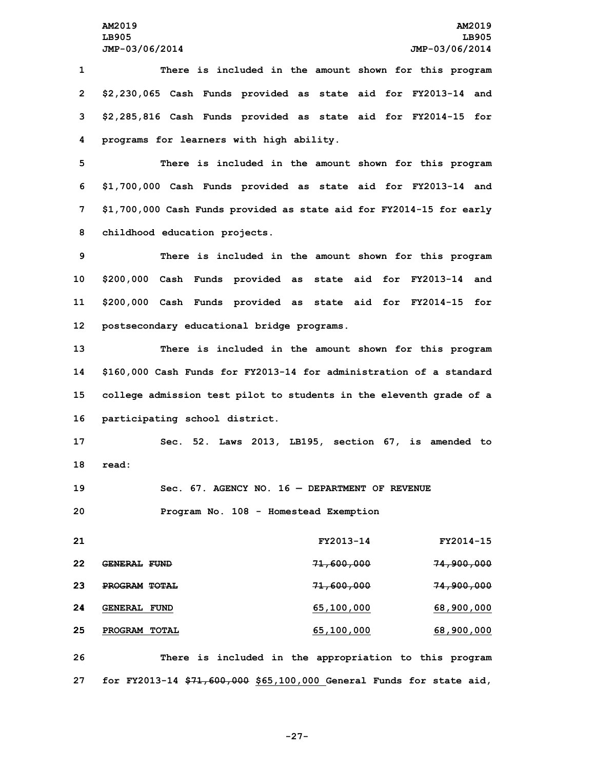There is included in the amount shown for this program $2,230,065 Cash Funds provided as state aid for FY2013-14 and $2,285,816 Cash Funds provided as state aid for FY2014-15 for programs for learners with high ability.

There is included in the amount shown for this program $1,700,000 Cash Funds provided as state aid for FY2013-14 and $1,700,000 Cash Funds provided as state aid for FY2014-15 for early childhood education projects.

There is included in the amount shown for this program $200,000 Cash Funds provided as state aid for FY2013-14 and $200,000 Cash Funds provided as state aid for FY2014-15 for postsecondary educational bridge programs.

There is included in the amount shown for this program $160,000 Cash Funds for FY2013-14 for administration of a standard college admission test pilot to students in the eleventh grade of a participating school district.

Sec. 52. Laws 2013, LB195, section 67, is amended to read:

Sec. 67. AGENCY NO. 16 — DEPARTMENT OF REVENUE

Program No. 108 - Homestead Exemption

| | FY2013-14 | FY2014-15 |
|---|---|---|
| ~~GENERAL FUND~~ | ~~71,600,000~~ | ~~74,900,000~~ |
| ~~PROGRAM TOTAL~~ | ~~71,600,000~~ | ~~74,900,000~~ |
| GENERAL FUND | 65,100,000 | 68,900,000 |
| PROGRAM TOTAL | 65,100,000 | 68,900,000 |

There is included in the appropriation to this program for FY2013-14 ~~$71,600,000~~ $65,100,000 General Funds for state aid,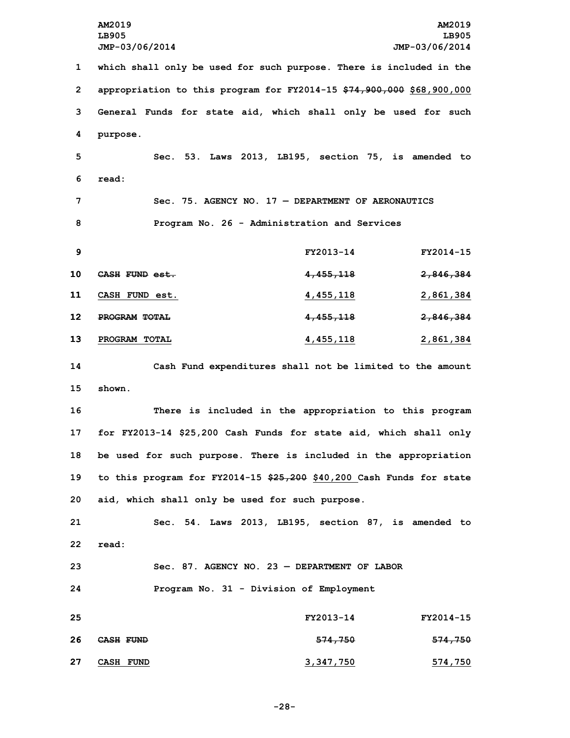which shall only be used for such purpose. There is included in the appropriation to this program for FY2014-15 ~~$74,900,000~~ $68,900,000 General Funds for state aid, which shall only be used for such purpose.

Sec. 53. Laws 2013, LB195, section 75, is amended to read:

Sec. 75. AGENCY NO. 17 — DEPARTMENT OF AERONAUTICS

Program No. 26 - Administration and Services

| | FY2013-14 | FY2014-15 |
|---|---|---|
| ~~CASH FUND est.~~ | ~~4,455,118~~ | ~~2,846,384~~ |
| CASH FUND est. | 4,455,118 | 2,861,384 |
| ~~PROGRAM TOTAL~~ | ~~4,455,118~~ | ~~2,846,384~~ |
| PROGRAM TOTAL | 4,455,118 | 2,861,384 |

Cash Fund expenditures shall not be limited to the amount shown.

There is included in the appropriation to this program for FY2013-14 $25,200 Cash Funds for state aid, which shall only be used for such purpose. There is included in the appropriation to this program for FY2014-15 ~~$25,200~~ $40,200 Cash Funds for state aid, which shall only be used for such purpose.

Sec. 54. Laws 2013, LB195, section 87, is amended to read:

Sec. 87. AGENCY NO. 23 — DEPARTMENT OF LABOR

Program No. 31 - Division of Employment

| | FY2013-14 | FY2014-15 |
|---|---|---|
| ~~CASH FUND~~ | ~~574,750~~ | ~~574,750~~ |
| CASH FUND | 3,347,750 | 574,750 |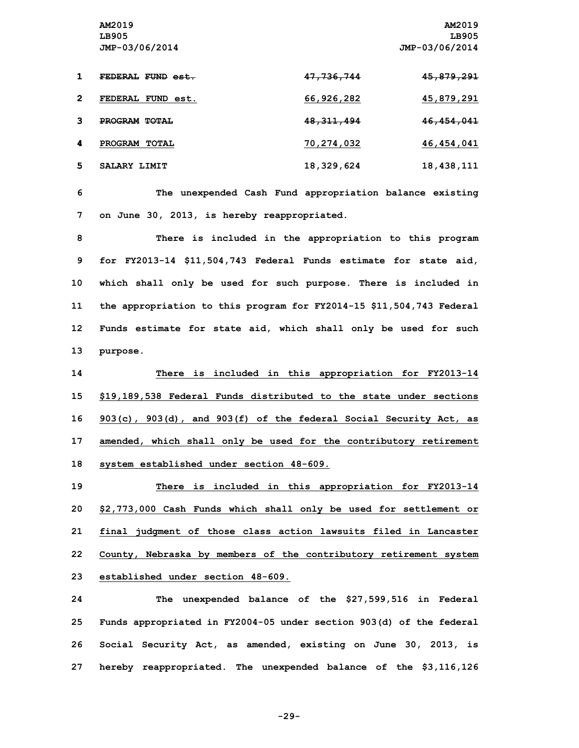| | | |
|---|---|---|
| ~~FEDERAL FUND est.~~ | ~~47,736,744~~ | ~~45,879,291~~ |
| FEDERAL FUND est. | 66,926,282 | 45,879,291 |
| ~~PROGRAM TOTAL~~ | ~~48,311,494~~ | ~~46,454,041~~ |
| PROGRAM TOTAL | 70,274,032 | 46,454,041 |
| SALARY LIMIT | 18,329,624 | 18,438,111 |

The unexpended Cash Fund appropriation balance existing on June 30, 2013, is hereby reappropriated.

There is included in the appropriation to this program for FY2013-14 $11,504,743 Federal Funds estimate for state aid, which shall only be used for such purpose. There is included in the appropriation to this program for FY2014-15 $11,504,743 Federal Funds estimate for state aid, which shall only be used for such purpose.

There is included in this appropriation for FY2013-14 $19,189,538 Federal Funds distributed to the state under sections 903(c), 903(d), and 903(f) of the federal Social Security Act, as amended, which shall only be used for the contributory retirement system established under section 48-609.

There is included in this appropriation for FY2013-14 $2,773,000 Cash Funds which shall only be used for settlement or final judgment of those class action lawsuits filed in Lancaster County, Nebraska by members of the contributory retirement system established under section 48-609.

The unexpended balance of the $27,599,516 in Federal Funds appropriated in FY2004-05 under section 903(d) of the federal Social Security Act, as amended, existing on June 30, 2013, is hereby reappropriated. The unexpended balance of the $3,116,126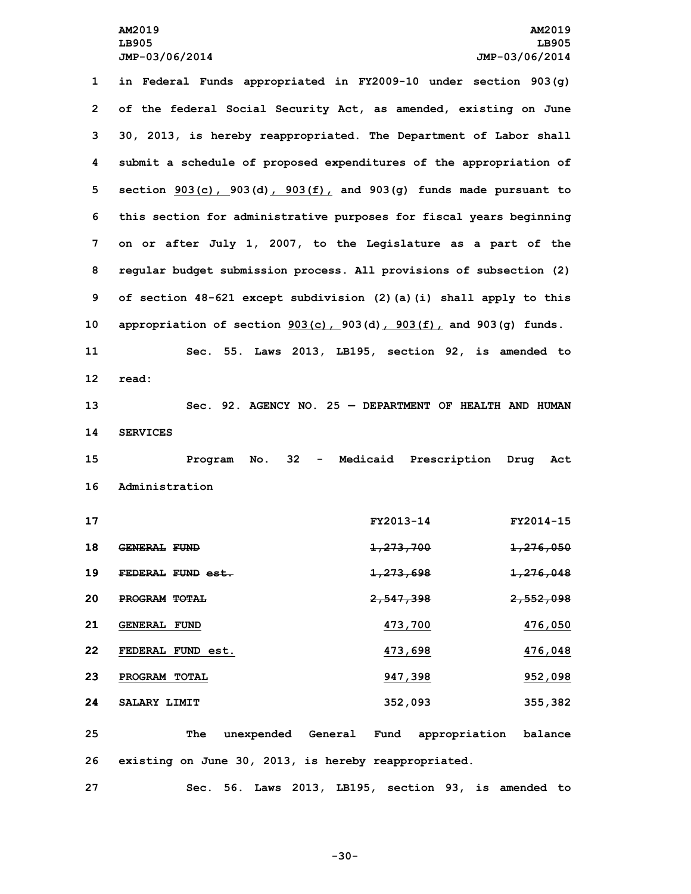in Federal Funds appropriated in FY2009-10 under section 903(g) of the federal Social Security Act, as amended, existing on June 30, 2013, is hereby reappropriated. The Department of Labor shall submit a schedule of proposed expenditures of the appropriation of section 903(c), 903(d), 903(f), and 903(g) funds made pursuant to this section for administrative purposes for fiscal years beginning on or after July 1, 2007, to the Legislature as a part of the regular budget submission process. All provisions of subsection (2) of section 48-621 except subdivision (2)(a)(i) shall apply to this appropriation of section 903(c), 903(d), 903(f), and 903(g) funds.

Sec. 55. Laws 2013, LB195, section 92, is amended to read:

Sec. 92. AGENCY NO. 25 — DEPARTMENT OF HEALTH AND HUMAN SERVICES

Program No. 32 - Medicaid Prescription Drug Act Administration

| | FY2013-14 | FY2014-15 |
|---|---|---|
| ~~GENERAL FUND~~ | ~~1,273,700~~ | ~~1,276,050~~ |
| ~~FEDERAL FUND est.~~ | ~~1,273,698~~ | ~~1,276,048~~ |
| ~~PROGRAM TOTAL~~ | ~~2,547,398~~ | ~~2,552,098~~ |
| GENERAL FUND | 473,700 | 476,050 |
| FEDERAL FUND est. | 473,698 | 476,048 |
| PROGRAM TOTAL | 947,398 | 952,098 |
| SALARY LIMIT | 352,093 | 355,382 |

The unexpended General Fund appropriation balance existing on June 30, 2013, is hereby reappropriated.

Sec. 56. Laws 2013, LB195, section 93, is amended to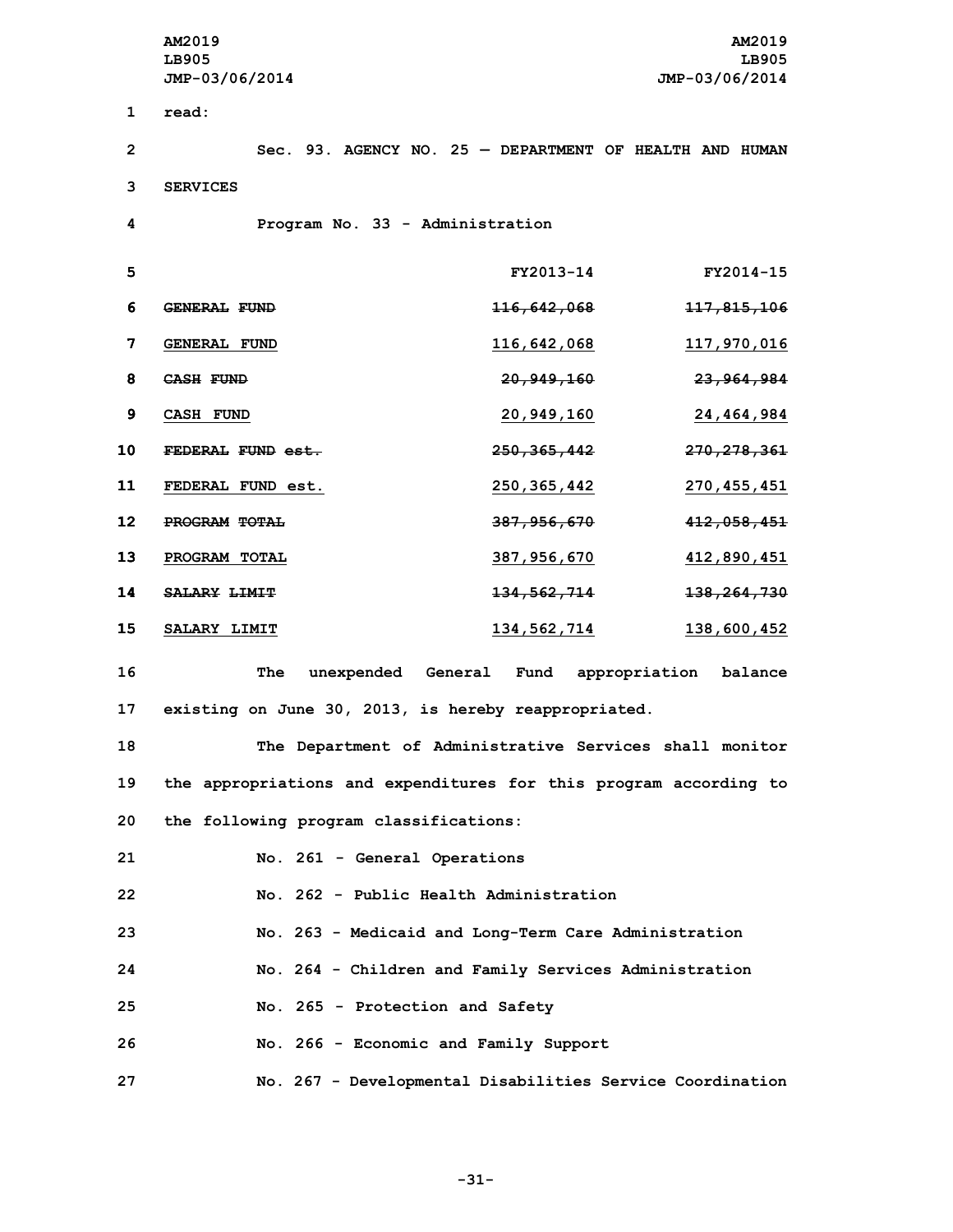read:

Sec. 93. AGENCY NO. 25 — DEPARTMENT OF HEALTH AND HUMAN SERVICES

Program No. 33 - Administration

| | FY2013-14 | FY2014-15 |
|---|---|---|
| ~~GENERAL FUND~~ | ~~116,642,068~~ | ~~117,815,106~~ |
| <u>GENERAL FUND</u> | <u>116,642,068</u> | <u>117,970,016</u> |
| ~~CASH FUND~~ | ~~20,949,160~~ | ~~23,964,984~~ |
| <u>CASH FUND</u> | <u>20,949,160</u> | <u>24,464,984</u> |
| ~~FEDERAL FUND est.~~ | ~~250,365,442~~ | ~~270,278,361~~ |
| <u>FEDERAL FUND est.</u> | <u>250,365,442</u> | <u>270,455,451</u> |
| ~~PROGRAM TOTAL~~ | ~~387,956,670~~ | ~~412,058,451~~ |
| <u>PROGRAM TOTAL</u> | <u>387,956,670</u> | <u>412,890,451</u> |
| ~~SALARY LIMIT~~ | ~~134,562,714~~ | ~~138,264,730~~ |
| <u>SALARY LIMIT</u> | <u>134,562,714</u> | <u>138,600,452</u> |

The unexpended General Fund appropriation balance existing on June 30, 2013, is hereby reappropriated.

The Department of Administrative Services shall monitor the appropriations and expenditures for this program according to the following program classifications:

No. 261 - General Operations

No. 262 - Public Health Administration

No. 263 - Medicaid and Long-Term Care Administration

No. 264 - Children and Family Services Administration

No. 265 - Protection and Safety

No. 266 - Economic and Family Support

No. 267 - Developmental Disabilities Service Coordination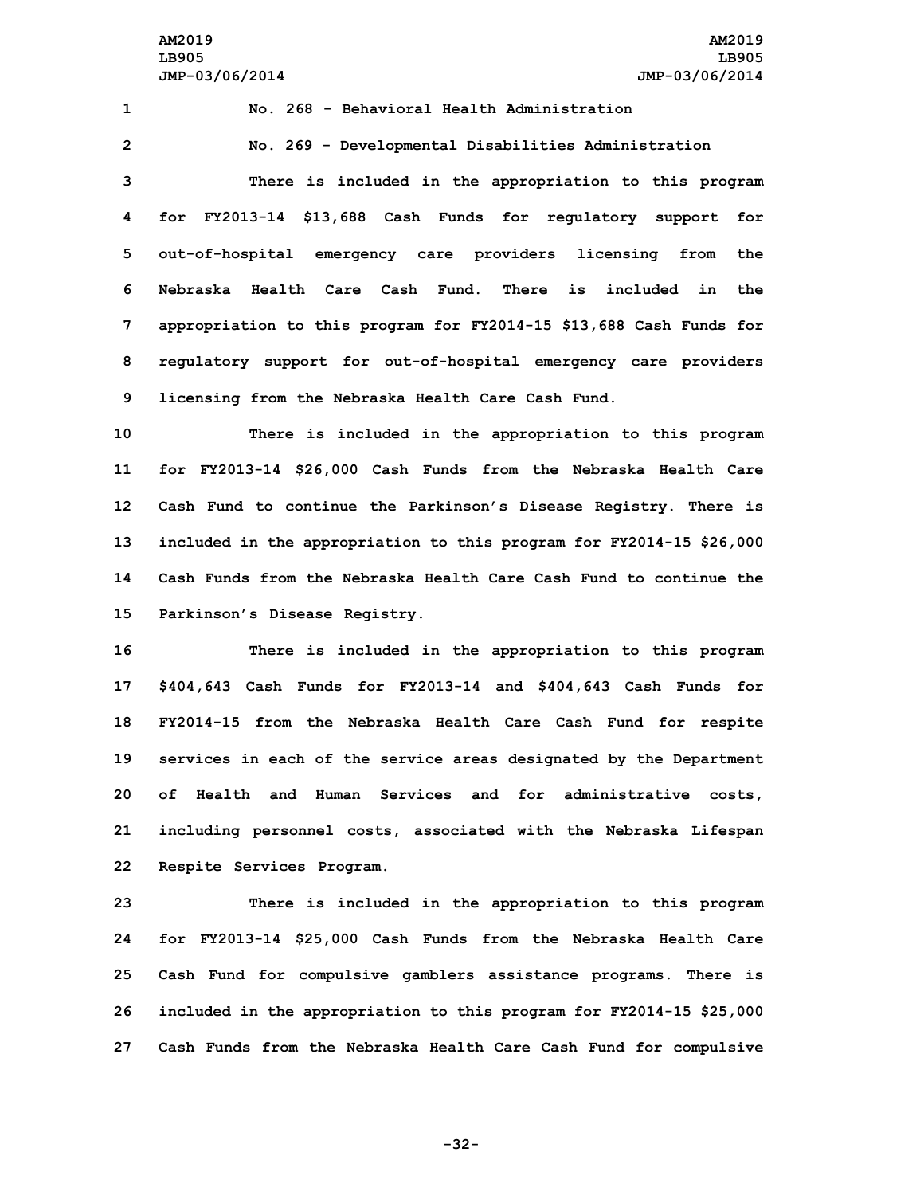No. 268 - Behavioral Health Administration

No. 269 - Developmental Disabilities Administration

There is included in the appropriation to this program for FY2013-14 $13,688 Cash Funds for regulatory support for out-of-hospital emergency care providers licensing from the Nebraska Health Care Cash Fund. There is included in the appropriation to this program for FY2014-15 $13,688 Cash Funds for regulatory support for out-of-hospital emergency care providers licensing from the Nebraska Health Care Cash Fund.

There is included in the appropriation to this program for FY2013-14 $26,000 Cash Funds from the Nebraska Health Care Cash Fund to continue the Parkinson's Disease Registry. There is included in the appropriation to this program for FY2014-15 $26,000 Cash Funds from the Nebraska Health Care Cash Fund to continue the Parkinson's Disease Registry.

There is included in the appropriation to this program $404,643 Cash Funds for FY2013-14 and $404,643 Cash Funds for FY2014-15 from the Nebraska Health Care Cash Fund for respite services in each of the service areas designated by the Department of Health and Human Services and for administrative costs, including personnel costs, associated with the Nebraska Lifespan Respite Services Program.

There is included in the appropriation to this program for FY2013-14 $25,000 Cash Funds from the Nebraska Health Care Cash Fund for compulsive gamblers assistance programs. There is included in the appropriation to this program for FY2014-15 $25,000 Cash Funds from the Nebraska Health Care Cash Fund for compulsive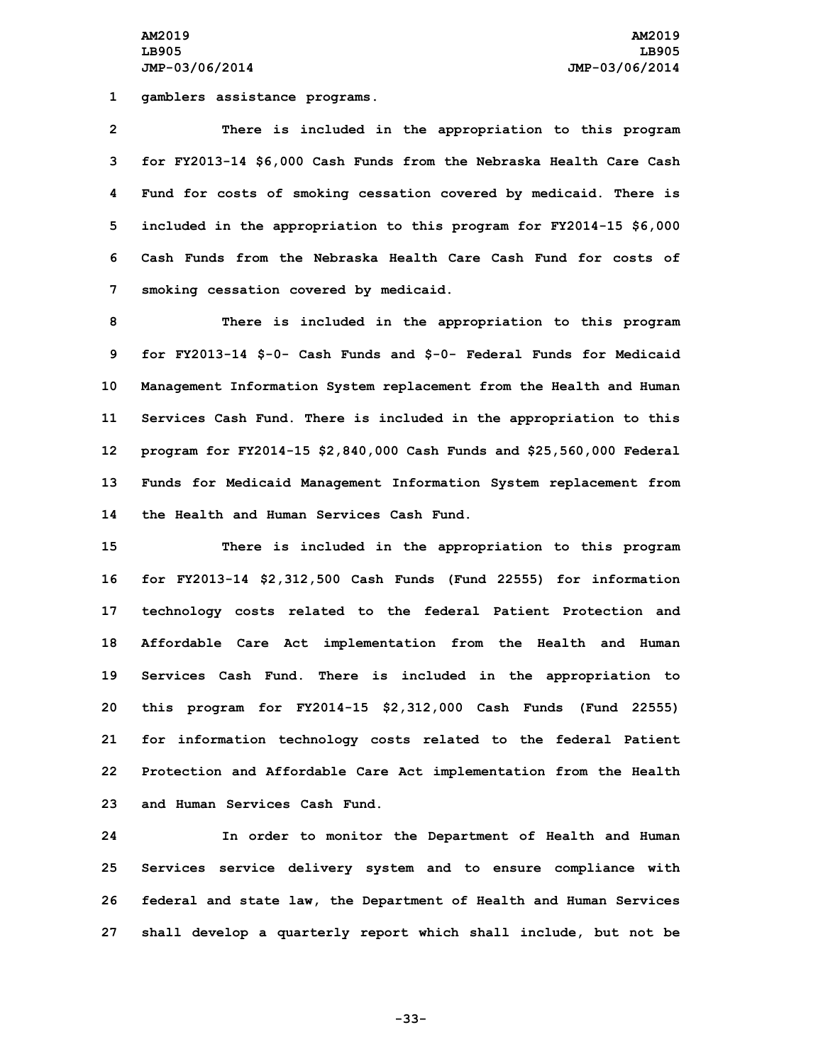gamblers assistance programs.

There is included in the appropriation to this program for FY2013-14 $6,000 Cash Funds from the Nebraska Health Care Cash Fund for costs of smoking cessation covered by medicaid. There is included in the appropriation to this program for FY2014-15 $6,000 Cash Funds from the Nebraska Health Care Cash Fund for costs of smoking cessation covered by medicaid.

There is included in the appropriation to this program for FY2013-14 $-0- Cash Funds and $-0- Federal Funds for Medicaid Management Information System replacement from the Health and Human Services Cash Fund. There is included in the appropriation to this program for FY2014-15 $2,840,000 Cash Funds and $25,560,000 Federal Funds for Medicaid Management Information System replacement from the Health and Human Services Cash Fund.

There is included in the appropriation to this program for FY2013-14 $2,312,500 Cash Funds (Fund 22555) for information technology costs related to the federal Patient Protection and Affordable Care Act implementation from the Health and Human Services Cash Fund. There is included in the appropriation to this program for FY2014-15 $2,312,000 Cash Funds (Fund 22555) for information technology costs related to the federal Patient Protection and Affordable Care Act implementation from the Health and Human Services Cash Fund.

In order to monitor the Department of Health and Human Services service delivery system and to ensure compliance with federal and state law, the Department of Health and Human Services shall develop a quarterly report which shall include, but not be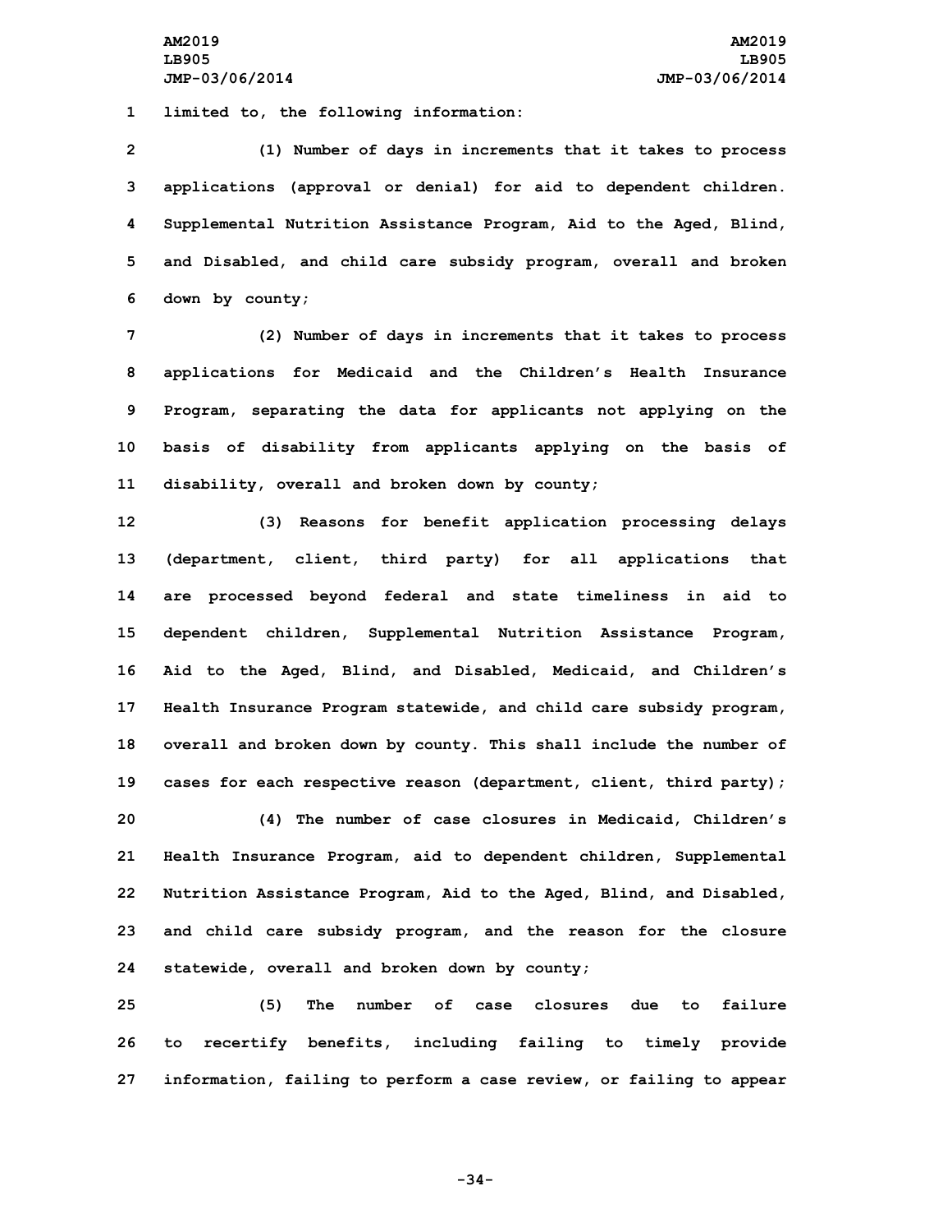limited to, the following information:

(1) Number of days in increments that it takes to process applications (approval or denial) for aid to dependent children. Supplemental Nutrition Assistance Program, Aid to the Aged, Blind, and Disabled, and child care subsidy program, overall and broken down by county;

(2) Number of days in increments that it takes to process applications for Medicaid and the Children's Health Insurance Program, separating the data for applicants not applying on the basis of disability from applicants applying on the basis of disability, overall and broken down by county;

(3) Reasons for benefit application processing delays (department, client, third party) for all applications that are processed beyond federal and state timeliness in aid to dependent children, Supplemental Nutrition Assistance Program, Aid to the Aged, Blind, and Disabled, Medicaid, and Children's Health Insurance Program statewide, and child care subsidy program, overall and broken down by county. This shall include the number of cases for each respective reason (department, client, third party);

(4) The number of case closures in Medicaid, Children's Health Insurance Program, aid to dependent children, Supplemental Nutrition Assistance Program, Aid to the Aged, Blind, and Disabled, and child care subsidy program, and the reason for the closure statewide, overall and broken down by county;

(5) The number of case closures due to failure to recertify benefits, including failing to timely provide information, failing to perform a case review, or failing to appear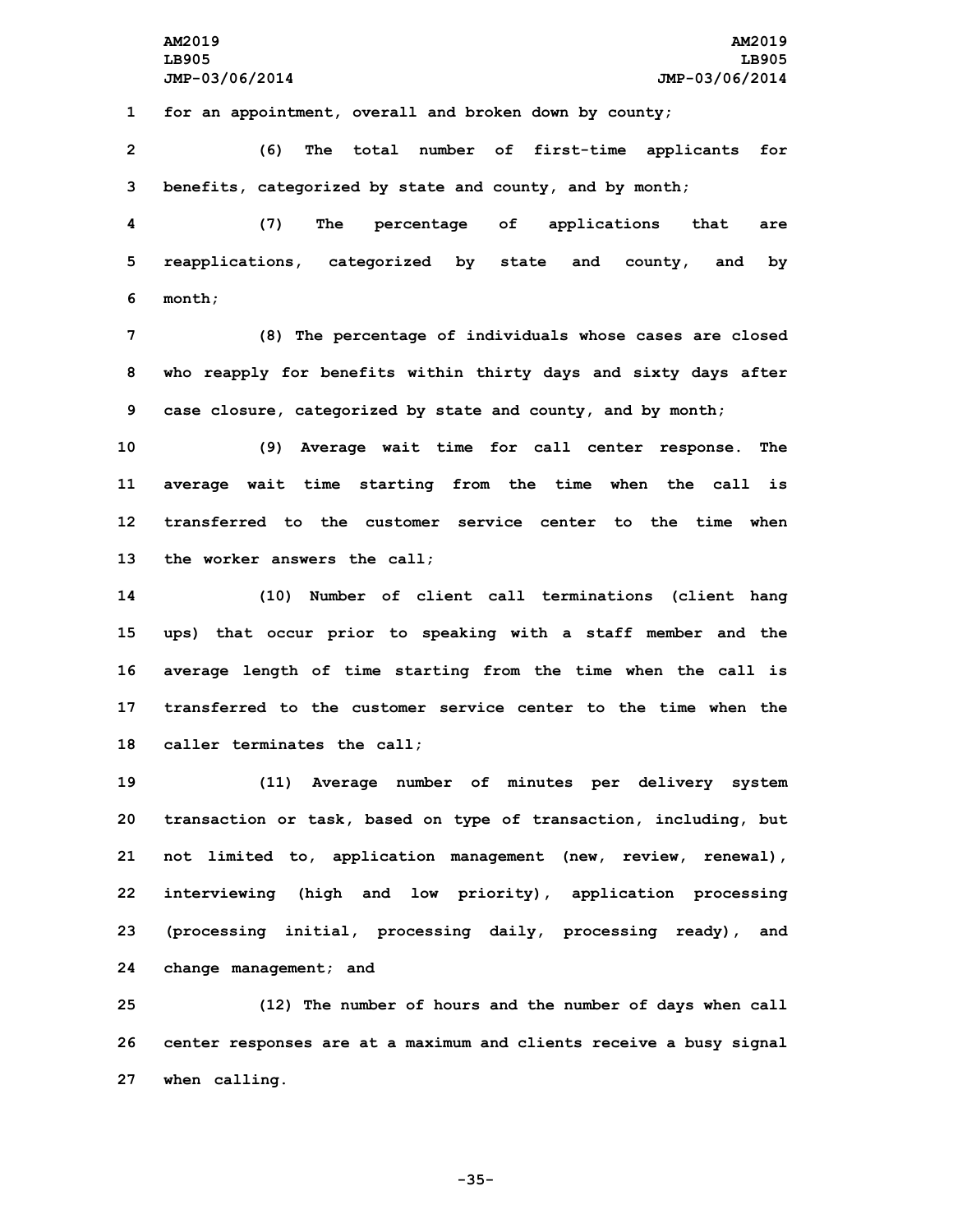for an appointment, overall and broken down by county;

(6) The total number of first-time applicants for benefits, categorized by state and county, and by month;

(7) The percentage of applications that are reapplications, categorized by state and county, and by month;

(8) The percentage of individuals whose cases are closed who reapply for benefits within thirty days and sixty days after case closure, categorized by state and county, and by month;

(9) Average wait time for call center response. The average wait time starting from the time when the call is transferred to the customer service center to the time when the worker answers the call;

(10) Number of client call terminations (client hang ups) that occur prior to speaking with a staff member and the average length of time starting from the time when the call is transferred to the customer service center to the time when the caller terminates the call;

(11) Average number of minutes per delivery system transaction or task, based on type of transaction, including, but not limited to, application management (new, review, renewal), interviewing (high and low priority), application processing (processing initial, processing daily, processing ready), and change management; and

(12) The number of hours and the number of days when call center responses are at a maximum and clients receive a busy signal when calling.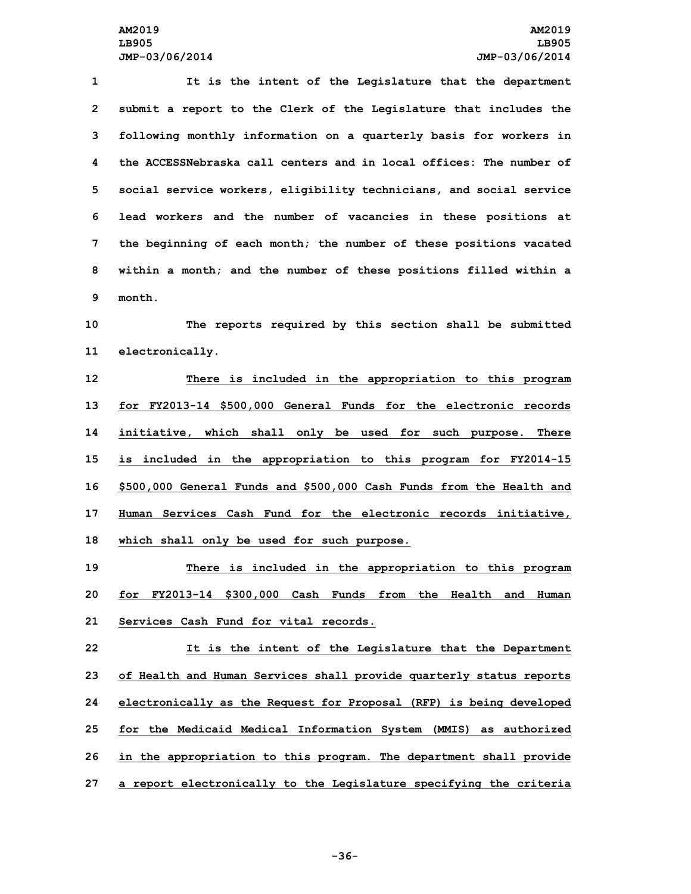It is the intent of the Legislature that the department submit a report to the Clerk of the Legislature that includes the following monthly information on a quarterly basis for workers in the ACCESSNebraska call centers and in local offices: The number of social service workers, eligibility technicians, and social service lead workers and the number of vacancies in these positions at the beginning of each month; the number of these positions vacated within a month; and the number of these positions filled within a month.

The reports required by this section shall be submitted electronically.

There is included in the appropriation to this program for FY2013-14 $500,000 General Funds for the electronic records initiative, which shall only be used for such purpose. There is included in the appropriation to this program for FY2014-15 $500,000 General Funds and $500,000 Cash Funds from the Health and Human Services Cash Fund for the electronic records initiative, which shall only be used for such purpose.

There is included in the appropriation to this program for FY2013-14 $300,000 Cash Funds from the Health and Human Services Cash Fund for vital records.

It is the intent of the Legislature that the Department of Health and Human Services shall provide quarterly status reports electronically as the Request for Proposal (RFP) is being developed for the Medicaid Medical Information System (MMIS) as authorized in the appropriation to this program. The department shall provide a report electronically to the Legislature specifying the criteria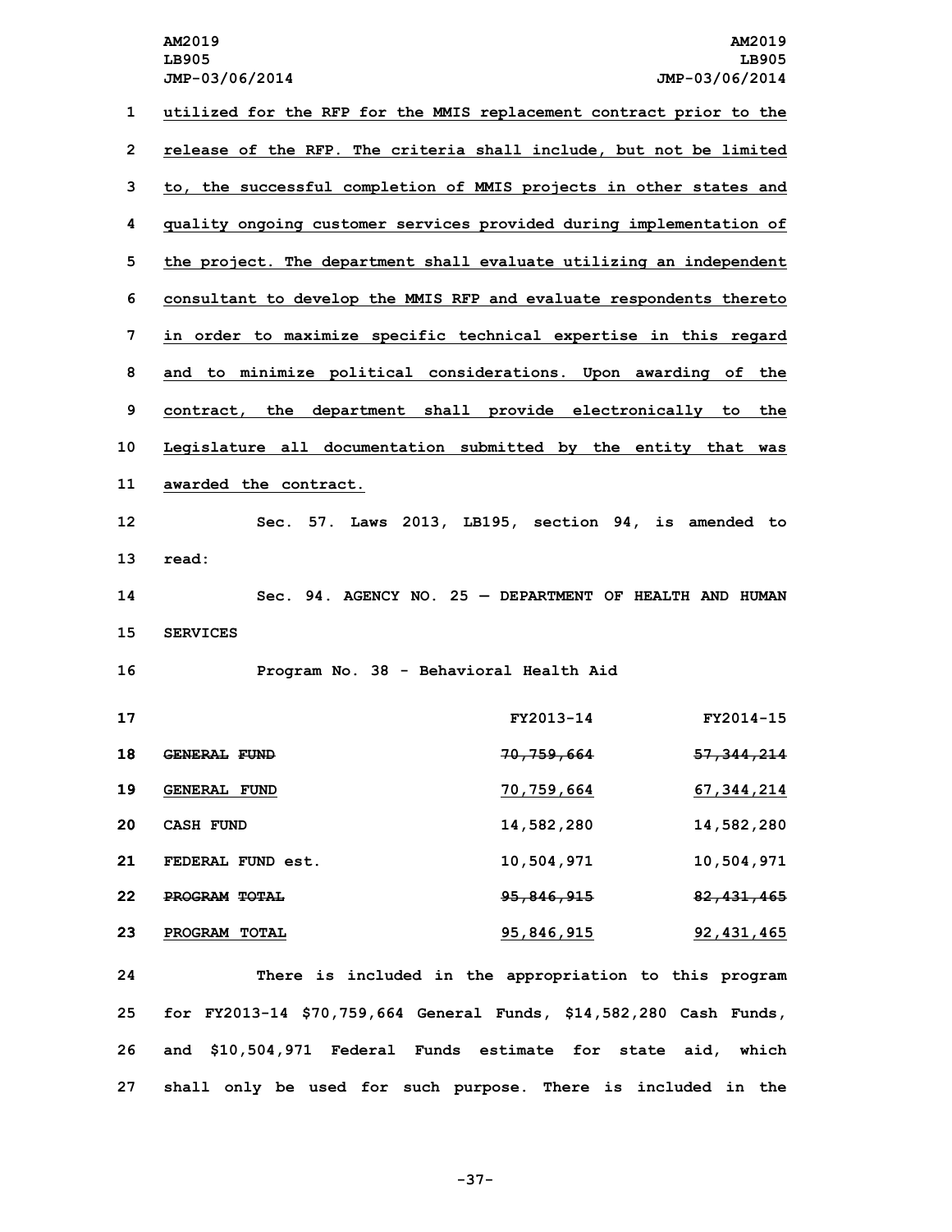utilized for the RFP for the MMIS replacement contract prior to the release of the RFP. The criteria shall include, but not be limited to, the successful completion of MMIS projects in other states and quality ongoing customer services provided during implementation of the project. The department shall evaluate utilizing an independent consultant to develop the MMIS RFP and evaluate respondents thereto in order to maximize specific technical expertise in this regard and to minimize political considerations. Upon awarding of the contract, the department shall provide electronically to the Legislature all documentation submitted by the entity that was awarded the contract.

Sec. 57. Laws 2013, LB195, section 94, is amended to read:

Sec. 94. AGENCY NO. 25 — DEPARTMENT OF HEALTH AND HUMAN SERVICES

Program No. 38 - Behavioral Health Aid

| | FY2013-14 | FY2014-15 |
|---|---|---|
| ~~GENERAL FUND~~ | ~~70,759,664~~ | ~~57,344,214~~ |
| GENERAL FUND | 70,759,664 | 67,344,214 |
| CASH FUND | 14,582,280 | 14,582,280 |
| FEDERAL FUND est. | 10,504,971 | 10,504,971 |
| ~~PROGRAM TOTAL~~ | ~~95,846,915~~ | ~~82,431,465~~ |
| PROGRAM TOTAL | 95,846,915 | 92,431,465 |

There is included in the appropriation to this program for FY2013-14 $70,759,664 General Funds, $14,582,280 Cash Funds, and $10,504,971 Federal Funds estimate for state aid, which shall only be used for such purpose. There is included in the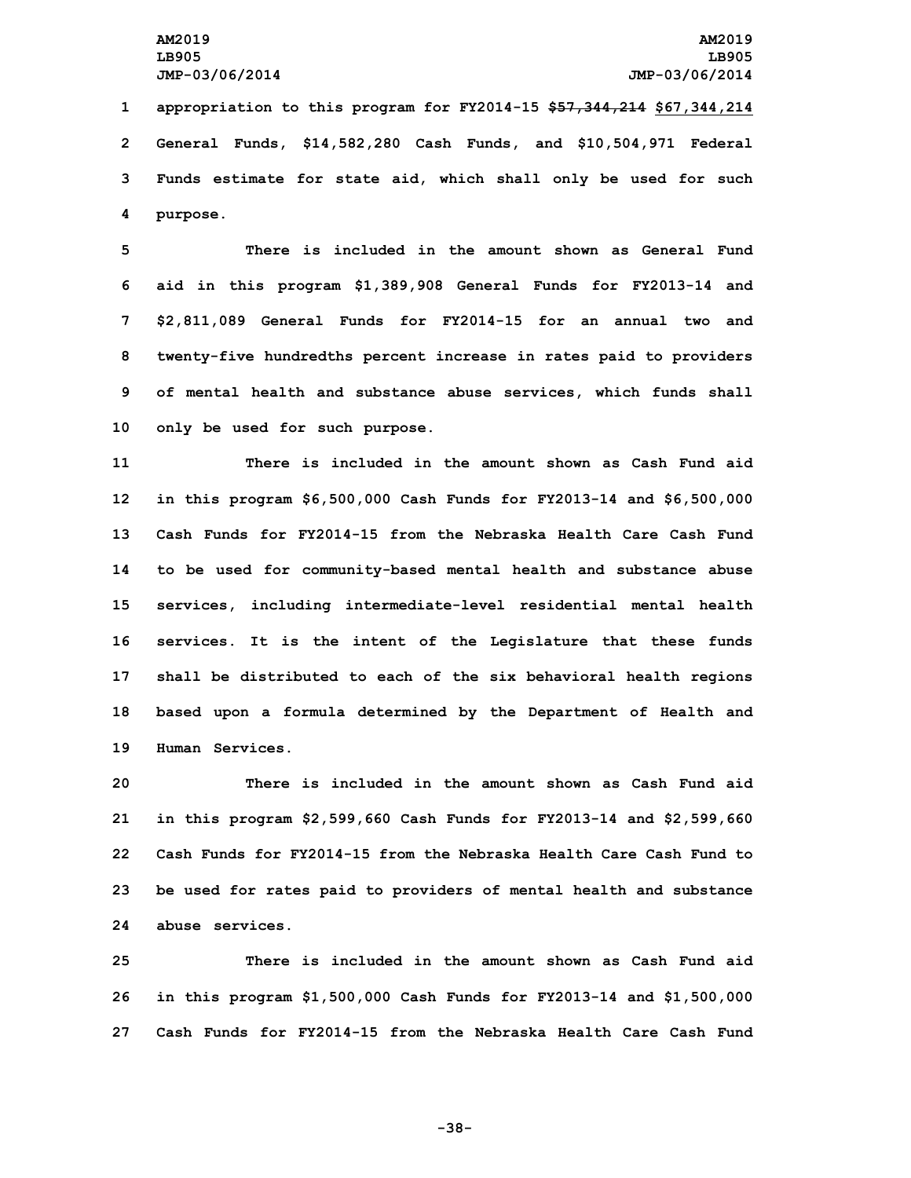appropriation to this program for FY2014-15 ~~$57,344,214~~ $67,344,214 General Funds, $14,582,280 Cash Funds, and $10,504,971 Federal Funds estimate for state aid, which shall only be used for such purpose.

There is included in the amount shown as General Fund aid in this program $1,389,908 General Funds for FY2013-14 and $2,811,089 General Funds for FY2014-15 for an annual two and twenty-five hundredths percent increase in rates paid to providers of mental health and substance abuse services, which funds shall only be used for such purpose.

There is included in the amount shown as Cash Fund aid in this program $6,500,000 Cash Funds for FY2013-14 and $6,500,000 Cash Funds for FY2014-15 from the Nebraska Health Care Cash Fund to be used for community-based mental health and substance abuse services, including intermediate-level residential mental health services. It is the intent of the Legislature that these funds shall be distributed to each of the six behavioral health regions based upon a formula determined by the Department of Health and Human Services.

There is included in the amount shown as Cash Fund aid in this program $2,599,660 Cash Funds for FY2013-14 and $2,599,660 Cash Funds for FY2014-15 from the Nebraska Health Care Cash Fund to be used for rates paid to providers of mental health and substance abuse services.

There is included in the amount shown as Cash Fund aid in this program $1,500,000 Cash Funds for FY2013-14 and $1,500,000 Cash Funds for FY2014-15 from the Nebraska Health Care Cash Fund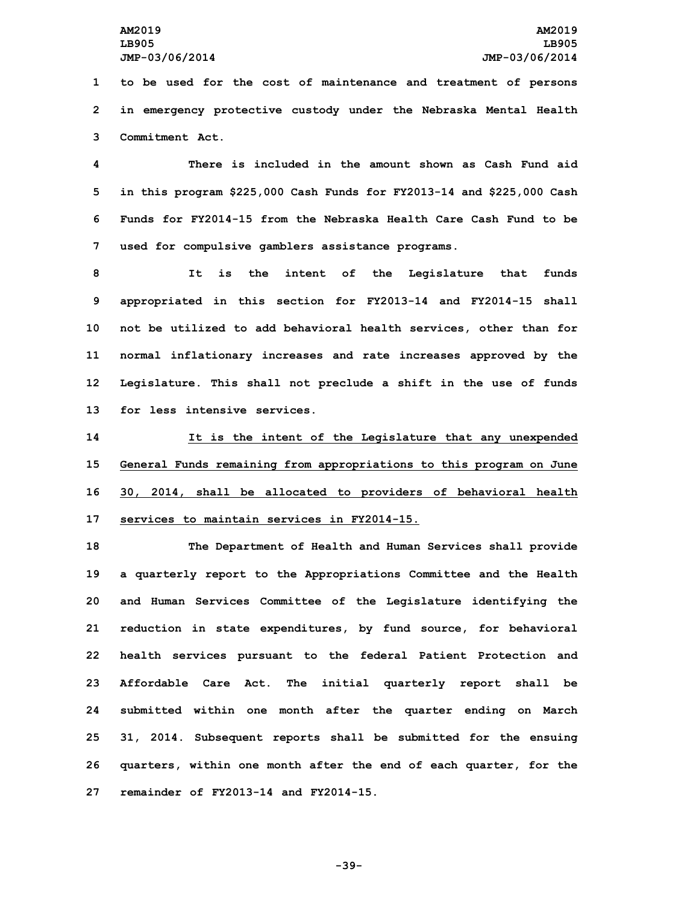to be used for the cost of maintenance and treatment of persons in emergency protective custody under the Nebraska Mental Health Commitment Act.

There is included in the amount shown as Cash Fund aid in this program $225,000 Cash Funds for FY2013-14 and $225,000 Cash Funds for FY2014-15 from the Nebraska Health Care Cash Fund to be used for compulsive gamblers assistance programs.

It is the intent of the Legislature that funds appropriated in this section for FY2013-14 and FY2014-15 shall not be utilized to add behavioral health services, other than for normal inflationary increases and rate increases approved by the Legislature. This shall not preclude a shift in the use of funds for less intensive services.

<u>It is the intent of the Legislature that any unexpended General Funds remaining from appropriations to this program on June 30, 2014, shall be allocated to providers of behavioral health services to maintain services in FY2014-15.</u>

The Department of Health and Human Services shall provide a quarterly report to the Appropriations Committee and the Health and Human Services Committee of the Legislature identifying the reduction in state expenditures, by fund source, for behavioral health services pursuant to the federal Patient Protection and Affordable Care Act. The initial quarterly report shall be submitted within one month after the quarter ending on March 31, 2014. Subsequent reports shall be submitted for the ensuing quarters, within one month after the end of each quarter, for the remainder of FY2013-14 and FY2014-15.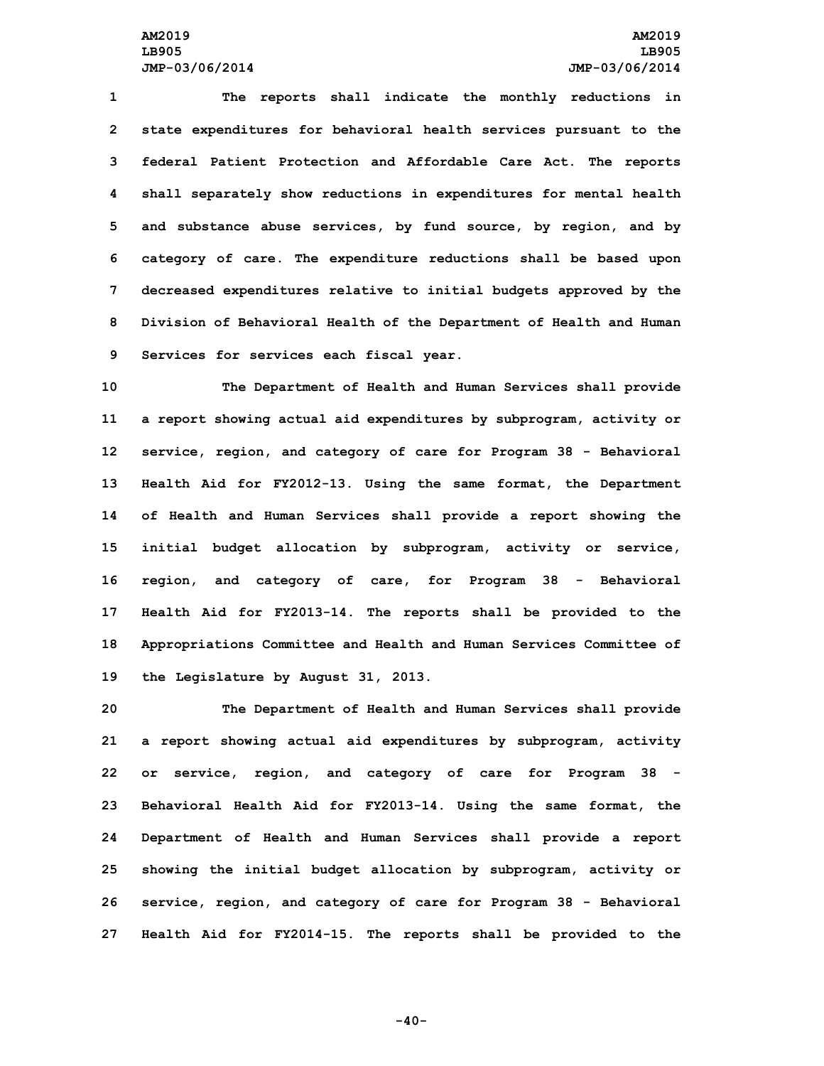The reports shall indicate the monthly reductions in state expenditures for behavioral health services pursuant to the federal Patient Protection and Affordable Care Act. The reports shall separately show reductions in expenditures for mental health and substance abuse services, by fund source, by region, and by category of care. The expenditure reductions shall be based upon decreased expenditures relative to initial budgets approved by the Division of Behavioral Health of the Department of Health and Human Services for services each fiscal year.

The Department of Health and Human Services shall provide a report showing actual aid expenditures by subprogram, activity or service, region, and category of care for Program 38 - Behavioral Health Aid for FY2012-13. Using the same format, the Department of Health and Human Services shall provide a report showing the initial budget allocation by subprogram, activity or service, region, and category of care, for Program 38 - Behavioral Health Aid for FY2013-14. The reports shall be provided to the Appropriations Committee and Health and Human Services Committee of the Legislature by August 31, 2013.

The Department of Health and Human Services shall provide a report showing actual aid expenditures by subprogram, activity or service, region, and category of care for Program 38 - Behavioral Health Aid for FY2013-14. Using the same format, the Department of Health and Human Services shall provide a report showing the initial budget allocation by subprogram, activity or service, region, and category of care for Program 38 - Behavioral Health Aid for FY2014-15. The reports shall be provided to the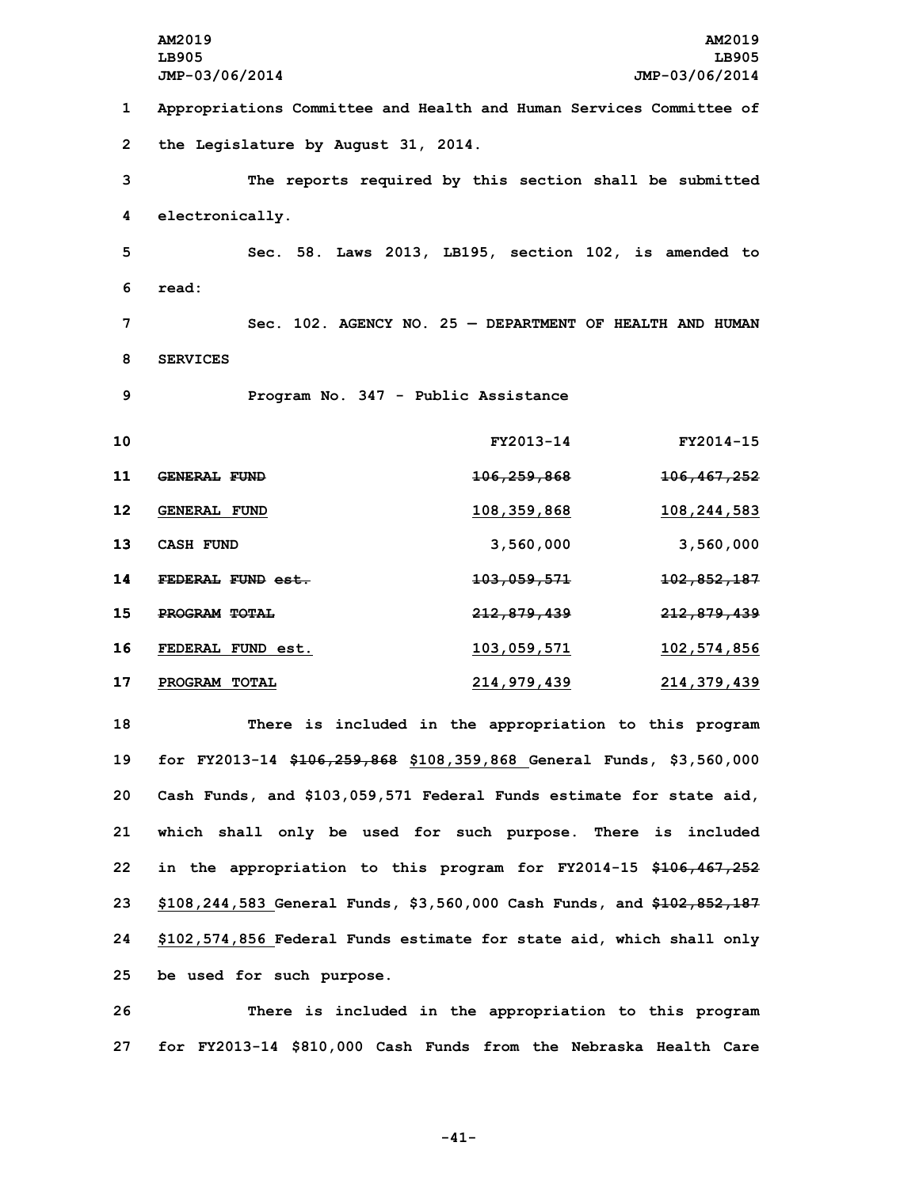Appropriations Committee and Health and Human Services Committee of the Legislature by August 31, 2014.

The reports required by this section shall be submitted electronically.

Sec. 58. Laws 2013, LB195, section 102, is amended to read:

Sec. 102. AGENCY NO. 25 — DEPARTMENT OF HEALTH AND HUMAN SERVICES

Program No. 347 - Public Assistance

| | FY2013-14 | FY2014-15 |
|---|---|---|
| ~~GENERAL FUND~~ | ~~106,259,868~~ | ~~106,467,252~~ |
| GENERAL FUND | 108,359,868 | 108,244,583 |
| CASH FUND | 3,560,000 | 3,560,000 |
| ~~FEDERAL FUND est.~~ | ~~103,059,571~~ | ~~102,852,187~~ |
| ~~PROGRAM TOTAL~~ | ~~212,879,439~~ | ~~212,879,439~~ |
| FEDERAL FUND est. | 103,059,571 | 102,574,856 |
| PROGRAM TOTAL | 214,979,439 | 214,379,439 |

There is included in the appropriation to this program for FY2013-14 ~~$106,259,868~~ $108,359,868 General Funds, $3,560,000 Cash Funds, and $103,059,571 Federal Funds estimate for state aid, which shall only be used for such purpose. There is included in the appropriation to this program for FY2014-15 ~~$106,467,252~~ $108,244,583 General Funds, $3,560,000 Cash Funds, and ~~$102,852,187~~ $102,574,856 Federal Funds estimate for state aid, which shall only be used for such purpose.

There is included in the appropriation to this program for FY2013-14 $810,000 Cash Funds from the Nebraska Health Care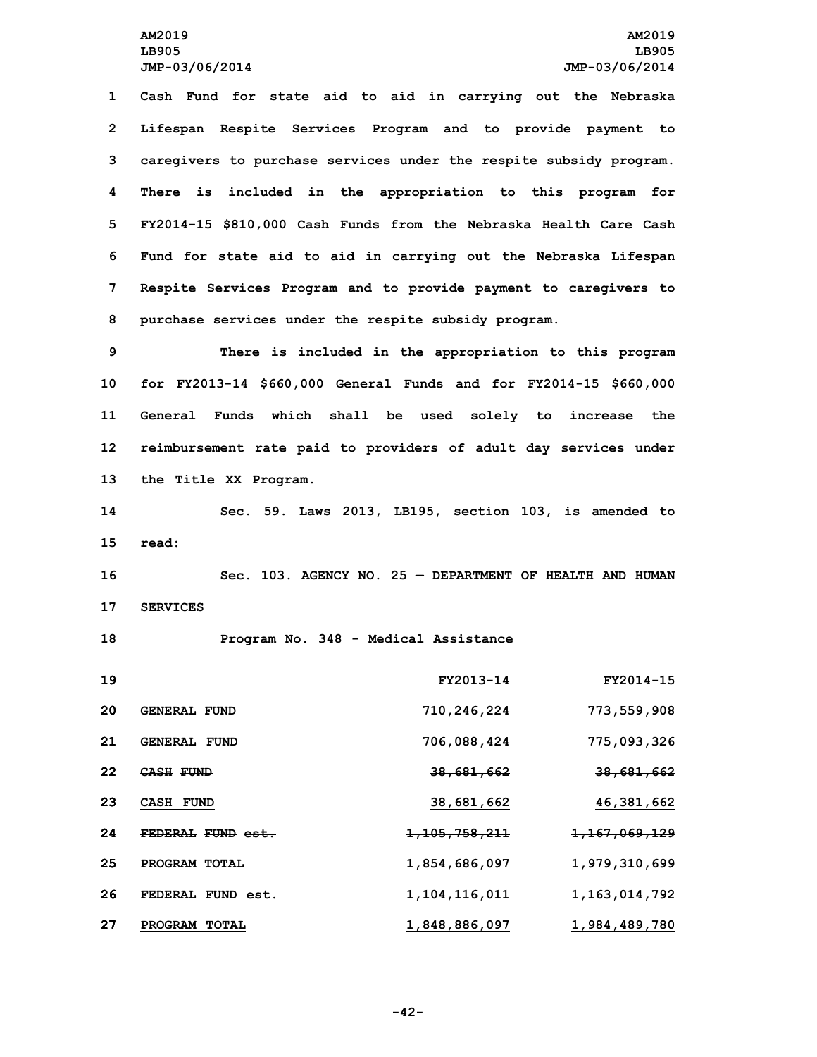Cash Fund for state aid to aid in carrying out the Nebraska Lifespan Respite Services Program and to provide payment to caregivers to purchase services under the respite subsidy program. There is included in the appropriation to this program for FY2014-15 $810,000 Cash Funds from the Nebraska Health Care Cash Fund for state aid to aid in carrying out the Nebraska Lifespan Respite Services Program and to provide payment to caregivers to purchase services under the respite subsidy program.

There is included in the appropriation to this program for FY2013-14 $660,000 General Funds and for FY2014-15 $660,000 General Funds which shall be used solely to increase the reimbursement rate paid to providers of adult day services under the Title XX Program.

Sec. 59. Laws 2013, LB195, section 103, is amended to read:

Sec. 103. AGENCY NO. 25 — DEPARTMENT OF HEALTH AND HUMAN SERVICES

Program No. 348 - Medical Assistance

| | FY2013-14 | FY2014-15 |
|---|---|---|
| ~~GENERAL FUND~~ | ~~710,246,224~~ | ~~773,559,908~~ |
| <u>GENERAL FUND</u> | <u>706,088,424</u> | <u>775,093,326</u> |
| ~~CASH FUND~~ | ~~38,681,662~~ | ~~38,681,662~~ |
| <u>CASH FUND</u> | <u>38,681,662</u> | <u>46,381,662</u> |
| ~~FEDERAL FUND est.~~ | ~~1,105,758,211~~ | ~~1,167,069,129~~ |
| ~~PROGRAM TOTAL~~ | ~~1,854,686,097~~ | ~~1,979,310,699~~ |
| <u>FEDERAL FUND est.</u> | <u>1,104,116,011</u> | <u>1,163,014,792</u> |
| <u>PROGRAM TOTAL</u> | <u>1,848,886,097</u> | <u>1,984,489,780</u> |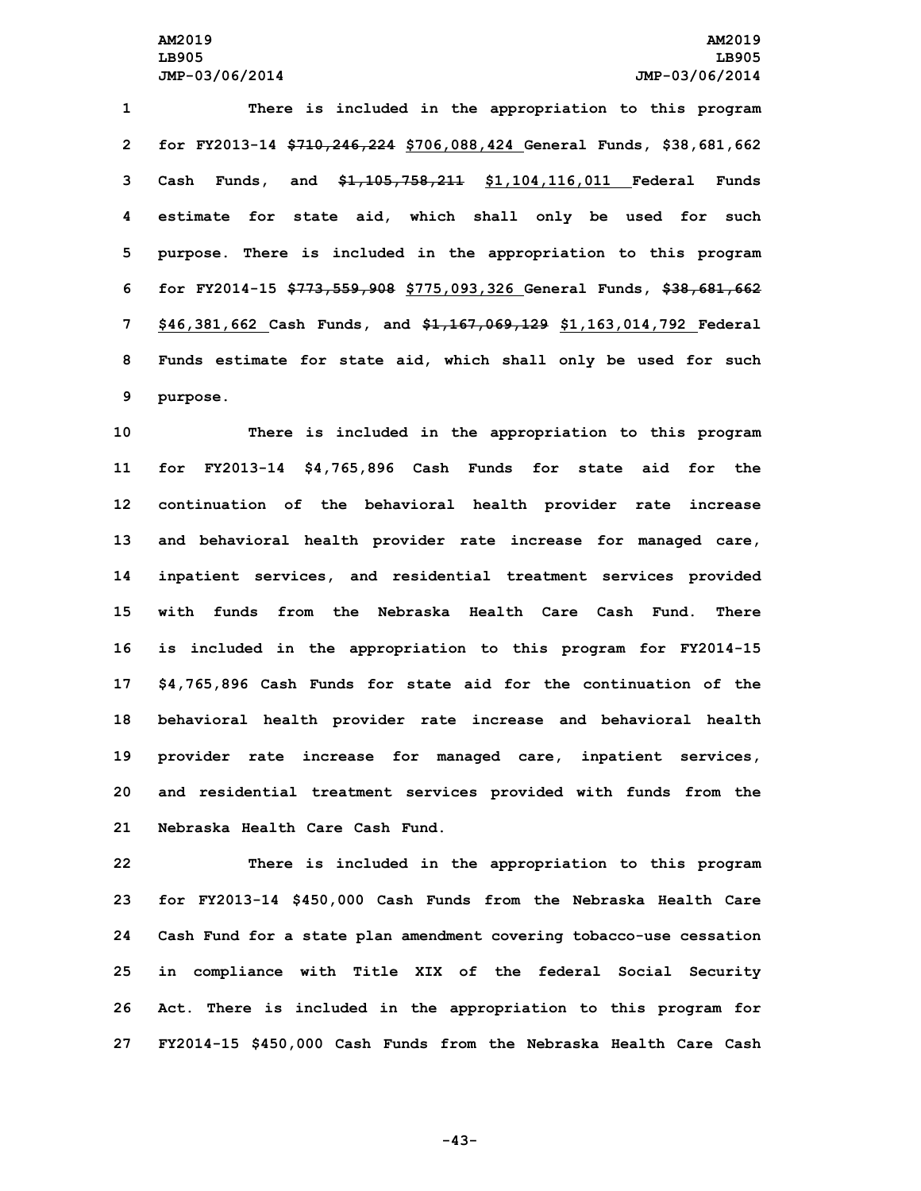There is included in the appropriation to this program for FY2013-14 ~~$710,246,224~~ $706,088,424 General Funds, $38,681,662 Cash Funds, and ~~$1,105,758,211~~ $1,104,116,011 Federal Funds estimate for state aid, which shall only be used for such purpose. There is included in the appropriation to this program for FY2014-15 ~~$773,559,908~~ $775,093,326 General Funds, ~~$38,681,662~~ $46,381,662 Cash Funds, and ~~$1,167,069,129~~ $1,163,014,792 Federal Funds estimate for state aid, which shall only be used for such purpose.

There is included in the appropriation to this program for FY2013-14 $4,765,896 Cash Funds for state aid for the continuation of the behavioral health provider rate increase and behavioral health provider rate increase for managed care, inpatient services, and residential treatment services provided with funds from the Nebraska Health Care Cash Fund. There is included in the appropriation to this program for FY2014-15 $4,765,896 Cash Funds for state aid for the continuation of the behavioral health provider rate increase and behavioral health provider rate increase for managed care, inpatient services, and residential treatment services provided with funds from the Nebraska Health Care Cash Fund.

There is included in the appropriation to this program for FY2013-14 $450,000 Cash Funds from the Nebraska Health Care Cash Fund for a state plan amendment covering tobacco-use cessation in compliance with Title XIX of the federal Social Security Act. There is included in the appropriation to this program for FY2014-15 $450,000 Cash Funds from the Nebraska Health Care Cash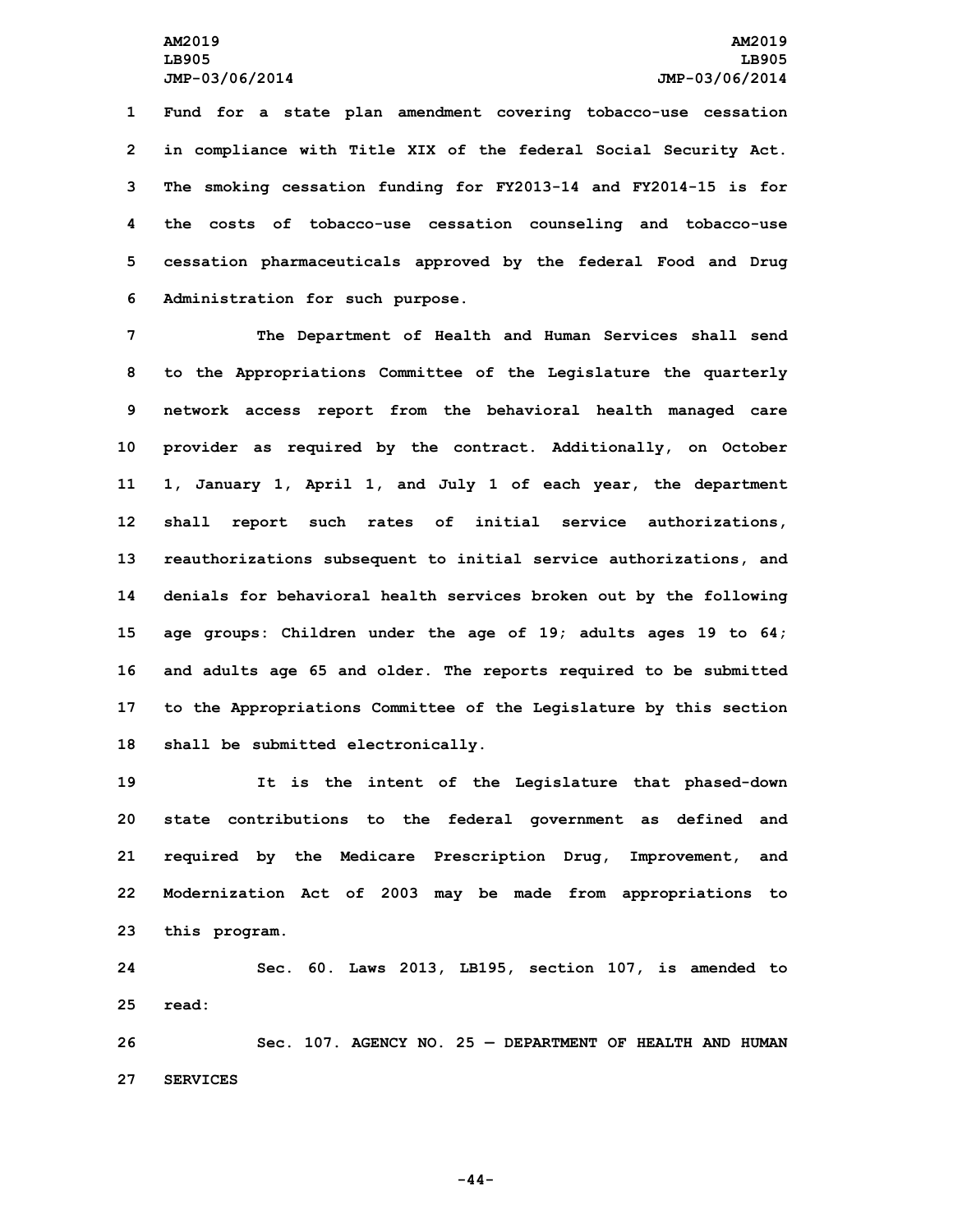Fund for a state plan amendment covering tobacco-use cessation in compliance with Title XIX of the federal Social Security Act. The smoking cessation funding for FY2013-14 and FY2014-15 is for the costs of tobacco-use cessation counseling and tobacco-use cessation pharmaceuticals approved by the federal Food and Drug Administration for such purpose.

The Department of Health and Human Services shall send to the Appropriations Committee of the Legislature the quarterly network access report from the behavioral health managed care provider as required by the contract. Additionally, on October 1, January 1, April 1, and July 1 of each year, the department shall report such rates of initial service authorizations, reauthorizations subsequent to initial service authorizations, and denials for behavioral health services broken out by the following age groups: Children under the age of 19; adults ages 19 to 64; and adults age 65 and older. The reports required to be submitted to the Appropriations Committee of the Legislature by this section shall be submitted electronically.

It is the intent of the Legislature that phased-down state contributions to the federal government as defined and required by the Medicare Prescription Drug, Improvement, and Modernization Act of 2003 may be made from appropriations to this program.

Sec. 60. Laws 2013, LB195, section 107, is amended to read:

Sec. 107. AGENCY NO. 25 — DEPARTMENT OF HEALTH AND HUMAN SERVICES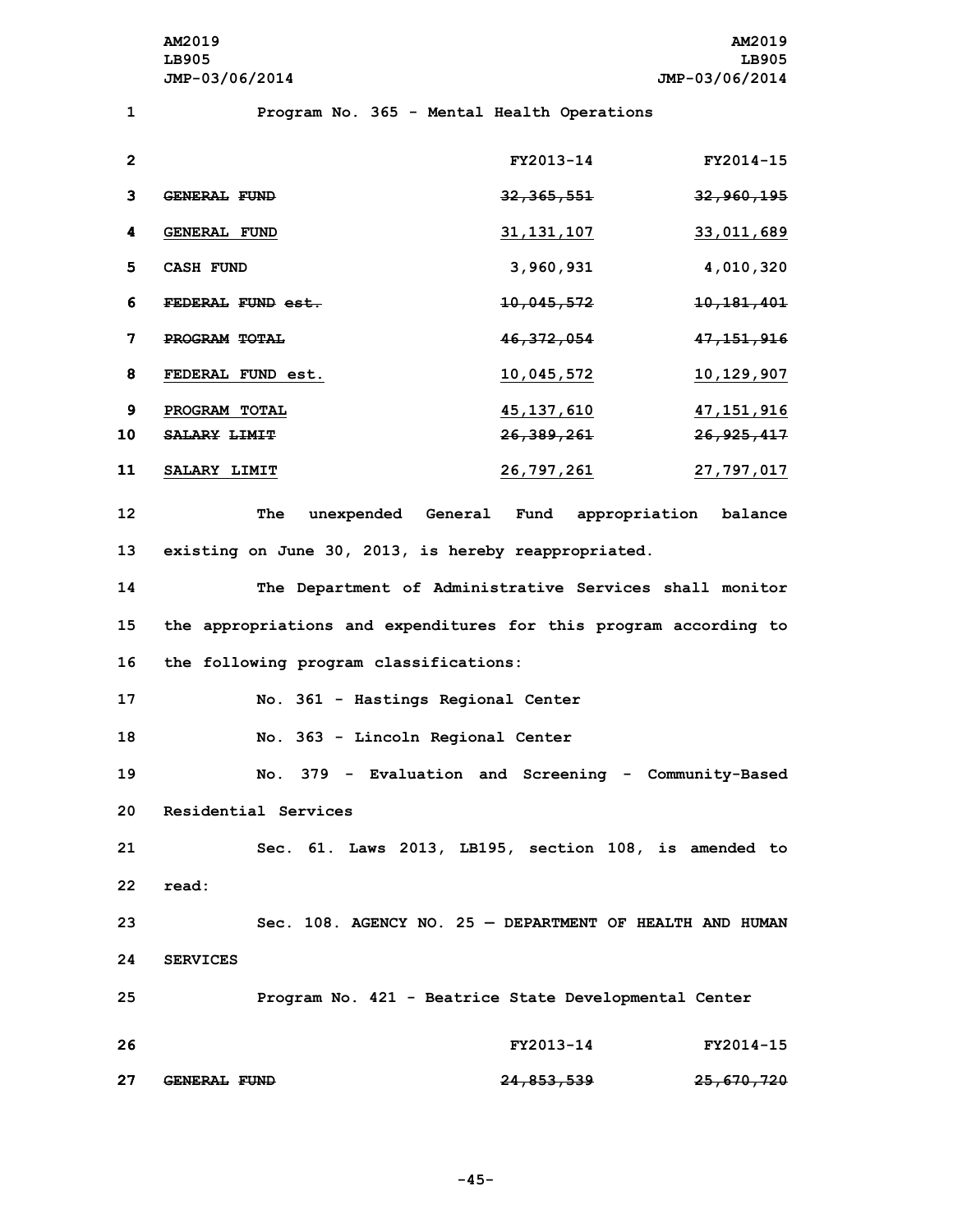Program No. 365 - Mental Health Operations

| | FY2013-14 | FY2014-15 |
|---|---|---|
| ~~GENERAL FUND~~ | ~~32,365,551~~ | ~~32,960,195~~ |
| GENERAL FUND | 31,131,107 | 33,011,689 |
| CASH FUND | 3,960,931 | 4,010,320 |
| ~~FEDERAL FUND est.~~ | ~~10,045,572~~ | ~~10,181,401~~ |
| ~~PROGRAM TOTAL~~ | ~~46,372,054~~ | ~~47,151,916~~ |
| FEDERAL FUND est. | 10,045,572 | 10,129,907 |
| PROGRAM TOTAL | 45,137,610 | 47,151,916 |
| ~~SALARY LIMIT~~ | ~~26,389,261~~ | ~~26,925,417~~ |
| SALARY LIMIT | 26,797,261 | 27,797,017 |

The unexpended General Fund appropriation balance existing on June 30, 2013, is hereby reappropriated.

The Department of Administrative Services shall monitor the appropriations and expenditures for this program according to the following program classifications:

No. 361 - Hastings Regional Center

No. 363 - Lincoln Regional Center

No. 379 - Evaluation and Screening - Community-Based Residential Services

Sec. 61. Laws 2013, LB195, section 108, is amended to read:

Sec. 108. AGENCY NO. 25 — DEPARTMENT OF HEALTH AND HUMAN SERVICES

Program No. 421 - Beatrice State Developmental Center

| | FY2013-14 | FY2014-15 |
|---|---|---|
| ~~GENERAL FUND~~ | ~~24,853,539~~ | ~~25,670,720~~ |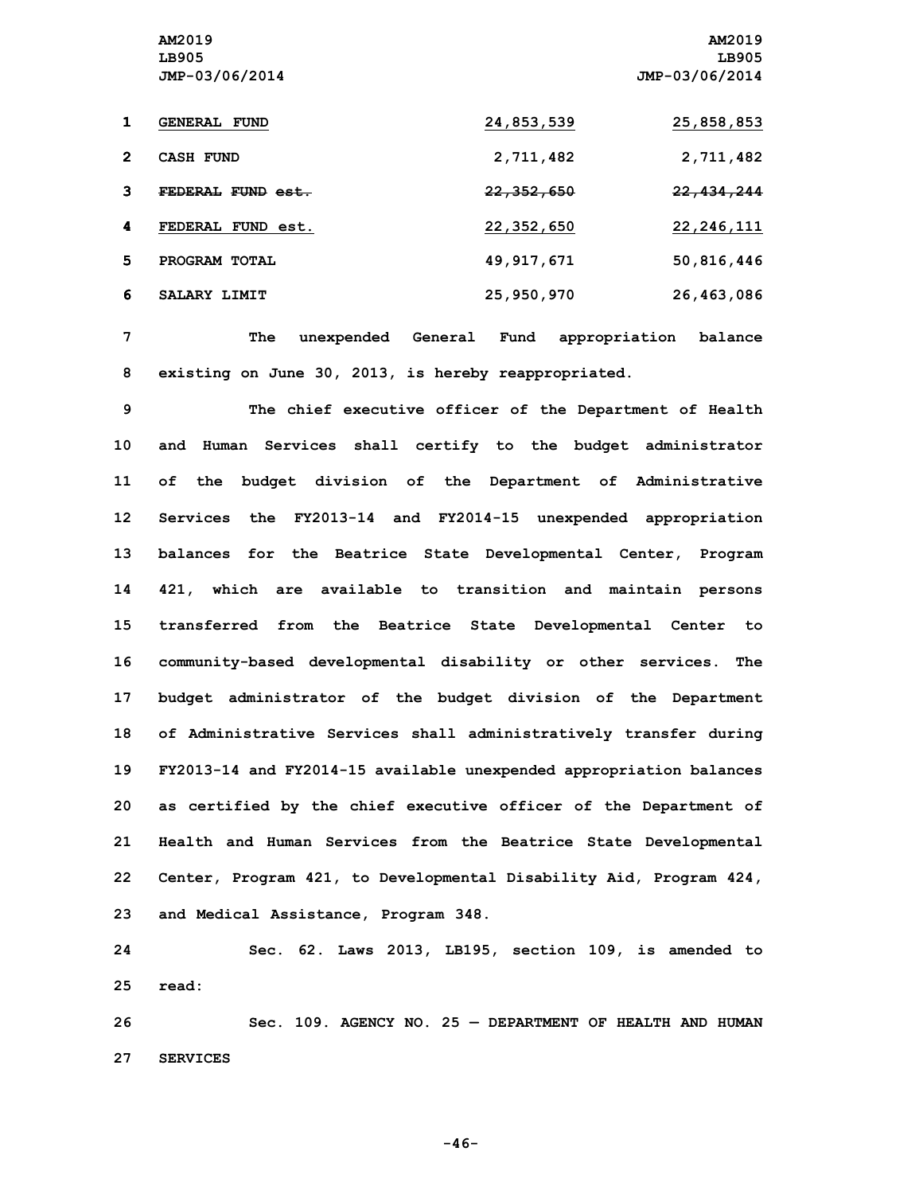| | | |
|---|---|---|
| GENERAL FUND | 24,853,539 | 25,858,853 |
| CASH FUND | 2,711,482 | 2,711,482 |
| ~~FEDERAL FUND est.~~ | ~~22,352,650~~ | ~~22,434,244~~ |
| FEDERAL FUND est. | 22,352,650 | 22,246,111 |
| PROGRAM TOTAL | 49,917,671 | 50,816,446 |
| SALARY LIMIT | 25,950,970 | 26,463,086 |

The unexpended General Fund appropriation balance existing on June 30, 2013, is hereby reappropriated.

The chief executive officer of the Department of Health and Human Services shall certify to the budget administrator of the budget division of the Department of Administrative Services the FY2013-14 and FY2014-15 unexpended appropriation balances for the Beatrice State Developmental Center, Program 421, which are available to transition and maintain persons transferred from the Beatrice State Developmental Center to community-based developmental disability or other services. The budget administrator of the budget division of the Department of Administrative Services shall administratively transfer during FY2013-14 and FY2014-15 available unexpended appropriation balances as certified by the chief executive officer of the Department of Health and Human Services from the Beatrice State Developmental Center, Program 421, to Developmental Disability Aid, Program 424, and Medical Assistance, Program 348.

Sec. 62. Laws 2013, LB195, section 109, is amended to read:

Sec. 109. AGENCY NO. 25 — DEPARTMENT OF HEALTH AND HUMAN SERVICES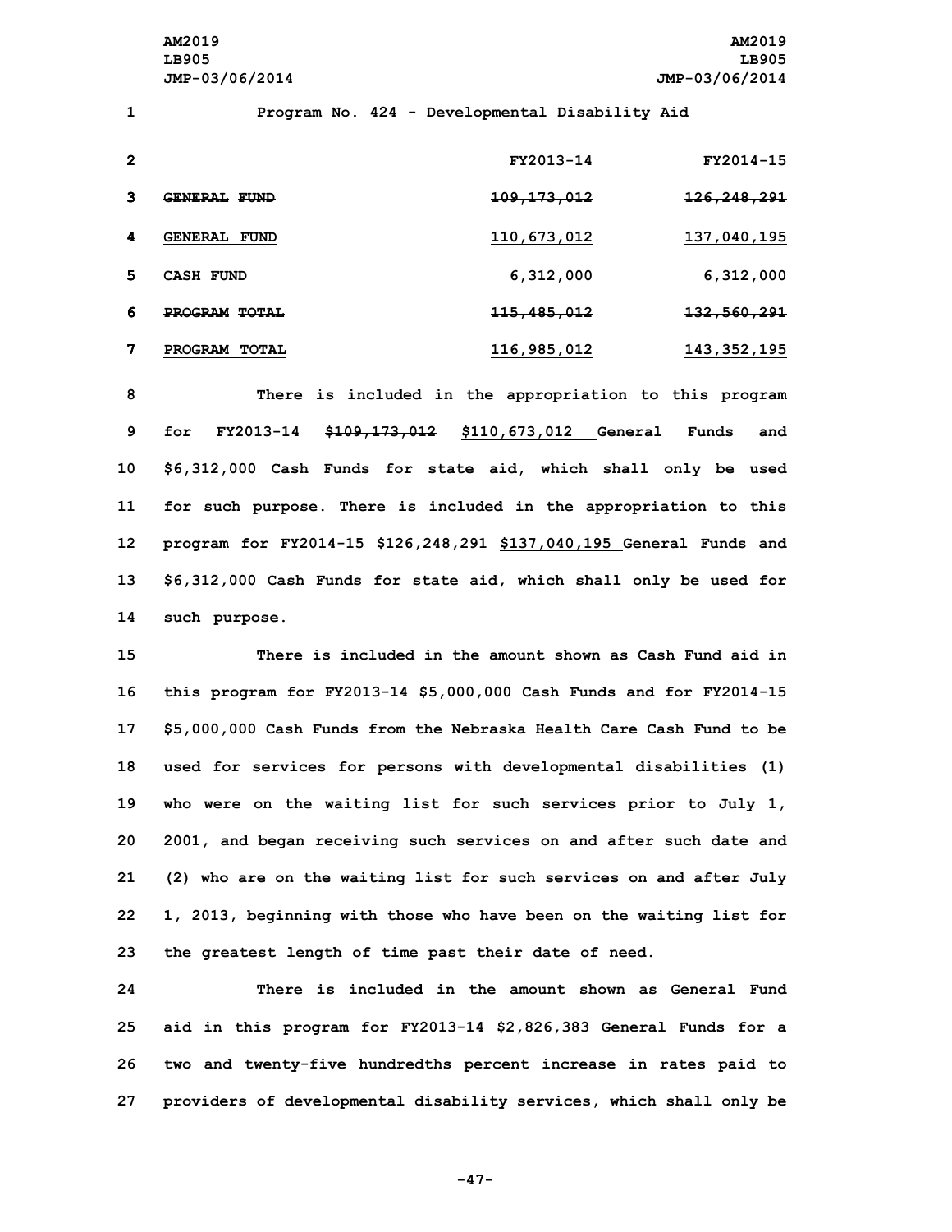Program No. 424 - Developmental Disability Aid

| | FY2013-14 | FY2014-15 |
|---|---|---|
| ~~GENERAL FUND~~ | ~~109,173,012~~ | ~~126,248,291~~ |
| <u>GENERAL FUND</u> | <u>110,673,012</u> | <u>137,040,195</u> |
| CASH FUND | 6,312,000 | 6,312,000 |
| ~~PROGRAM TOTAL~~ | ~~115,485,012~~ | ~~132,560,291~~ |
| <u>PROGRAM TOTAL</u> | <u>116,985,012</u> | <u>143,352,195</u> |

There is included in the appropriation to this program for FY2013-14 ~~$109,173,012~~ <u>$110,673,012</u> General Funds and $6,312,000 Cash Funds for state aid, which shall only be used for such purpose. There is included in the appropriation to this program for FY2014-15 ~~$126,248,291~~ <u>$137,040,195</u> General Funds and $6,312,000 Cash Funds for state aid, which shall only be used for such purpose.

There is included in the amount shown as Cash Fund aid in this program for FY2013-14 $5,000,000 Cash Funds and for FY2014-15 $5,000,000 Cash Funds from the Nebraska Health Care Cash Fund to be used for services for persons with developmental disabilities (1) who were on the waiting list for such services prior to July 1, 2001, and began receiving such services on and after such date and (2) who are on the waiting list for such services on and after July 1, 2013, beginning with those who have been on the waiting list for the greatest length of time past their date of need.

There is included in the amount shown as General Fund aid in this program for FY2013-14 $2,826,383 General Funds for a two and twenty-five hundredths percent increase in rates paid to providers of developmental disability services, which shall only be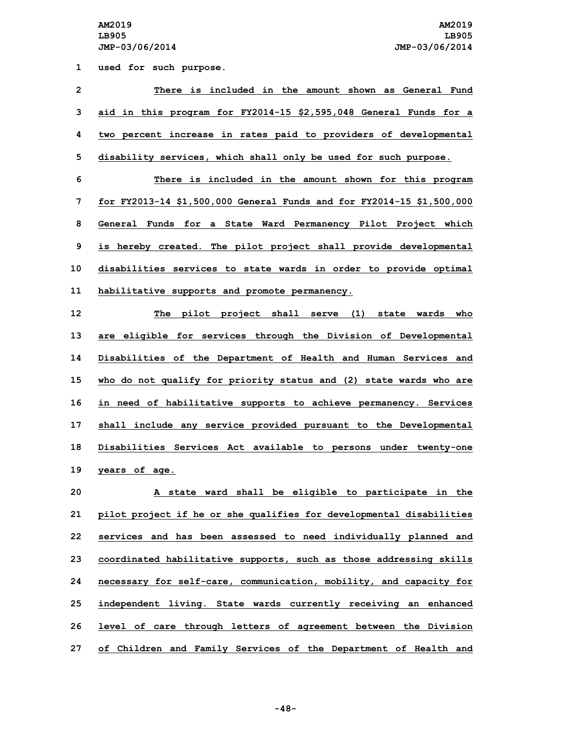used for such purpose.

There is included in the amount shown as General Fund aid in this program for FY2014-15 $2,595,048 General Funds for a two percent increase in rates paid to providers of developmental disability services, which shall only be used for such purpose.

There is included in the amount shown for this program for FY2013-14 $1,500,000 General Funds and for FY2014-15 $1,500,000 General Funds for a State Ward Permanency Pilot Project which is hereby created. The pilot project shall provide developmental disabilities services to state wards in order to provide optimal habilitative supports and promote permanency.

The pilot project shall serve (1) state wards who are eligible for services through the Division of Developmental Disabilities of the Department of Health and Human Services and who do not qualify for priority status and (2) state wards who are in need of habilitative supports to achieve permanency. Services shall include any service provided pursuant to the Developmental Disabilities Services Act available to persons under twenty-one years of age.

A state ward shall be eligible to participate in the pilot project if he or she qualifies for developmental disabilities services and has been assessed to need individually planned and coordinated habilitative supports, such as those addressing skills necessary for self-care, communication, mobility, and capacity for independent living. State wards currently receiving an enhanced level of care through letters of agreement between the Division of Children and Family Services of the Department of Health and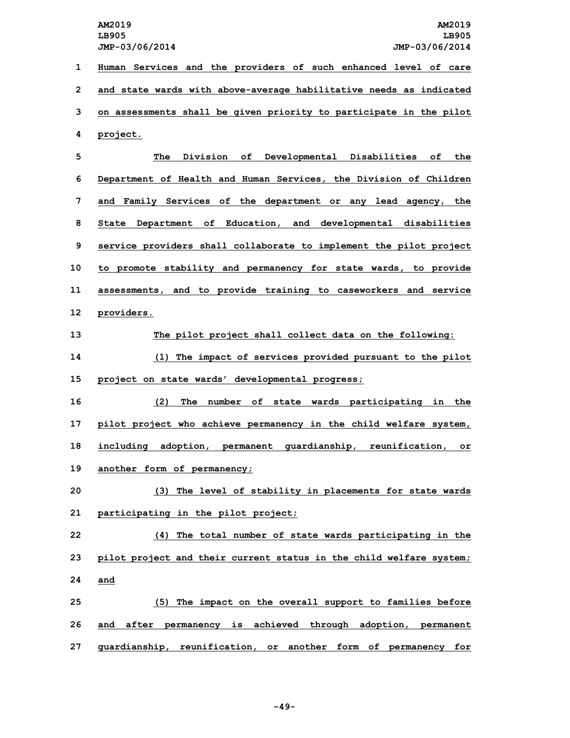Human Services and the providers of such enhanced level of care and state wards with above-average habilitative needs as indicated on assessments shall be given priority to participate in the pilot project.

The Division of Developmental Disabilities of the Department of Health and Human Services, the Division of Children and Family Services of the department or any lead agency, the State Department of Education, and developmental disabilities service providers shall collaborate to implement the pilot project to promote stability and permanency for state wards, to provide assessments, and to provide training to caseworkers and service providers.

The pilot project shall collect data on the following:

(1) The impact of services provided pursuant to the pilot project on state wards' developmental progress;

(2) The number of state wards participating in the pilot project who achieve permanency in the child welfare system, including adoption, permanent guardianship, reunification, or another form of permanency;

(3) The level of stability in placements for state wards participating in the pilot project;

(4) The total number of state wards participating in the pilot project and their current status in the child welfare system; and

(5) The impact on the overall support to families before and after permanency is achieved through adoption, permanent guardianship, reunification, or another form of permanency for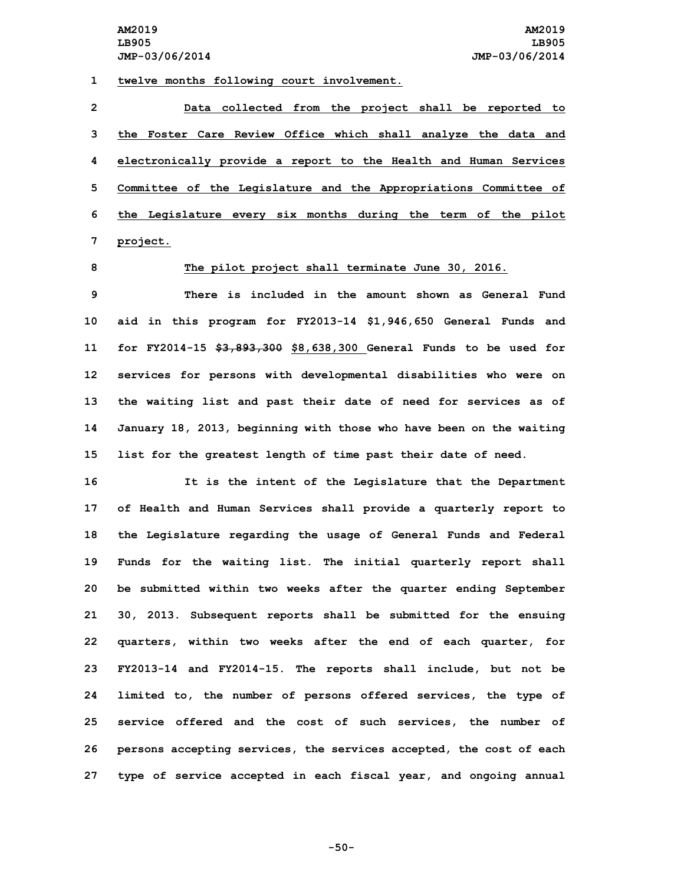twelve months following court involvement.

Data collected from the project shall be reported to the Foster Care Review Office which shall analyze the data and electronically provide a report to the Health and Human Services Committee of the Legislature and the Appropriations Committee of the Legislature every six months during the term of the pilot project.

The pilot project shall terminate June 30, 2016.

There is included in the amount shown as General Fund aid in this program for FY2013-14 $1,946,650 General Funds and for FY2014-15 ~~$3,893,300~~ $8,638,300 General Funds to be used for services for persons with developmental disabilities who were on the waiting list and past their date of need for services as of January 18, 2013, beginning with those who have been on the waiting list for the greatest length of time past their date of need.

It is the intent of the Legislature that the Department of Health and Human Services shall provide a quarterly report to the Legislature regarding the usage of General Funds and Federal Funds for the waiting list. The initial quarterly report shall be submitted within two weeks after the quarter ending September 30, 2013. Subsequent reports shall be submitted for the ensuing quarters, within two weeks after the end of each quarter, for FY2013-14 and FY2014-15. The reports shall include, but not be limited to, the number of persons offered services, the type of service offered and the cost of such services, the number of persons accepting services, the services accepted, the cost of each type of service accepted in each fiscal year, and ongoing annual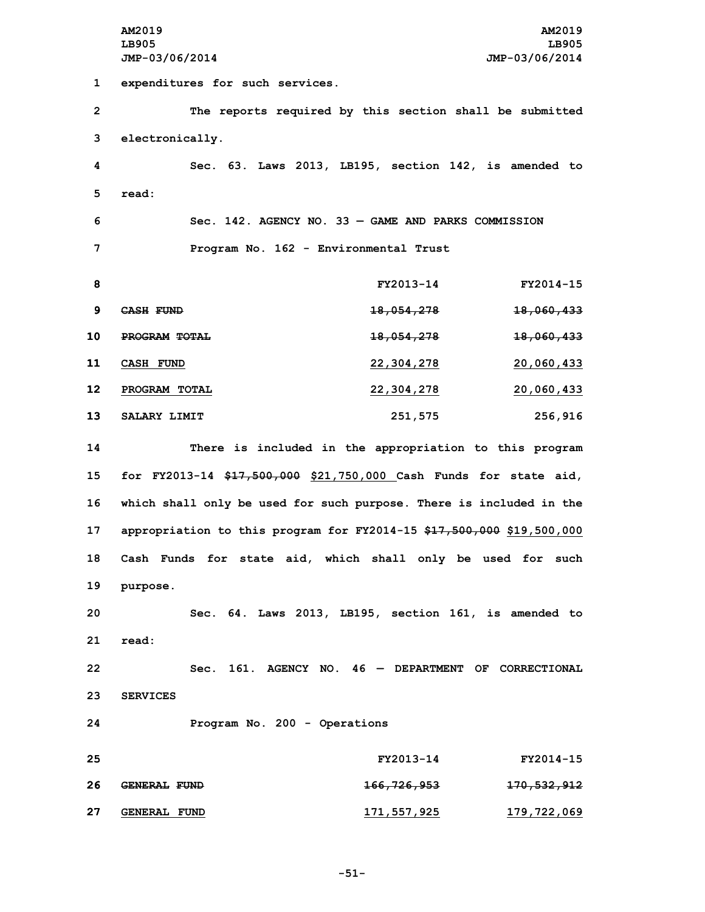expenditures for such services.

The reports required by this section shall be submitted electronically.

Sec. 63. Laws 2013, LB195, section 142, is amended to read:

Sec. 142. AGENCY NO. 33 — GAME AND PARKS COMMISSION

Program No. 162 - Environmental Trust

| | FY2013-14 | FY2014-15 |
|---|---|---|
| ~~CASH FUND~~ | ~~18,054,278~~ | ~~18,060,433~~ |
| ~~PROGRAM TOTAL~~ | ~~18,054,278~~ | ~~18,060,433~~ |
| CASH FUND | 22,304,278 | 20,060,433 |
| PROGRAM TOTAL | 22,304,278 | 20,060,433 |
| SALARY LIMIT | 251,575 | 256,916 |

There is included in the appropriation to this program for FY2013-14 ~~$17,500,000~~ $21,750,000 Cash Funds for state aid, which shall only be used for such purpose. There is included in the appropriation to this program for FY2014-15 ~~$17,500,000~~ $19,500,000 Cash Funds for state aid, which shall only be used for such purpose.

Sec. 64. Laws 2013, LB195, section 161, is amended to read:

Sec. 161. AGENCY NO. 46 — DEPARTMENT OF CORRECTIONAL SERVICES

Program No. 200 - Operations

| | FY2013-14 | FY2014-15 |
|---|---|---|
| ~~GENERAL FUND~~ | ~~166,726,953~~ | ~~170,532,912~~ |
| GENERAL FUND | 171,557,925 | 179,722,069 |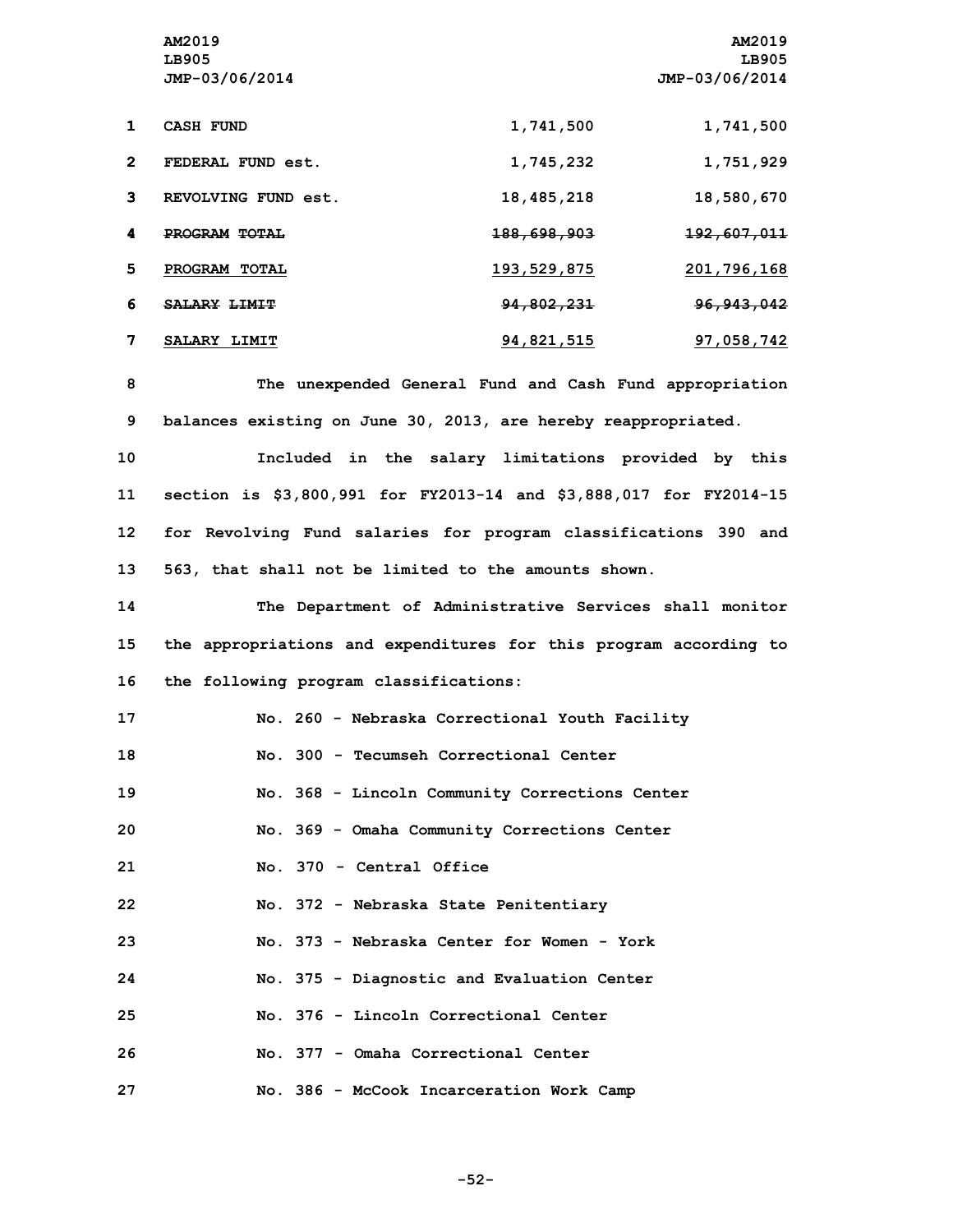| | | |
|---|---|---|
| CASH FUND | 1,741,500 | 1,741,500 |
| FEDERAL FUND est. | 1,745,232 | 1,751,929 |
| REVOLVING FUND est. | 18,485,218 | 18,580,670 |
| ~~PROGRAM TOTAL~~ | ~~188,698,903~~ | ~~192,607,011~~ |
| PROGRAM TOTAL | 193,529,875 | 201,796,168 |
| ~~SALARY LIMIT~~ | ~~94,802,231~~ | ~~96,943,042~~ |
| SALARY LIMIT | 94,821,515 | 97,058,742 |

The unexpended General Fund and Cash Fund appropriation balances existing on June 30, 2013, are hereby reappropriated.

Included in the salary limitations provided by this section is $3,800,991 for FY2013-14 and $3,888,017 for FY2014-15 for Revolving Fund salaries for program classifications 390 and 563, that shall not be limited to the amounts shown.

The Department of Administrative Services shall monitor the appropriations and expenditures for this program according to the following program classifications:

No. 260 - Nebraska Correctional Youth Facility

No. 300 - Tecumseh Correctional Center

No. 368 - Lincoln Community Corrections Center

No. 369 - Omaha Community Corrections Center

No. 370 - Central Office

No. 372 - Nebraska State Penitentiary

No. 373 - Nebraska Center for Women - York

No. 375 - Diagnostic and Evaluation Center

No. 376 - Lincoln Correctional Center

No. 377 - Omaha Correctional Center

No. 386 - McCook Incarceration Work Camp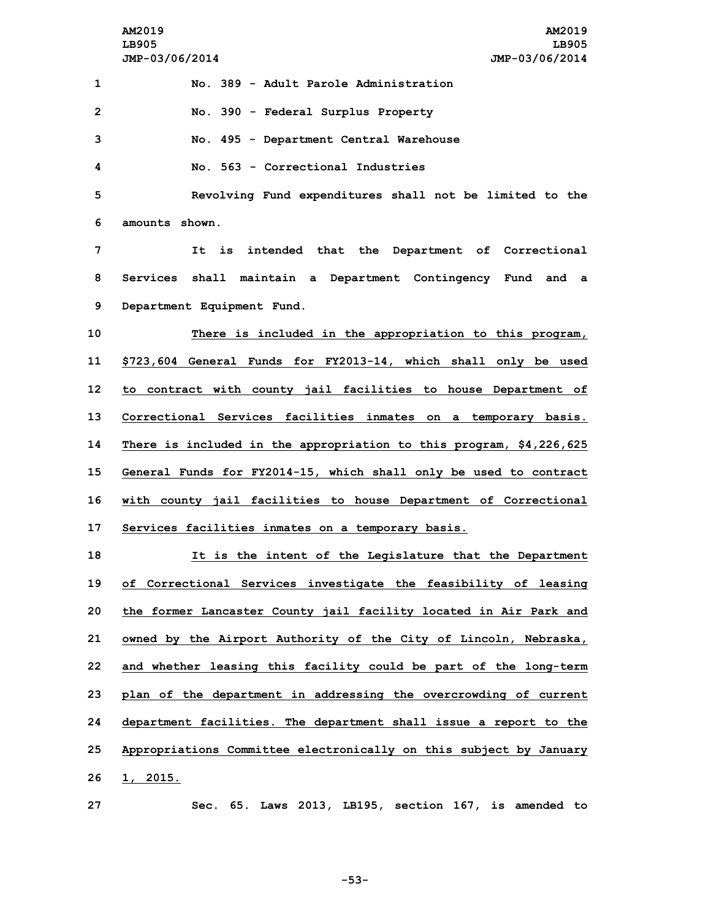No. 389 - Adult Parole Administration

No. 390 - Federal Surplus Property

No. 495 - Department Central Warehouse

No. 563 - Correctional Industries

Revolving Fund expenditures shall not be limited to the amounts shown.

It is intended that the Department of Correctional Services shall maintain a Department Contingency Fund and a Department Equipment Fund.

There is included in the appropriation to this program, $723,604 General Funds for FY2013-14, which shall only be used to contract with county jail facilities to house Department of Correctional Services facilities inmates on a temporary basis. There is included in the appropriation to this program, $4,226,625 General Funds for FY2014-15, which shall only be used to contract with county jail facilities to house Department of Correctional Services facilities inmates on a temporary basis.

It is the intent of the Legislature that the Department of Correctional Services investigate the feasibility of leasing the former Lancaster County jail facility located in Air Park and owned by the Airport Authority of the City of Lincoln, Nebraska, and whether leasing this facility could be part of the long-term plan of the department in addressing the overcrowding of current department facilities. The department shall issue a report to the Appropriations Committee electronically on this subject by January 1, 2015.

Sec. 65. Laws 2013, LB195, section 167, is amended to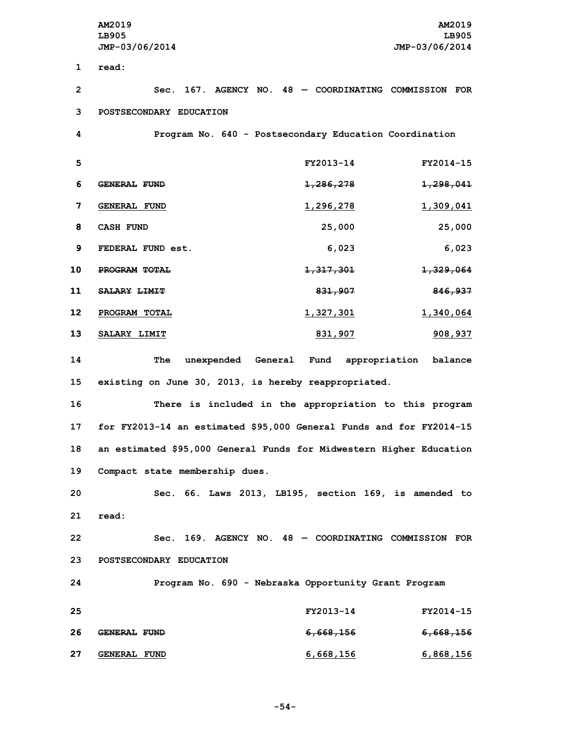read:

Sec. 167. AGENCY NO. 48 — COORDINATING COMMISSION FOR POSTSECONDARY EDUCATION

Program No. 640 - Postsecondary Education Coordination

| | FY2013-14 | FY2014-15 |
|---|---|---|
| ~~GENERAL FUND~~ | ~~1,286,278~~ | ~~1,298,041~~ |
| GENERAL FUND | 1,296,278 | 1,309,041 |
| CASH FUND | 25,000 | 25,000 |
| FEDERAL FUND est. | 6,023 | 6,023 |
| ~~PROGRAM TOTAL~~ | ~~1,317,301~~ | ~~1,329,064~~ |
| ~~SALARY LIMIT~~ | ~~831,907~~ | ~~846,937~~ |
| PROGRAM TOTAL | 1,327,301 | 1,340,064 |
| SALARY LIMIT | 831,907 | 908,937 |

The unexpended General Fund appropriation balance existing on June 30, 2013, is hereby reappropriated.

There is included in the appropriation to this program for FY2013-14 an estimated $95,000 General Funds and for FY2014-15 an estimated $95,000 General Funds for Midwestern Higher Education Compact state membership dues.

Sec. 66. Laws 2013, LB195, section 169, is amended to read:

Sec. 169. AGENCY NO. 48 — COORDINATING COMMISSION FOR POSTSECONDARY EDUCATION

Program No. 690 - Nebraska Opportunity Grant Program

| | FY2013-14 | FY2014-15 |
|---|---|---|
| ~~GENERAL FUND~~ | ~~6,668,156~~ | ~~6,668,156~~ |
| GENERAL FUND | 6,668,156 | 6,868,156 |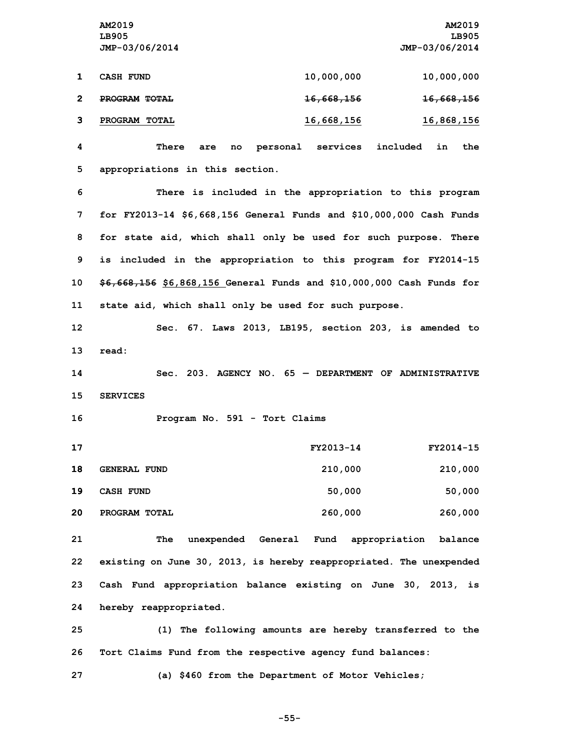| | | |
|---|---|---|
| CASH FUND | 10,000,000 | 10,000,000 |
| ~~PROGRAM TOTAL~~ | ~~16,668,156~~ | ~~16,668,156~~ |
| <u>PROGRAM TOTAL</u> | <u>16,668,156</u> | <u>16,868,156</u> |

There are no personal services included in the appropriations in this section.

There is included in the appropriation to this program for FY2013-14 $6,668,156 General Funds and $10,000,000 Cash Funds for state aid, which shall only be used for such purpose. There is included in the appropriation to this program for FY2014-15 ~~$6,668,156~~ <u>$6,868,156</u> General Funds and $10,000,000 Cash Funds for state aid, which shall only be used for such purpose.

Sec. 67. Laws 2013, LB195, section 203, is amended to read:

Sec. 203. AGENCY NO. 65 — DEPARTMENT OF ADMINISTRATIVE SERVICES

Program No. 591 - Tort Claims

| | FY2013-14 | FY2014-15 |
|---|---|---|
| GENERAL FUND | 210,000 | 210,000 |
| CASH FUND | 50,000 | 50,000 |
| PROGRAM TOTAL | 260,000 | 260,000 |

The unexpended General Fund appropriation balance existing on June 30, 2013, is hereby reappropriated. The unexpended Cash Fund appropriation balance existing on June 30, 2013, is hereby reappropriated.

(1) The following amounts are hereby transferred to the Tort Claims Fund from the respective agency fund balances:

(a) $460 from the Department of Motor Vehicles;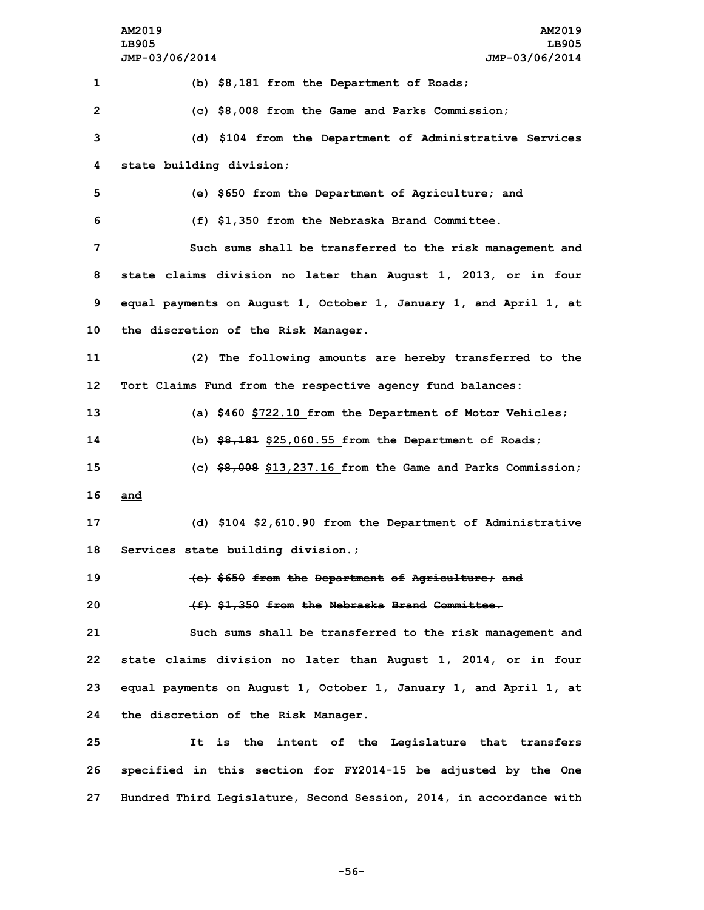(b) $8,181 from the Department of Roads;

(c) $8,008 from the Game and Parks Commission;

(d) $104 from the Department of Administrative Services state building division;

(e) $650 from the Department of Agriculture; and

(f) $1,350 from the Nebraska Brand Committee.

Such sums shall be transferred to the risk management and state claims division no later than August 1, 2013, or in four equal payments on August 1, October 1, January 1, and April 1, at the discretion of the Risk Manager.

(2) The following amounts are hereby transferred to the Tort Claims Fund from the respective agency fund balances:

(a) ~~$460~~ $722.10 from the Department of Motor Vehicles;

(b) ~~$8,181~~ $25,060.55 from the Department of Roads;

(c) ~~$8,008~~ $13,237.16 from the Game and Parks Commission; and

(d) ~~$104~~ $2,610.90 from the Department of Administrative Services state building division.~~;~~

~~(e) $650 from the Department of Agriculture; and~~

~~(f) $1,350 from the Nebraska Brand Committee.~~

Such sums shall be transferred to the risk management and state claims division no later than August 1, 2014, or in four equal payments on August 1, October 1, January 1, and April 1, at the discretion of the Risk Manager.

It is the intent of the Legislature that transfers specified in this section for FY2014-15 be adjusted by the One Hundred Third Legislature, Second Session, 2014, in accordance with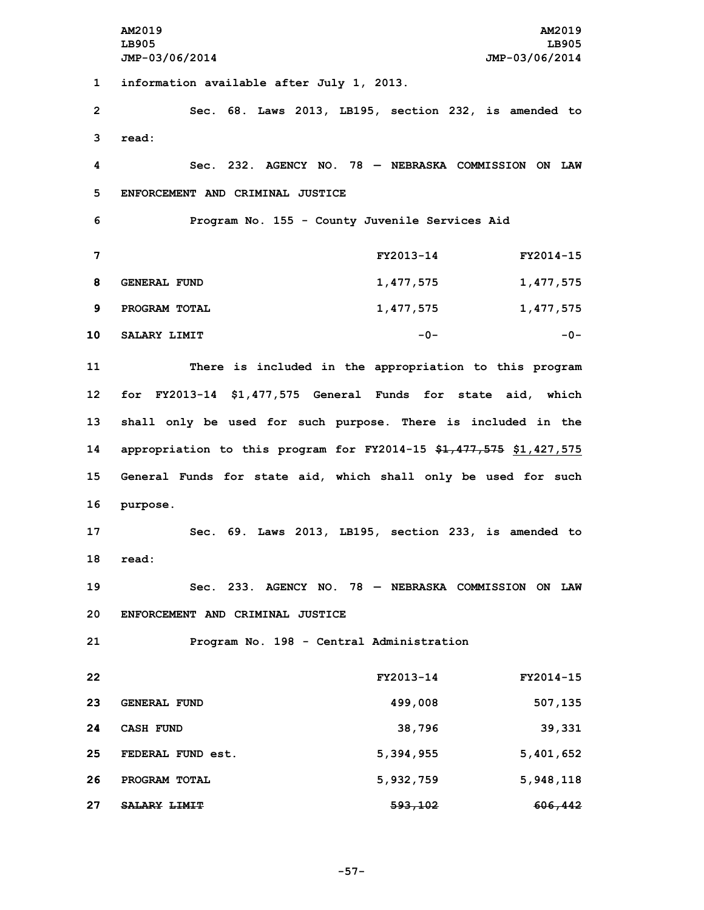information available after July 1, 2013.

Sec. 68. Laws 2013, LB195, section 232, is amended to read:

Sec. 232. AGENCY NO. 78 — NEBRASKA COMMISSION ON LAW ENFORCEMENT AND CRIMINAL JUSTICE

Program No. 155 - County Juvenile Services Aid

| | FY2013-14 | FY2014-15 |
|---|---|---|
| GENERAL FUND | 1,477,575 | 1,477,575 |
| PROGRAM TOTAL | 1,477,575 | 1,477,575 |
| SALARY LIMIT | -0- | -0- |

There is included in the appropriation to this program for FY2013-14 $1,477,575 General Funds for state aid, which shall only be used for such purpose. There is included in the appropriation to this program for FY2014-15 ~~$1,477,575~~ $1,427,575 General Funds for state aid, which shall only be used for such purpose.

Sec. 69. Laws 2013, LB195, section 233, is amended to read:

Sec. 233. AGENCY NO. 78 — NEBRASKA COMMISSION ON LAW ENFORCEMENT AND CRIMINAL JUSTICE

Program No. 198 - Central Administration

| | FY2013-14 | FY2014-15 |
|---|---|---|
| GENERAL FUND | 499,008 | 507,135 |
| CASH FUND | 38,796 | 39,331 |
| FEDERAL FUND est. | 5,394,955 | 5,401,652 |
| PROGRAM TOTAL | 5,932,759 | 5,948,118 |
| ~~SALARY LIMIT~~ | ~~593,102~~ | ~~606,442~~ |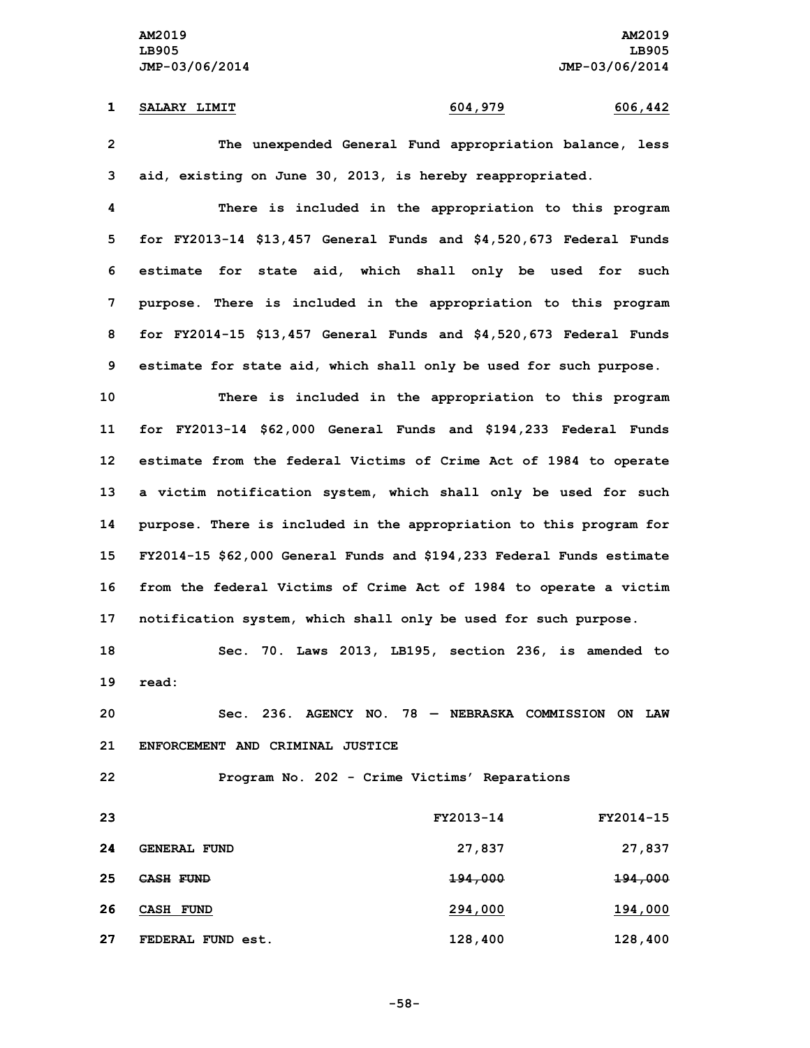SALARY LIMIT 604,979 606,442

The unexpended General Fund appropriation balance, less aid, existing on June 30, 2013, is hereby reappropriated.

There is included in the appropriation to this program for FY2013-14 $13,457 General Funds and $4,520,673 Federal Funds estimate for state aid, which shall only be used for such purpose. There is included in the appropriation to this program for FY2014-15 $13,457 General Funds and $4,520,673 Federal Funds estimate for state aid, which shall only be used for such purpose.

There is included in the appropriation to this program for FY2013-14 $62,000 General Funds and $194,233 Federal Funds estimate from the federal Victims of Crime Act of 1984 to operate a victim notification system, which shall only be used for such purpose. There is included in the appropriation to this program for FY2014-15 $62,000 General Funds and $194,233 Federal Funds estimate from the federal Victims of Crime Act of 1984 to operate a victim notification system, which shall only be used for such purpose.

Sec. 70. Laws 2013, LB195, section 236, is amended to read:

Sec. 236. AGENCY NO. 78 — NEBRASKA COMMISSION ON LAW ENFORCEMENT AND CRIMINAL JUSTICE

Program No. 202 - Crime Victims' Reparations

| | FY2013-14 | FY2014-15 |
|---|---|---|
| GENERAL FUND | 27,837 | 27,837 |
| ~~CASH FUND~~ | ~~194,000~~ | ~~194,000~~ |
| CASH FUND | 294,000 | 194,000 |
| FEDERAL FUND est. | 128,400 | 128,400 |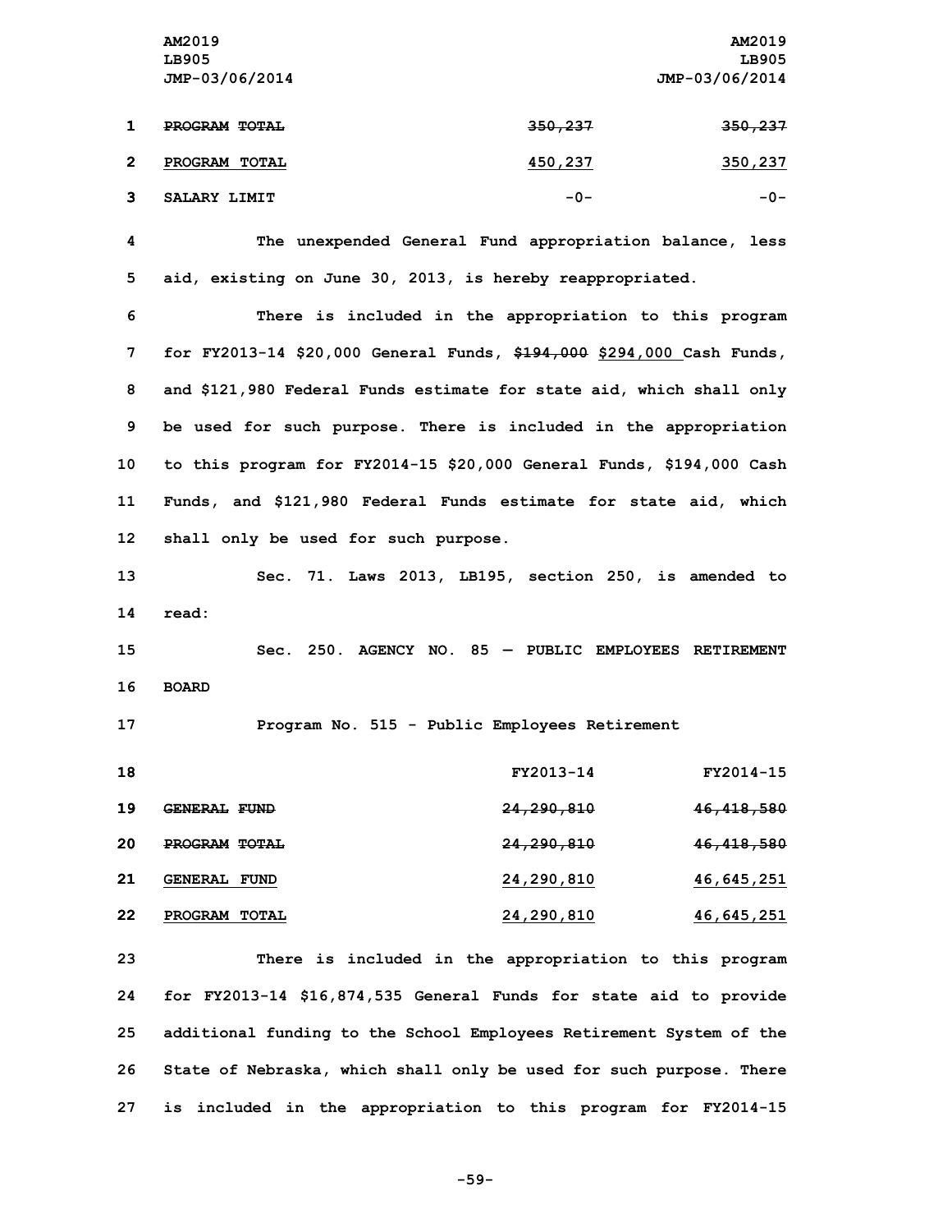| | | |
|---|---|---|
| ~~PROGRAM TOTAL~~ | ~~350,237~~ | ~~350,237~~ |
| PROGRAM TOTAL | 450,237 | 350,237 |
| SALARY LIMIT | -0- | -0- |

The unexpended General Fund appropriation balance, less aid, existing on June 30, 2013, is hereby reappropriated.

There is included in the appropriation to this program for FY2013-14 $20,000 General Funds, ~~$194,000~~ $294,000 Cash Funds, and $121,980 Federal Funds estimate for state aid, which shall only be used for such purpose. There is included in the appropriation to this program for FY2014-15 $20,000 General Funds, $194,000 Cash Funds, and $121,980 Federal Funds estimate for state aid, which shall only be used for such purpose.

Sec. 71. Laws 2013, LB195, section 250, is amended to read:

Sec. 250. AGENCY NO. 85 — PUBLIC EMPLOYEES RETIREMENT BOARD

Program No. 515 - Public Employees Retirement

| | FY2013-14 | FY2014-15 |
|---|---|---|
| ~~GENERAL FUND~~ | ~~24,290,810~~ | ~~46,418,580~~ |
| ~~PROGRAM TOTAL~~ | ~~24,290,810~~ | ~~46,418,580~~ |
| GENERAL FUND | 24,290,810 | 46,645,251 |
| PROGRAM TOTAL | 24,290,810 | 46,645,251 |

There is included in the appropriation to this program for FY2013-14 $16,874,535 General Funds for state aid to provide additional funding to the School Employees Retirement System of the State of Nebraska, which shall only be used for such purpose. There is included in the appropriation to this program for FY2014-15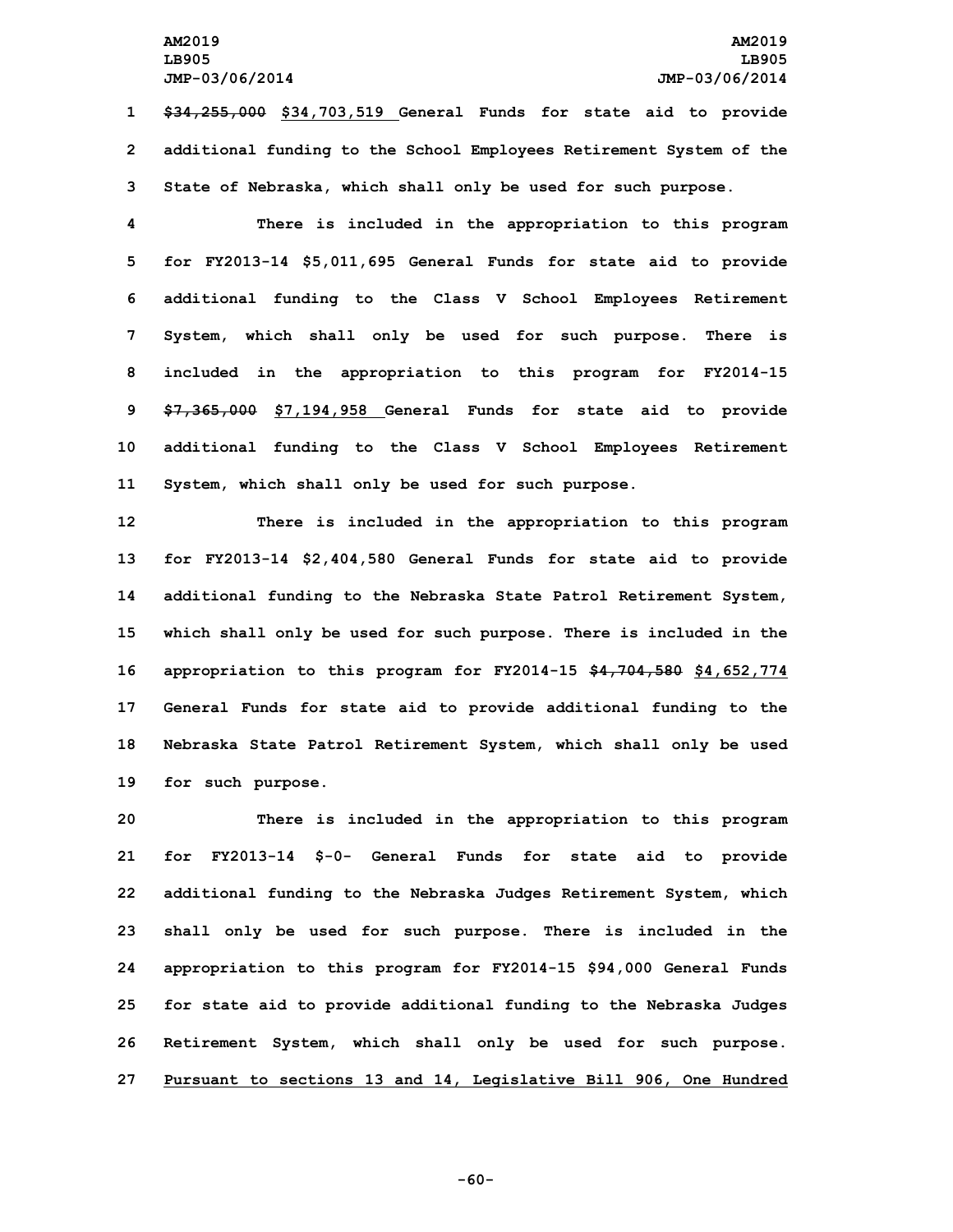~~$34,255,000~~ <u>$34,703,519</u> General Funds for state aid to provide additional funding to the School Employees Retirement System of the State of Nebraska, which shall only be used for such purpose.

There is included in the appropriation to this program for FY2013-14 $5,011,695 General Funds for state aid to provide additional funding to the Class V School Employees Retirement System, which shall only be used for such purpose. There is included in the appropriation to this program for FY2014-15 ~~$7,365,000~~ <u>$7,194,958</u> General Funds for state aid to provide additional funding to the Class V School Employees Retirement System, which shall only be used for such purpose.

There is included in the appropriation to this program for FY2013-14 $2,404,580 General Funds for state aid to provide additional funding to the Nebraska State Patrol Retirement System, which shall only be used for such purpose. There is included in the appropriation to this program for FY2014-15 ~~$4,704,580~~ <u>$4,652,774</u> General Funds for state aid to provide additional funding to the Nebraska State Patrol Retirement System, which shall only be used for such purpose.

There is included in the appropriation to this program for FY2013-14 $-0- General Funds for state aid to provide additional funding to the Nebraska Judges Retirement System, which shall only be used for such purpose. There is included in the appropriation to this program for FY2014-15 $94,000 General Funds for state aid to provide additional funding to the Nebraska Judges Retirement System, which shall only be used for such purpose. <u>Pursuant to sections 13 and 14, Legislative Bill 906, One Hundred</u>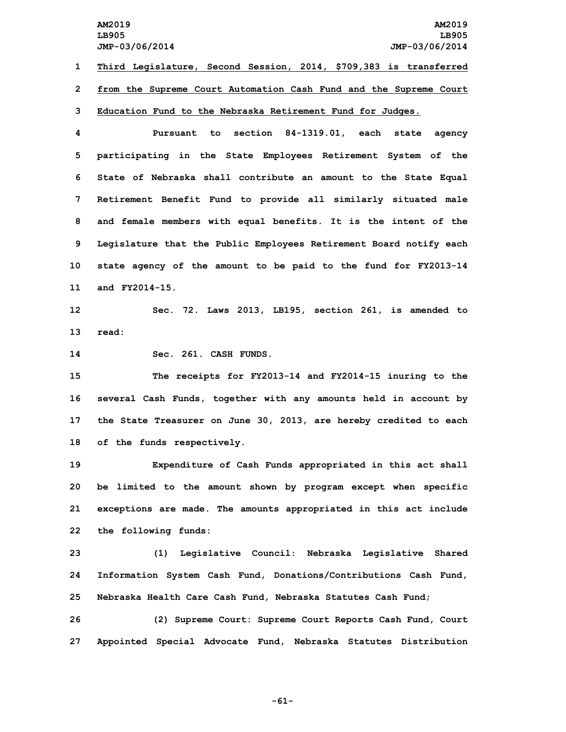Third Legislature, Second Session, 2014, $709,383 is transferred from the Supreme Court Automation Cash Fund and the Supreme Court Education Fund to the Nebraska Retirement Fund for Judges.

Pursuant to section 84-1319.01, each state agency participating in the State Employees Retirement System of the State of Nebraska shall contribute an amount to the State Equal Retirement Benefit Fund to provide all similarly situated male and female members with equal benefits. It is the intent of the Legislature that the Public Employees Retirement Board notify each state agency of the amount to be paid to the fund for FY2013-14 and FY2014-15.

Sec. 72. Laws 2013, LB195, section 261, is amended to read:

Sec. 261. CASH FUNDS.

The receipts for FY2013-14 and FY2014-15 inuring to the several Cash Funds, together with any amounts held in account by the State Treasurer on June 30, 2013, are hereby credited to each of the funds respectively.

Expenditure of Cash Funds appropriated in this act shall be limited to the amount shown by program except when specific exceptions are made. The amounts appropriated in this act include the following funds:

(1) Legislative Council: Nebraska Legislative Shared Information System Cash Fund, Donations/Contributions Cash Fund, Nebraska Health Care Cash Fund, Nebraska Statutes Cash Fund;

(2) Supreme Court: Supreme Court Reports Cash Fund, Court Appointed Special Advocate Fund, Nebraska Statutes Distribution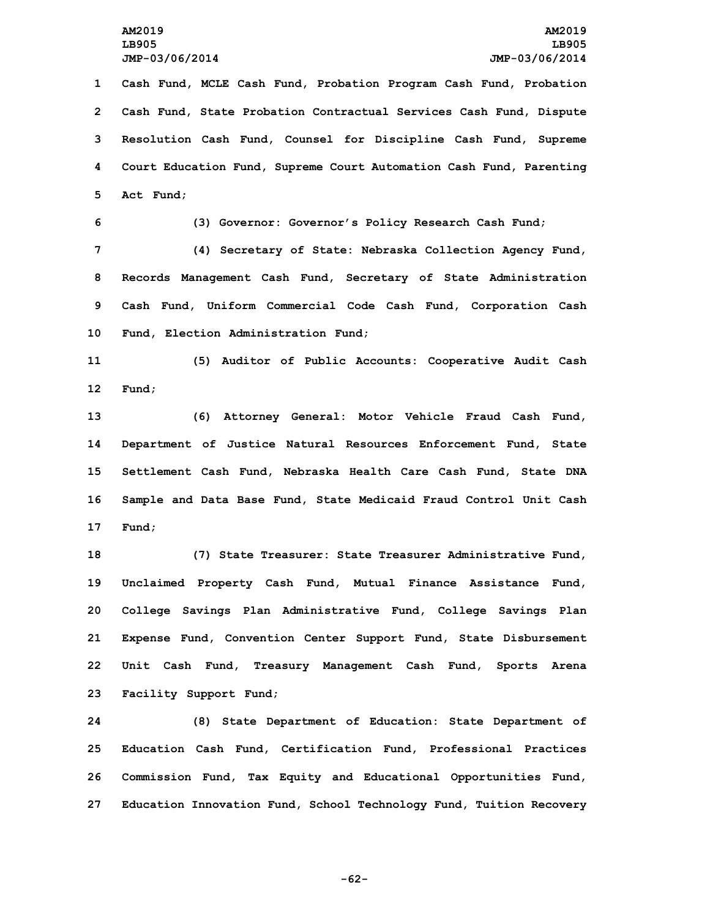Cash Fund, MCLE Cash Fund, Probation Program Cash Fund, Probation Cash Fund, State Probation Contractual Services Cash Fund, Dispute Resolution Cash Fund, Counsel for Discipline Cash Fund, Supreme Court Education Fund, Supreme Court Automation Cash Fund, Parenting Act Fund;

(3) Governor: Governor's Policy Research Cash Fund;

(4) Secretary of State: Nebraska Collection Agency Fund, Records Management Cash Fund, Secretary of State Administration Cash Fund, Uniform Commercial Code Cash Fund, Corporation Cash Fund, Election Administration Fund;

(5) Auditor of Public Accounts: Cooperative Audit Cash Fund;

(6) Attorney General: Motor Vehicle Fraud Cash Fund, Department of Justice Natural Resources Enforcement Fund, State Settlement Cash Fund, Nebraska Health Care Cash Fund, State DNA Sample and Data Base Fund, State Medicaid Fraud Control Unit Cash Fund;

(7) State Treasurer: State Treasurer Administrative Fund, Unclaimed Property Cash Fund, Mutual Finance Assistance Fund, College Savings Plan Administrative Fund, College Savings Plan Expense Fund, Convention Center Support Fund, State Disbursement Unit Cash Fund, Treasury Management Cash Fund, Sports Arena Facility Support Fund;

(8) State Department of Education: State Department of Education Cash Fund, Certification Fund, Professional Practices Commission Fund, Tax Equity and Educational Opportunities Fund, Education Innovation Fund, School Technology Fund, Tuition Recovery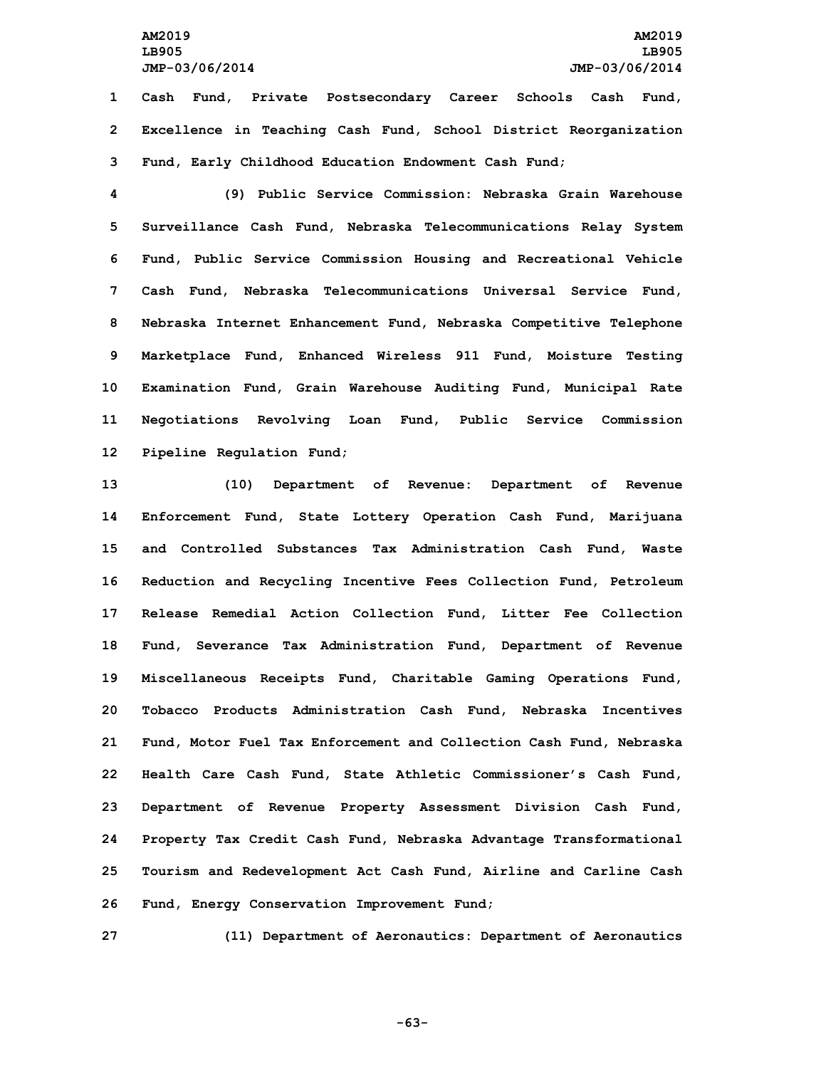Cash Fund, Private Postsecondary Career Schools Cash Fund, Excellence in Teaching Cash Fund, School District Reorganization Fund, Early Childhood Education Endowment Cash Fund;

(9) Public Service Commission: Nebraska Grain Warehouse Surveillance Cash Fund, Nebraska Telecommunications Relay System Fund, Public Service Commission Housing and Recreational Vehicle Cash Fund, Nebraska Telecommunications Universal Service Fund, Nebraska Internet Enhancement Fund, Nebraska Competitive Telephone Marketplace Fund, Enhanced Wireless 911 Fund, Moisture Testing Examination Fund, Grain Warehouse Auditing Fund, Municipal Rate Negotiations Revolving Loan Fund, Public Service Commission Pipeline Regulation Fund;

(10) Department of Revenue: Department of Revenue Enforcement Fund, State Lottery Operation Cash Fund, Marijuana and Controlled Substances Tax Administration Cash Fund, Waste Reduction and Recycling Incentive Fees Collection Fund, Petroleum Release Remedial Action Collection Fund, Litter Fee Collection Fund, Severance Tax Administration Fund, Department of Revenue Miscellaneous Receipts Fund, Charitable Gaming Operations Fund, Tobacco Products Administration Cash Fund, Nebraska Incentives Fund, Motor Fuel Tax Enforcement and Collection Cash Fund, Nebraska Health Care Cash Fund, State Athletic Commissioner's Cash Fund, Department of Revenue Property Assessment Division Cash Fund, Property Tax Credit Cash Fund, Nebraska Advantage Transformational Tourism and Redevelopment Act Cash Fund, Airline and Carline Cash Fund, Energy Conservation Improvement Fund;

(11) Department of Aeronautics: Department of Aeronautics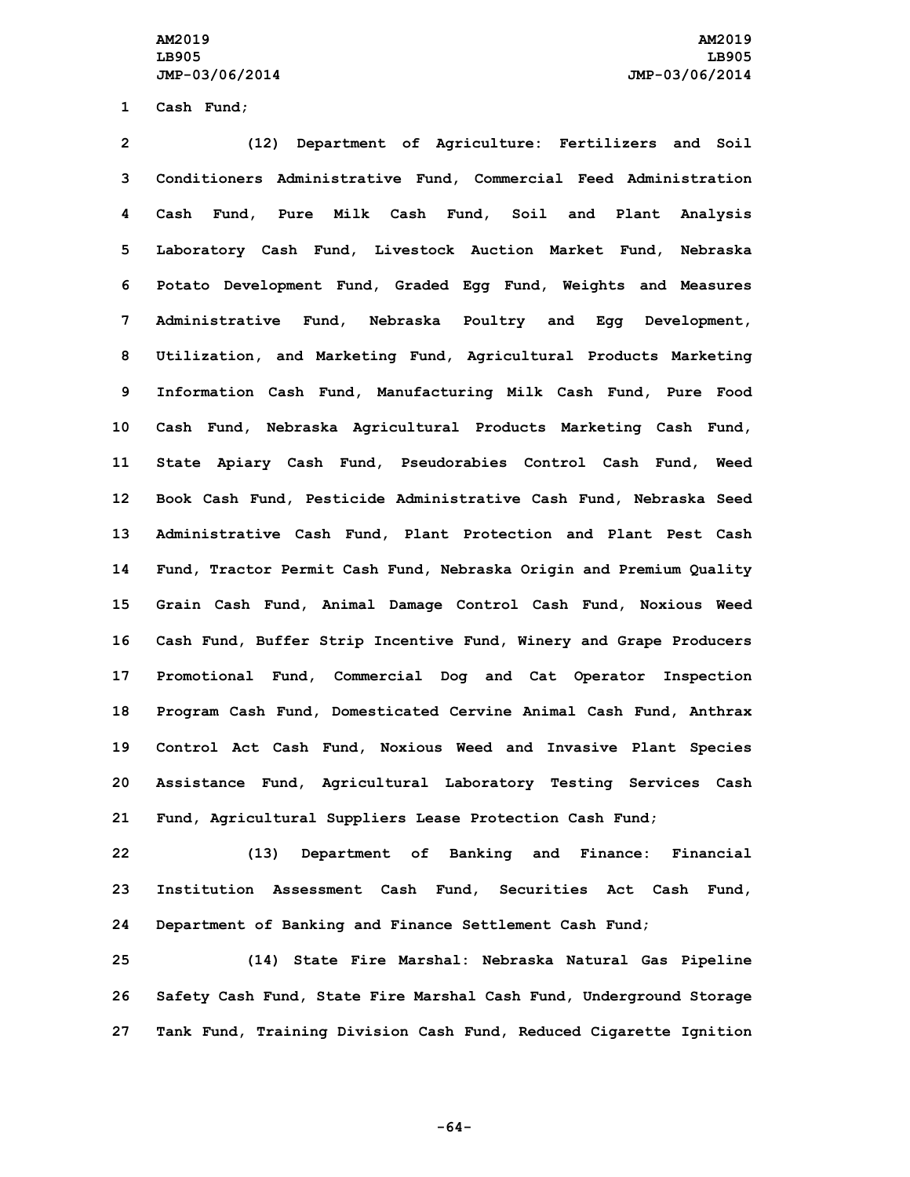Cash Fund;

(12) Department of Agriculture: Fertilizers and Soil Conditioners Administrative Fund, Commercial Feed Administration Cash Fund, Pure Milk Cash Fund, Soil and Plant Analysis Laboratory Cash Fund, Livestock Auction Market Fund, Nebraska Potato Development Fund, Graded Egg Fund, Weights and Measures Administrative Fund, Nebraska Poultry and Egg Development, Utilization, and Marketing Fund, Agricultural Products Marketing Information Cash Fund, Manufacturing Milk Cash Fund, Pure Food Cash Fund, Nebraska Agricultural Products Marketing Cash Fund, State Apiary Cash Fund, Pseudorabies Control Cash Fund, Weed Book Cash Fund, Pesticide Administrative Cash Fund, Nebraska Seed Administrative Cash Fund, Plant Protection and Plant Pest Cash Fund, Tractor Permit Cash Fund, Nebraska Origin and Premium Quality Grain Cash Fund, Animal Damage Control Cash Fund, Noxious Weed Cash Fund, Buffer Strip Incentive Fund, Winery and Grape Producers Promotional Fund, Commercial Dog and Cat Operator Inspection Program Cash Fund, Domesticated Cervine Animal Cash Fund, Anthrax Control Act Cash Fund, Noxious Weed and Invasive Plant Species Assistance Fund, Agricultural Laboratory Testing Services Cash Fund, Agricultural Suppliers Lease Protection Cash Fund;

(13) Department of Banking and Finance: Financial Institution Assessment Cash Fund, Securities Act Cash Fund, Department of Banking and Finance Settlement Cash Fund;

(14) State Fire Marshal: Nebraska Natural Gas Pipeline Safety Cash Fund, State Fire Marshal Cash Fund, Underground Storage Tank Fund, Training Division Cash Fund, Reduced Cigarette Ignition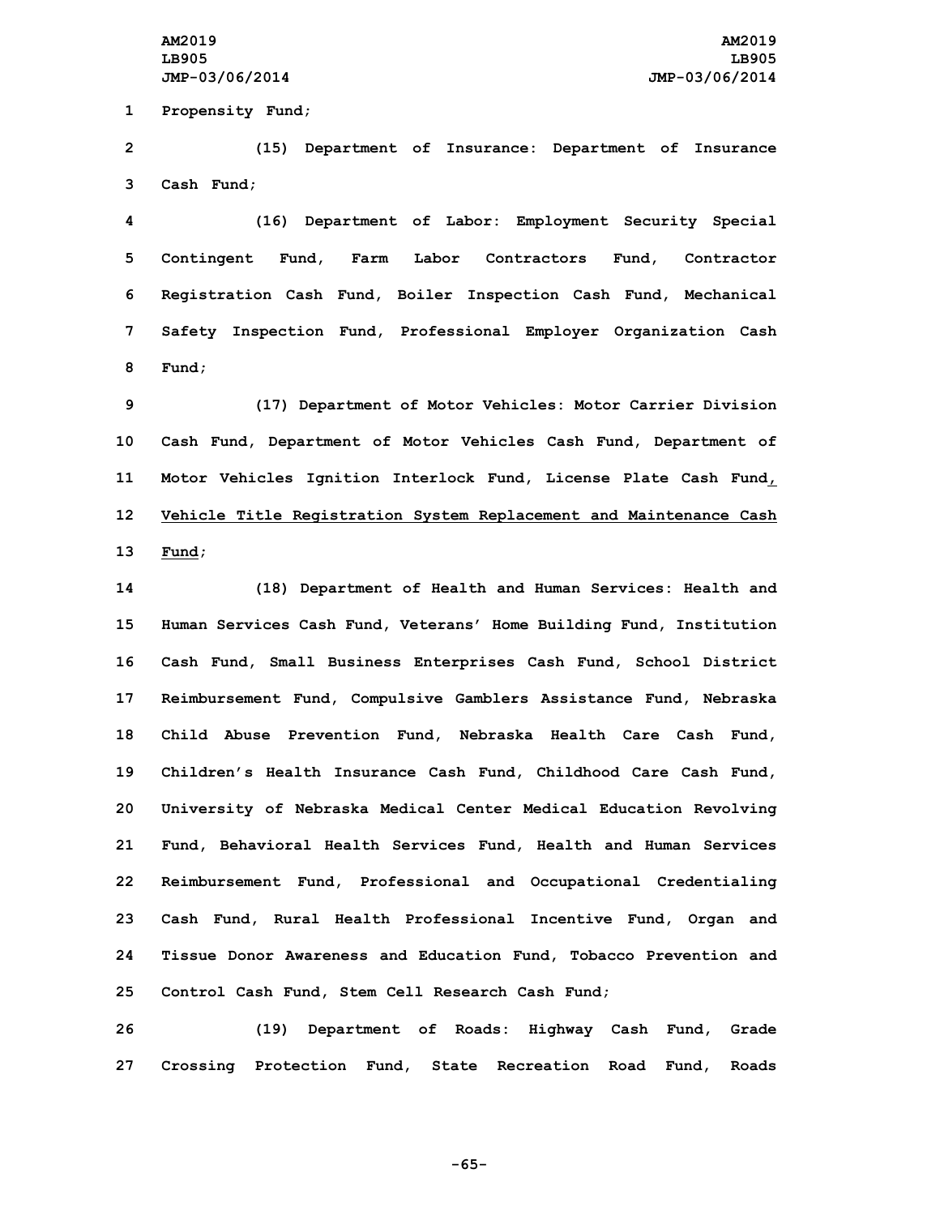Propensity Fund;

(15) Department of Insurance: Department of Insurance Cash Fund;

(16) Department of Labor: Employment Security Special Contingent Fund, Farm Labor Contractors Fund, Contractor Registration Cash Fund, Boiler Inspection Cash Fund, Mechanical Safety Inspection Fund, Professional Employer Organization Cash Fund;

(17) Department of Motor Vehicles: Motor Carrier Division Cash Fund, Department of Motor Vehicles Cash Fund, Department of Motor Vehicles Ignition Interlock Fund, License Plate Cash Fund, Vehicle Title Registration System Replacement and Maintenance Cash Fund;

(18) Department of Health and Human Services: Health and Human Services Cash Fund, Veterans' Home Building Fund, Institution Cash Fund, Small Business Enterprises Cash Fund, School District Reimbursement Fund, Compulsive Gamblers Assistance Fund, Nebraska Child Abuse Prevention Fund, Nebraska Health Care Cash Fund, Children's Health Insurance Cash Fund, Childhood Care Cash Fund, University of Nebraska Medical Center Medical Education Revolving Fund, Behavioral Health Services Fund, Health and Human Services Reimbursement Fund, Professional and Occupational Credentialing Cash Fund, Rural Health Professional Incentive Fund, Organ and Tissue Donor Awareness and Education Fund, Tobacco Prevention and Control Cash Fund, Stem Cell Research Cash Fund;

(19) Department of Roads: Highway Cash Fund, Grade Crossing Protection Fund, State Recreation Road Fund, Roads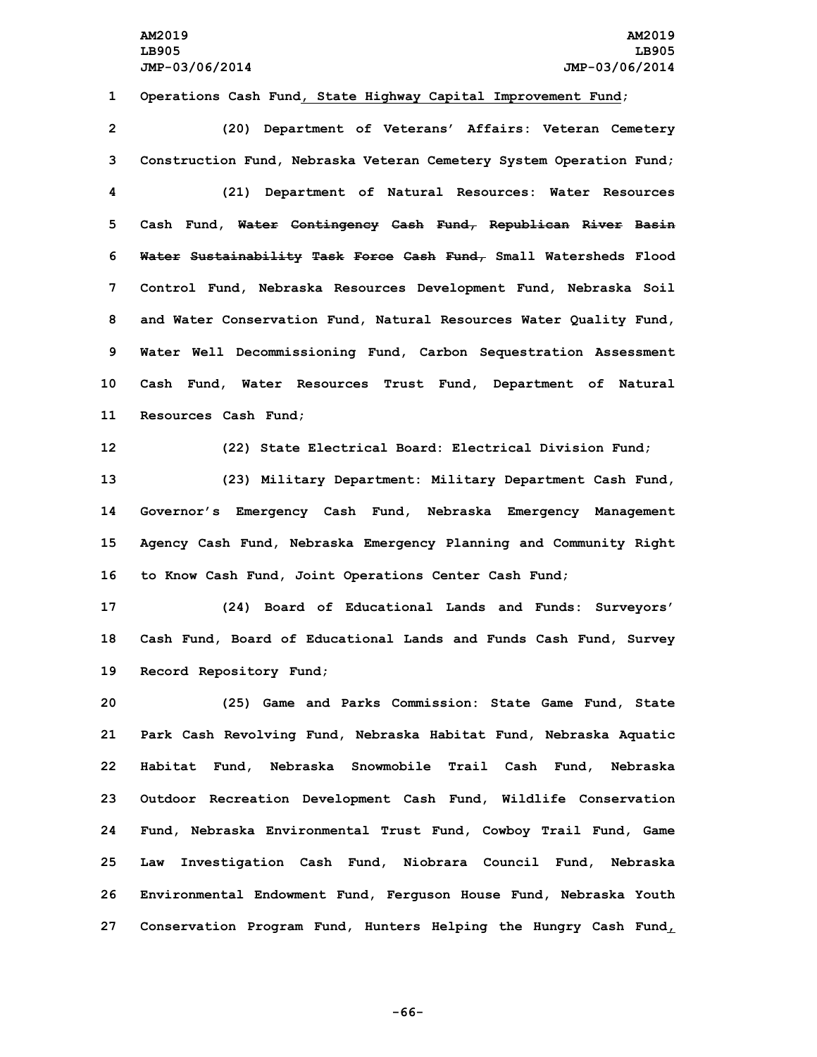Operations Cash Fund, State Highway Capital Improvement Fund;

(20) Department of Veterans' Affairs: Veteran Cemetery Construction Fund, Nebraska Veteran Cemetery System Operation Fund;

(21) Department of Natural Resources: Water Resources Cash Fund, ~~Water Contingency Cash Fund, Republican River Basin Water Sustainability Task Force Cash Fund,~~ Small Watersheds Flood Control Fund, Nebraska Resources Development Fund, Nebraska Soil and Water Conservation Fund, Natural Resources Water Quality Fund, Water Well Decommissioning Fund, Carbon Sequestration Assessment Cash Fund, Water Resources Trust Fund, Department of Natural Resources Cash Fund;

(22) State Electrical Board: Electrical Division Fund;

(23) Military Department: Military Department Cash Fund, Governor's Emergency Cash Fund, Nebraska Emergency Management Agency Cash Fund, Nebraska Emergency Planning and Community Right to Know Cash Fund, Joint Operations Center Cash Fund;

(24) Board of Educational Lands and Funds: Surveyors' Cash Fund, Board of Educational Lands and Funds Cash Fund, Survey Record Repository Fund;

(25) Game and Parks Commission: State Game Fund, State Park Cash Revolving Fund, Nebraska Habitat Fund, Nebraska Aquatic Habitat Fund, Nebraska Snowmobile Trail Cash Fund, Nebraska Outdoor Recreation Development Cash Fund, Wildlife Conservation Fund, Nebraska Environmental Trust Fund, Cowboy Trail Fund, Game Law Investigation Cash Fund, Niobrara Council Fund, Nebraska Environmental Endowment Fund, Ferguson House Fund, Nebraska Youth Conservation Program Fund, Hunters Helping the Hungry Cash Fund,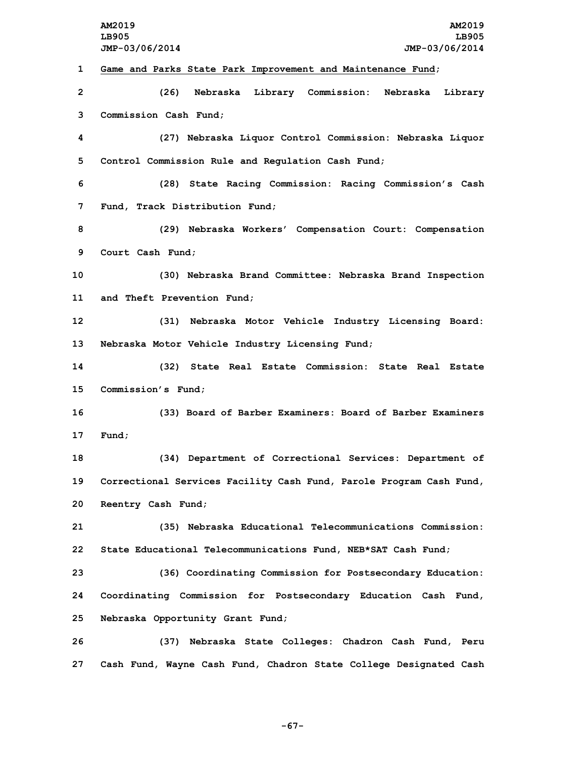<u>Game and Parks State Park Improvement and Maintenance Fund</u>;

(26) Nebraska Library Commission: Nebraska Library Commission Cash Fund;

(27) Nebraska Liquor Control Commission: Nebraska Liquor Control Commission Rule and Regulation Cash Fund;

(28) State Racing Commission: Racing Commission's Cash Fund, Track Distribution Fund;

(29) Nebraska Workers' Compensation Court: Compensation Court Cash Fund;

(30) Nebraska Brand Committee: Nebraska Brand Inspection and Theft Prevention Fund;

(31) Nebraska Motor Vehicle Industry Licensing Board: Nebraska Motor Vehicle Industry Licensing Fund;

(32) State Real Estate Commission: State Real Estate Commission's Fund;

(33) Board of Barber Examiners: Board of Barber Examiners Fund;

(34) Department of Correctional Services: Department of Correctional Services Facility Cash Fund, Parole Program Cash Fund, Reentry Cash Fund;

(35) Nebraska Educational Telecommunications Commission: State Educational Telecommunications Fund, NEB*SAT Cash Fund;

(36) Coordinating Commission for Postsecondary Education: Coordinating Commission for Postsecondary Education Cash Fund, Nebraska Opportunity Grant Fund;

(37) Nebraska State Colleges: Chadron Cash Fund, Peru Cash Fund, Wayne Cash Fund, Chadron State College Designated Cash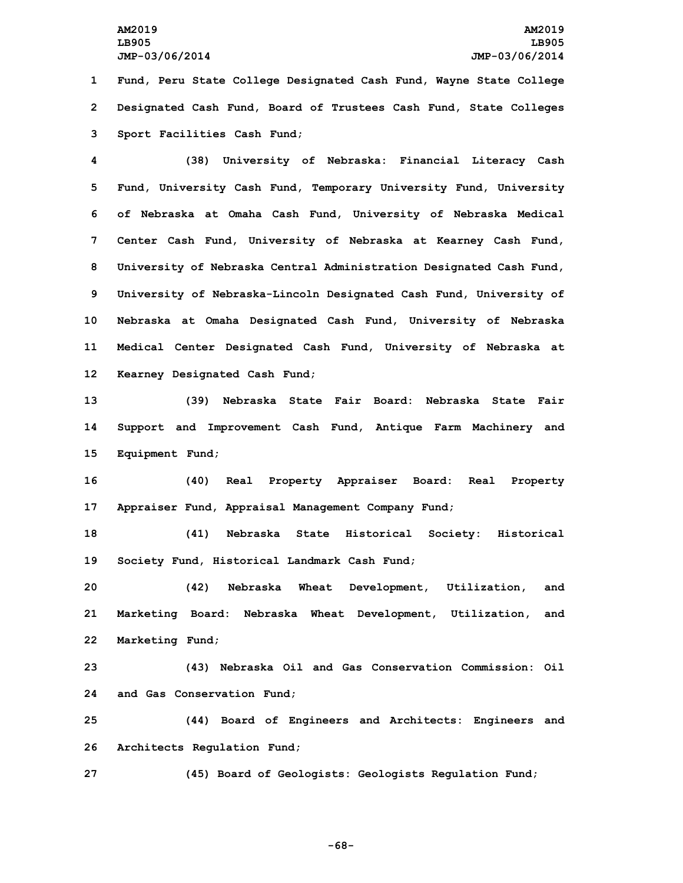Fund, Peru State College Designated Cash Fund, Wayne State College Designated Cash Fund, Board of Trustees Cash Fund, State Colleges Sport Facilities Cash Fund;

(38) University of Nebraska: Financial Literacy Cash Fund, University Cash Fund, Temporary University Fund, University of Nebraska at Omaha Cash Fund, University of Nebraska Medical Center Cash Fund, University of Nebraska at Kearney Cash Fund, University of Nebraska Central Administration Designated Cash Fund, University of Nebraska-Lincoln Designated Cash Fund, University of Nebraska at Omaha Designated Cash Fund, University of Nebraska Medical Center Designated Cash Fund, University of Nebraska at Kearney Designated Cash Fund;

(39) Nebraska State Fair Board: Nebraska State Fair Support and Improvement Cash Fund, Antique Farm Machinery and Equipment Fund;

(40) Real Property Appraiser Board: Real Property Appraiser Fund, Appraisal Management Company Fund;

(41) Nebraska State Historical Society: Historical Society Fund, Historical Landmark Cash Fund;

(42) Nebraska Wheat Development, Utilization, and Marketing Board: Nebraska Wheat Development, Utilization, and Marketing Fund;

(43) Nebraska Oil and Gas Conservation Commission: Oil and Gas Conservation Fund;

(44) Board of Engineers and Architects: Engineers and Architects Regulation Fund;

(45) Board of Geologists: Geologists Regulation Fund;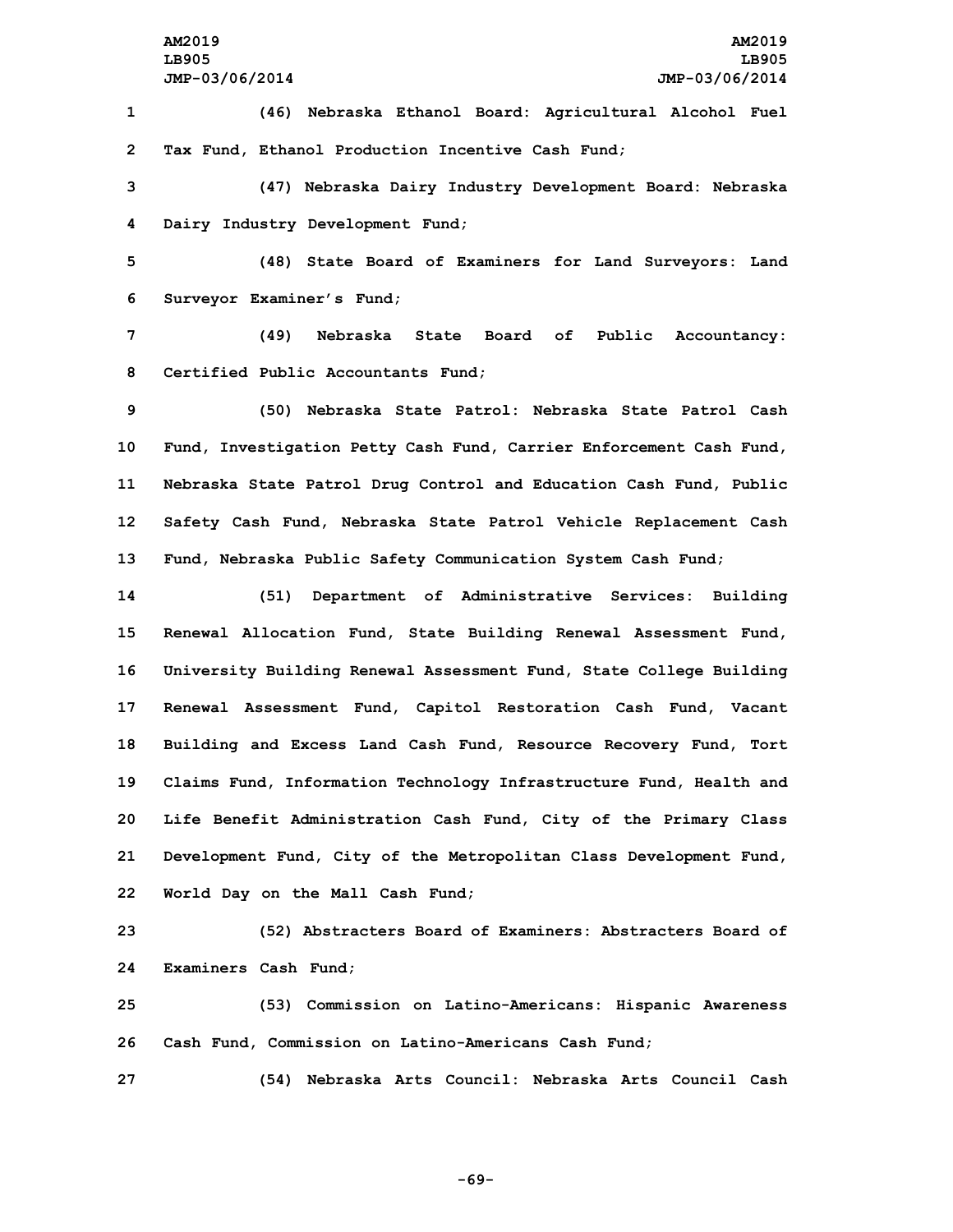(46) Nebraska Ethanol Board: Agricultural Alcohol Fuel Tax Fund, Ethanol Production Incentive Cash Fund;

(47) Nebraska Dairy Industry Development Board: Nebraska Dairy Industry Development Fund;

(48) State Board of Examiners for Land Surveyors: Land Surveyor Examiner's Fund;

(49) Nebraska State Board of Public Accountancy: Certified Public Accountants Fund;

(50) Nebraska State Patrol: Nebraska State Patrol Cash Fund, Investigation Petty Cash Fund, Carrier Enforcement Cash Fund, Nebraska State Patrol Drug Control and Education Cash Fund, Public Safety Cash Fund, Nebraska State Patrol Vehicle Replacement Cash Fund, Nebraska Public Safety Communication System Cash Fund;

(51) Department of Administrative Services: Building Renewal Allocation Fund, State Building Renewal Assessment Fund, University Building Renewal Assessment Fund, State College Building Renewal Assessment Fund, Capitol Restoration Cash Fund, Vacant Building and Excess Land Cash Fund, Resource Recovery Fund, Tort Claims Fund, Information Technology Infrastructure Fund, Health and Life Benefit Administration Cash Fund, City of the Primary Class Development Fund, City of the Metropolitan Class Development Fund, World Day on the Mall Cash Fund;

(52) Abstracters Board of Examiners: Abstracters Board of Examiners Cash Fund;

(53) Commission on Latino-Americans: Hispanic Awareness Cash Fund, Commission on Latino-Americans Cash Fund;

(54) Nebraska Arts Council: Nebraska Arts Council Cash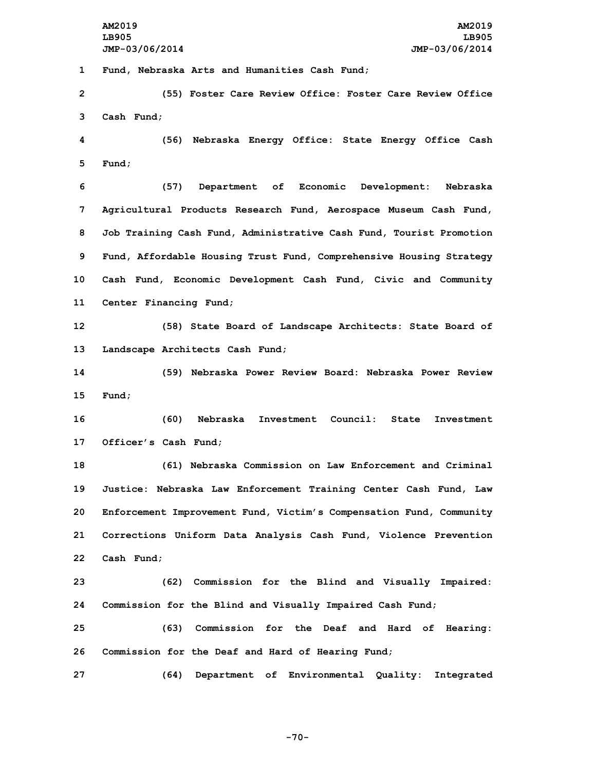Fund, Nebraska Arts and Humanities Cash Fund;

(55) Foster Care Review Office: Foster Care Review Office Cash Fund;

(56) Nebraska Energy Office: State Energy Office Cash Fund;

(57) Department of Economic Development: Nebraska Agricultural Products Research Fund, Aerospace Museum Cash Fund, Job Training Cash Fund, Administrative Cash Fund, Tourist Promotion Fund, Affordable Housing Trust Fund, Comprehensive Housing Strategy Cash Fund, Economic Development Cash Fund, Civic and Community Center Financing Fund;

(58) State Board of Landscape Architects: State Board of Landscape Architects Cash Fund;

(59) Nebraska Power Review Board: Nebraska Power Review Fund;

(60) Nebraska Investment Council: State Investment Officer's Cash Fund;

(61) Nebraska Commission on Law Enforcement and Criminal Justice: Nebraska Law Enforcement Training Center Cash Fund, Law Enforcement Improvement Fund, Victim's Compensation Fund, Community Corrections Uniform Data Analysis Cash Fund, Violence Prevention Cash Fund;

(62) Commission for the Blind and Visually Impaired: Commission for the Blind and Visually Impaired Cash Fund;

(63) Commission for the Deaf and Hard of Hearing: Commission for the Deaf and Hard of Hearing Fund;

(64) Department of Environmental Quality: Integrated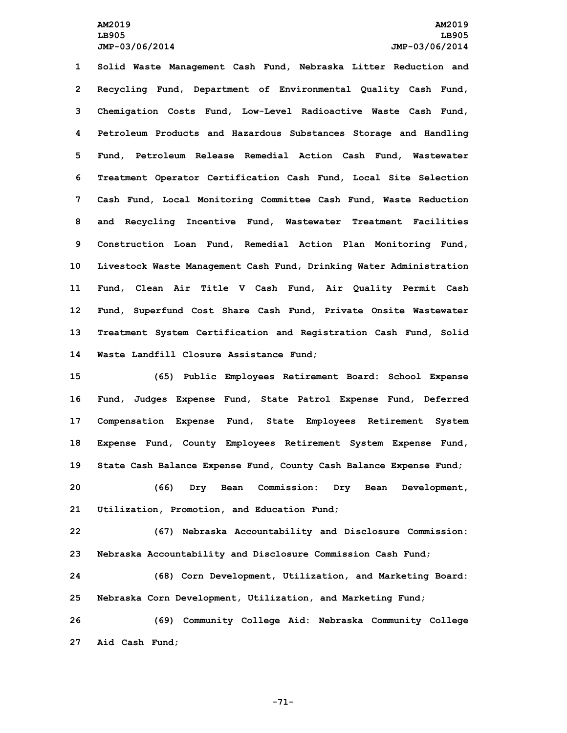Solid Waste Management Cash Fund, Nebraska Litter Reduction and Recycling Fund, Department of Environmental Quality Cash Fund, Chemigation Costs Fund, Low-Level Radioactive Waste Cash Fund, Petroleum Products and Hazardous Substances Storage and Handling Fund, Petroleum Release Remedial Action Cash Fund, Wastewater Treatment Operator Certification Cash Fund, Local Site Selection Cash Fund, Local Monitoring Committee Cash Fund, Waste Reduction and Recycling Incentive Fund, Wastewater Treatment Facilities Construction Loan Fund, Remedial Action Plan Monitoring Fund, Livestock Waste Management Cash Fund, Drinking Water Administration Fund, Clean Air Title V Cash Fund, Air Quality Permit Cash Fund, Superfund Cost Share Cash Fund, Private Onsite Wastewater Treatment System Certification and Registration Cash Fund, Solid Waste Landfill Closure Assistance Fund;

(65) Public Employees Retirement Board: School Expense Fund, Judges Expense Fund, State Patrol Expense Fund, Deferred Compensation Expense Fund, State Employees Retirement System Expense Fund, County Employees Retirement System Expense Fund, State Cash Balance Expense Fund, County Cash Balance Expense Fund;

(66) Dry Bean Commission: Dry Bean Development, Utilization, Promotion, and Education Fund;

(67) Nebraska Accountability and Disclosure Commission: Nebraska Accountability and Disclosure Commission Cash Fund;

(68) Corn Development, Utilization, and Marketing Board: Nebraska Corn Development, Utilization, and Marketing Fund;

(69) Community College Aid: Nebraska Community College Aid Cash Fund;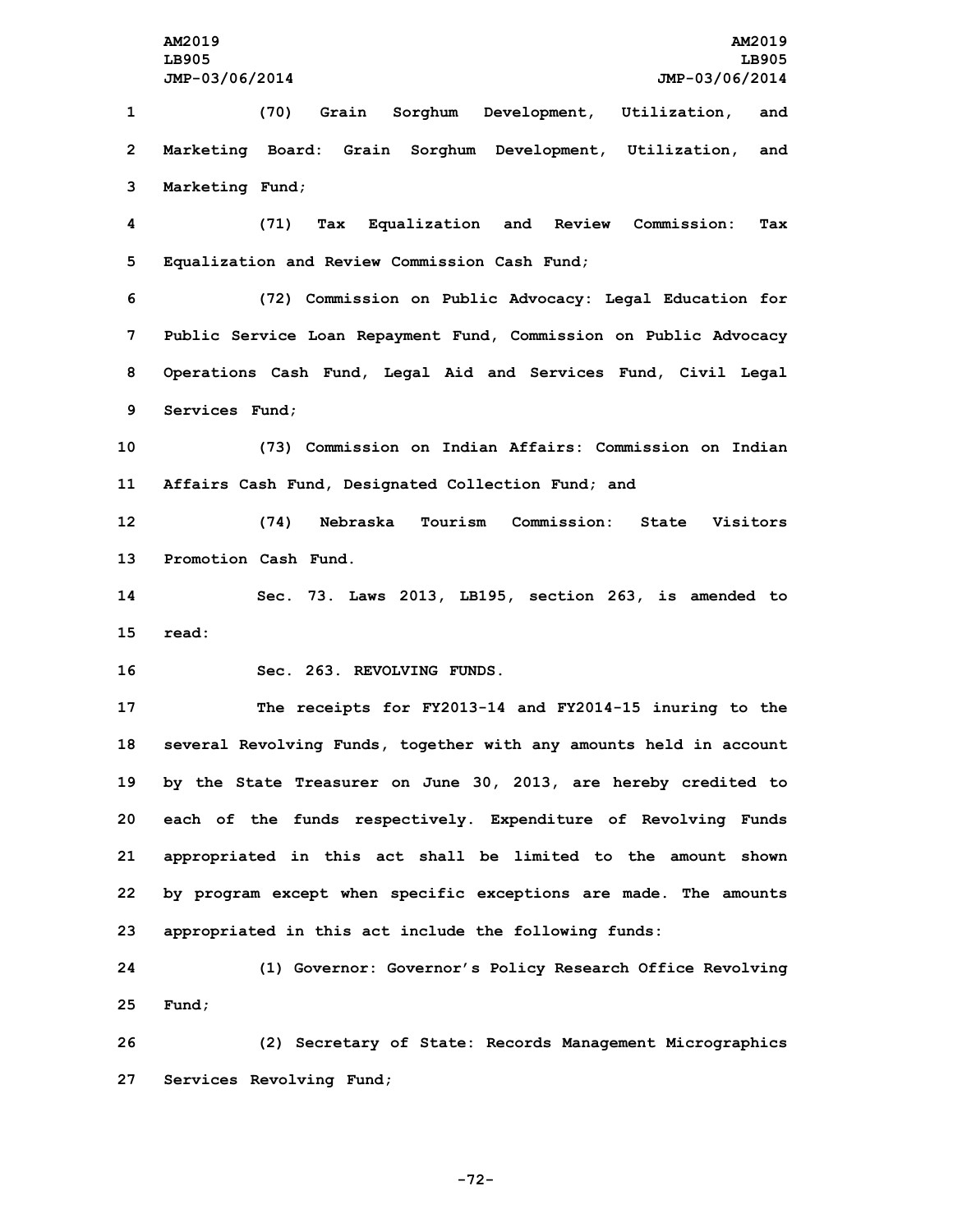(70) Grain Sorghum Development, Utilization, and Marketing Board: Grain Sorghum Development, Utilization, and Marketing Fund;

(71) Tax Equalization and Review Commission: Tax Equalization and Review Commission Cash Fund;

(72) Commission on Public Advocacy: Legal Education for Public Service Loan Repayment Fund, Commission on Public Advocacy Operations Cash Fund, Legal Aid and Services Fund, Civil Legal Services Fund;

(73) Commission on Indian Affairs: Commission on Indian Affairs Cash Fund, Designated Collection Fund; and

(74) Nebraska Tourism Commission: State Visitors Promotion Cash Fund.

Sec. 73. Laws 2013, LB195, section 263, is amended to read:

Sec. 263. REVOLVING FUNDS.

The receipts for FY2013-14 and FY2014-15 inuring to the several Revolving Funds, together with any amounts held in account by the State Treasurer on June 30, 2013, are hereby credited to each of the funds respectively. Expenditure of Revolving Funds appropriated in this act shall be limited to the amount shown by program except when specific exceptions are made. The amounts appropriated in this act include the following funds:

(1) Governor: Governor's Policy Research Office Revolving Fund;

(2) Secretary of State: Records Management Micrographics Services Revolving Fund;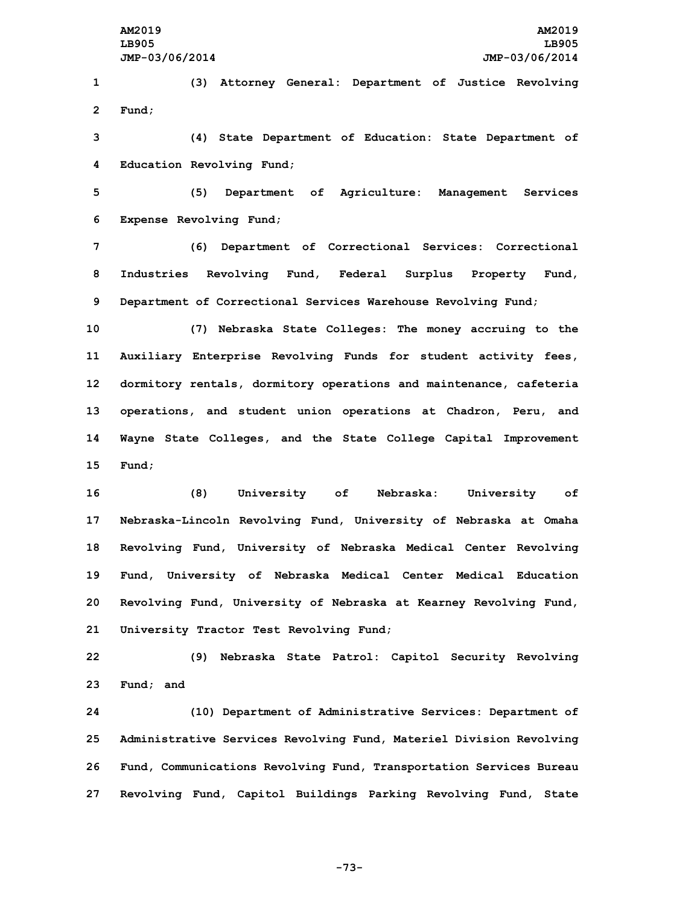(3) Attorney General: Department of Justice Revolving Fund;

(4) State Department of Education: State Department of Education Revolving Fund;

(5) Department of Agriculture: Management Services Expense Revolving Fund;

(6) Department of Correctional Services: Correctional Industries Revolving Fund, Federal Surplus Property Fund, Department of Correctional Services Warehouse Revolving Fund;

(7) Nebraska State Colleges: The money accruing to the Auxiliary Enterprise Revolving Funds for student activity fees, dormitory rentals, dormitory operations and maintenance, cafeteria operations, and student union operations at Chadron, Peru, and Wayne State Colleges, and the State College Capital Improvement Fund;

(8) University of Nebraska: University of Nebraska-Lincoln Revolving Fund, University of Nebraska at Omaha Revolving Fund, University of Nebraska Medical Center Revolving Fund, University of Nebraska Medical Center Medical Education Revolving Fund, University of Nebraska at Kearney Revolving Fund, University Tractor Test Revolving Fund;

(9) Nebraska State Patrol: Capitol Security Revolving Fund; and

(10) Department of Administrative Services: Department of Administrative Services Revolving Fund, Materiel Division Revolving Fund, Communications Revolving Fund, Transportation Services Bureau Revolving Fund, Capitol Buildings Parking Revolving Fund, State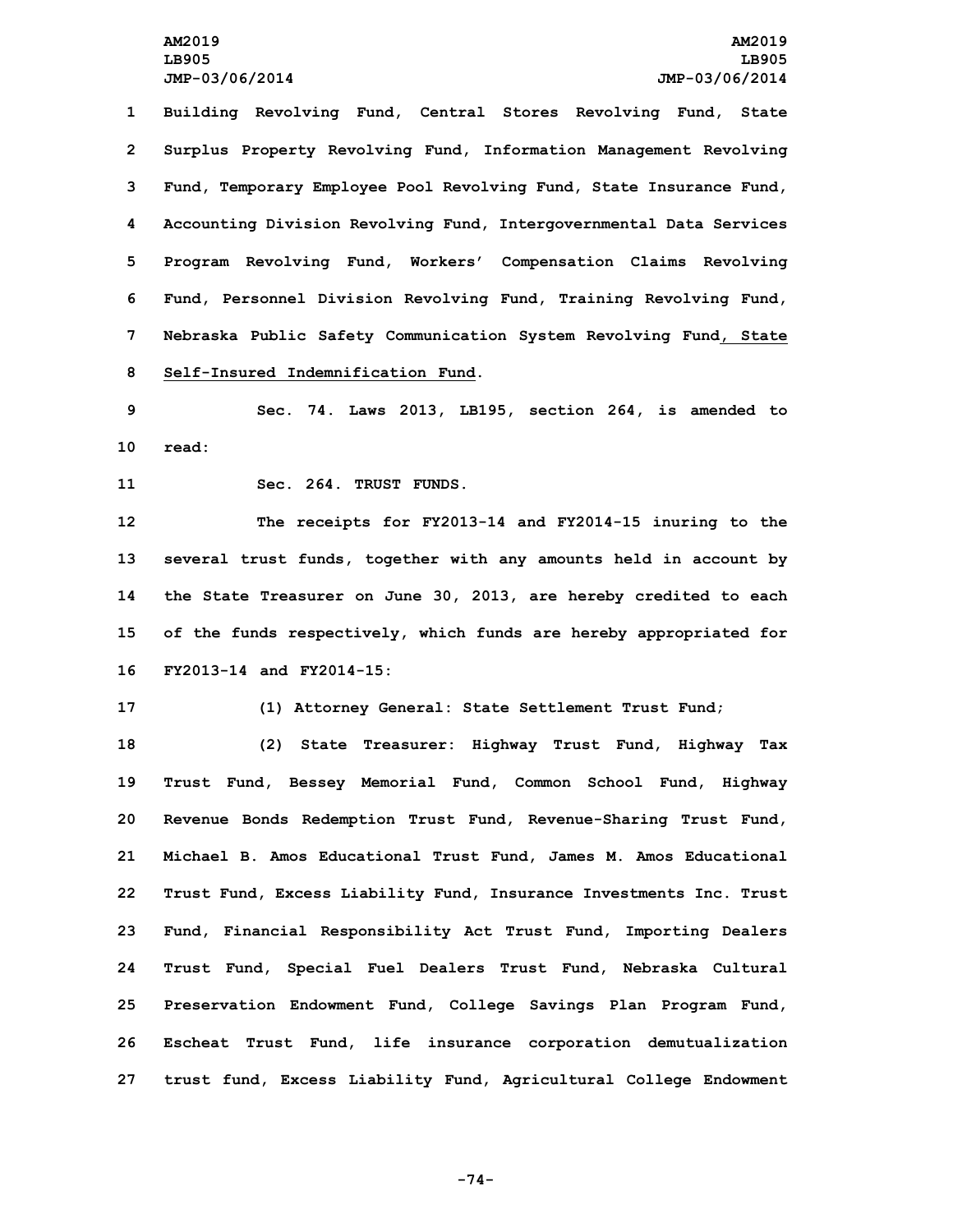Building Revolving Fund, Central Stores Revolving Fund, State Surplus Property Revolving Fund, Information Management Revolving Fund, Temporary Employee Pool Revolving Fund, State Insurance Fund, Accounting Division Revolving Fund, Intergovernmental Data Services Program Revolving Fund, Workers' Compensation Claims Revolving Fund, Personnel Division Revolving Fund, Training Revolving Fund, Nebraska Public Safety Communication System Revolving Fund, State Self-Insured Indemnification Fund.

Sec. 74. Laws 2013, LB195, section 264, is amended to read:

Sec. 264. TRUST FUNDS.

The receipts for FY2013-14 and FY2014-15 inuring to the several trust funds, together with any amounts held in account by the State Treasurer on June 30, 2013, are hereby credited to each of the funds respectively, which funds are hereby appropriated for FY2013-14 and FY2014-15:

(1) Attorney General: State Settlement Trust Fund;

(2) State Treasurer: Highway Trust Fund, Highway Tax Trust Fund, Bessey Memorial Fund, Common School Fund, Highway Revenue Bonds Redemption Trust Fund, Revenue-Sharing Trust Fund, Michael B. Amos Educational Trust Fund, James M. Amos Educational Trust Fund, Excess Liability Fund, Insurance Investments Inc. Trust Fund, Financial Responsibility Act Trust Fund, Importing Dealers Trust Fund, Special Fuel Dealers Trust Fund, Nebraska Cultural Preservation Endowment Fund, College Savings Plan Program Fund, Escheat Trust Fund, life insurance corporation demutualization trust fund, Excess Liability Fund, Agricultural College Endowment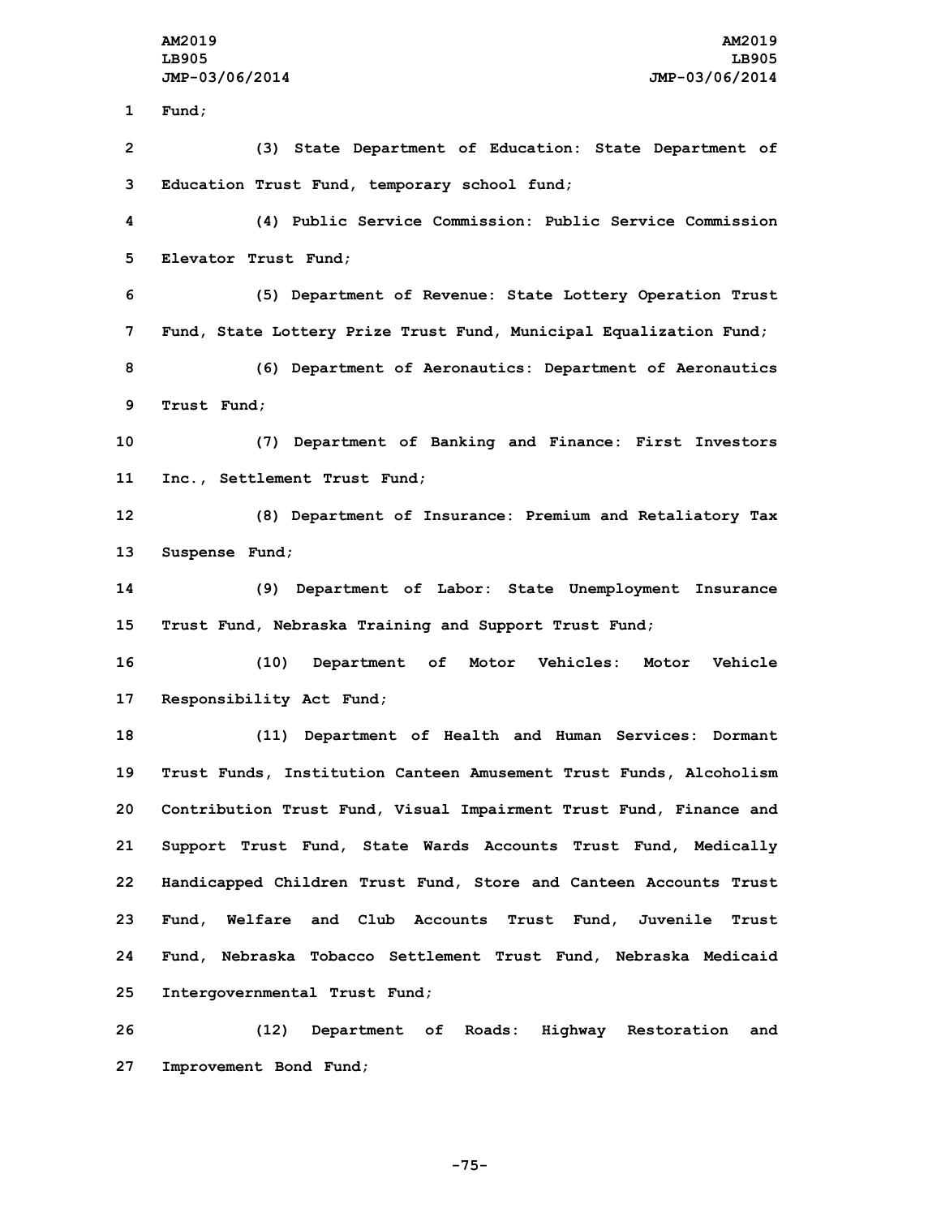Fund;

(3) State Department of Education: State Department of Education Trust Fund, temporary school fund;

(4) Public Service Commission: Public Service Commission Elevator Trust Fund;

(5) Department of Revenue: State Lottery Operation Trust Fund, State Lottery Prize Trust Fund, Municipal Equalization Fund;

(6) Department of Aeronautics: Department of Aeronautics Trust Fund;

(7) Department of Banking and Finance: First Investors Inc., Settlement Trust Fund;

(8) Department of Insurance: Premium and Retaliatory Tax Suspense Fund;

(9) Department of Labor: State Unemployment Insurance Trust Fund, Nebraska Training and Support Trust Fund;

(10) Department of Motor Vehicles: Motor Vehicle Responsibility Act Fund;

(11) Department of Health and Human Services: Dormant Trust Funds, Institution Canteen Amusement Trust Funds, Alcoholism Contribution Trust Fund, Visual Impairment Trust Fund, Finance and Support Trust Fund, State Wards Accounts Trust Fund, Medically Handicapped Children Trust Fund, Store and Canteen Accounts Trust Fund, Welfare and Club Accounts Trust Fund, Juvenile Trust Fund, Nebraska Tobacco Settlement Trust Fund, Nebraska Medicaid Intergovernmental Trust Fund;

(12) Department of Roads: Highway Restoration and Improvement Bond Fund;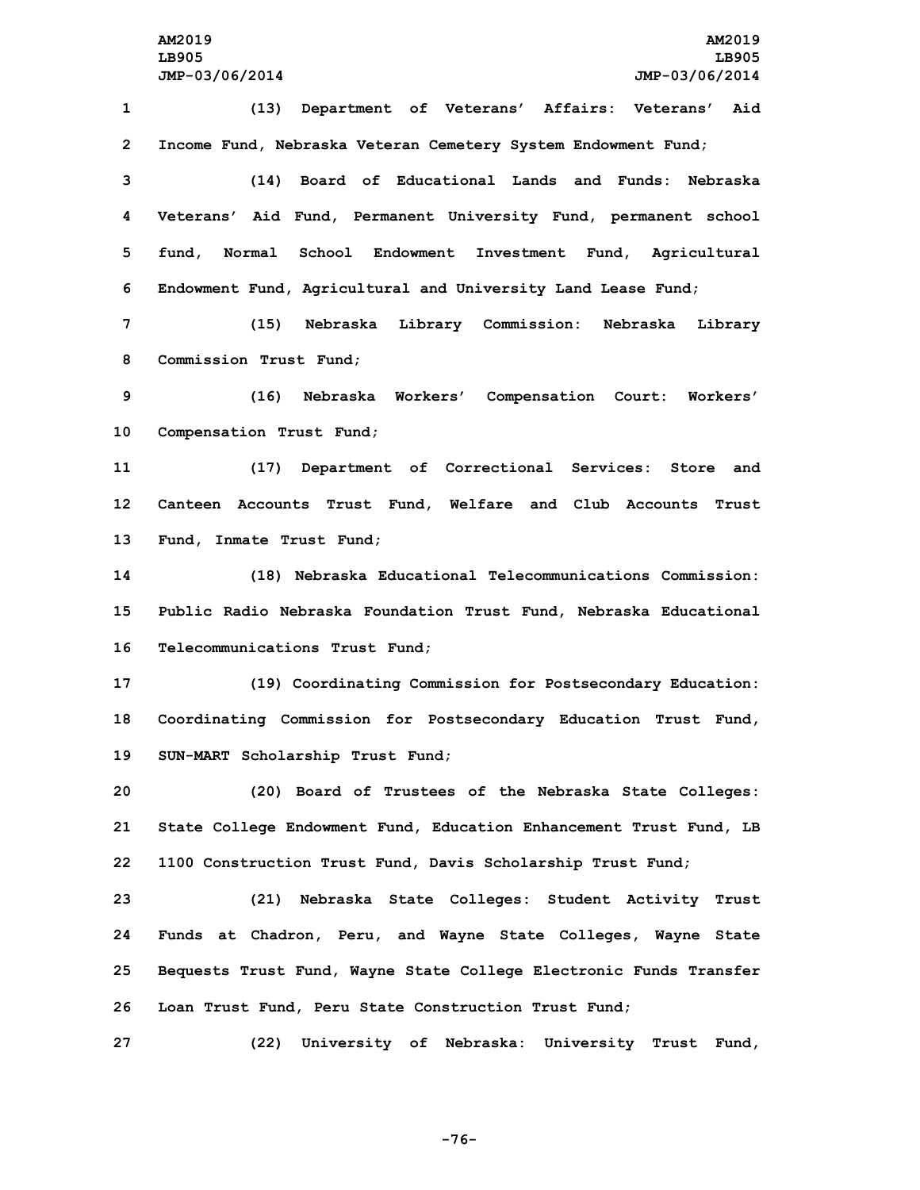(13) Department of Veterans' Affairs: Veterans' Aid Income Fund, Nebraska Veteran Cemetery System Endowment Fund;

(14) Board of Educational Lands and Funds: Nebraska Veterans' Aid Fund, Permanent University Fund, permanent school fund, Normal School Endowment Investment Fund, Agricultural Endowment Fund, Agricultural and University Land Lease Fund;

(15) Nebraska Library Commission: Nebraska Library Commission Trust Fund;

(16) Nebraska Workers' Compensation Court: Workers' Compensation Trust Fund;

(17) Department of Correctional Services: Store and Canteen Accounts Trust Fund, Welfare and Club Accounts Trust Fund, Inmate Trust Fund;

(18) Nebraska Educational Telecommunications Commission: Public Radio Nebraska Foundation Trust Fund, Nebraska Educational Telecommunications Trust Fund;

(19) Coordinating Commission for Postsecondary Education: Coordinating Commission for Postsecondary Education Trust Fund, SUN-MART Scholarship Trust Fund;

(20) Board of Trustees of the Nebraska State Colleges: State College Endowment Fund, Education Enhancement Trust Fund, LB 1100 Construction Trust Fund, Davis Scholarship Trust Fund;

(21) Nebraska State Colleges: Student Activity Trust Funds at Chadron, Peru, and Wayne State Colleges, Wayne State Bequests Trust Fund, Wayne State College Electronic Funds Transfer Loan Trust Fund, Peru State Construction Trust Fund;

(22) University of Nebraska: University Trust Fund,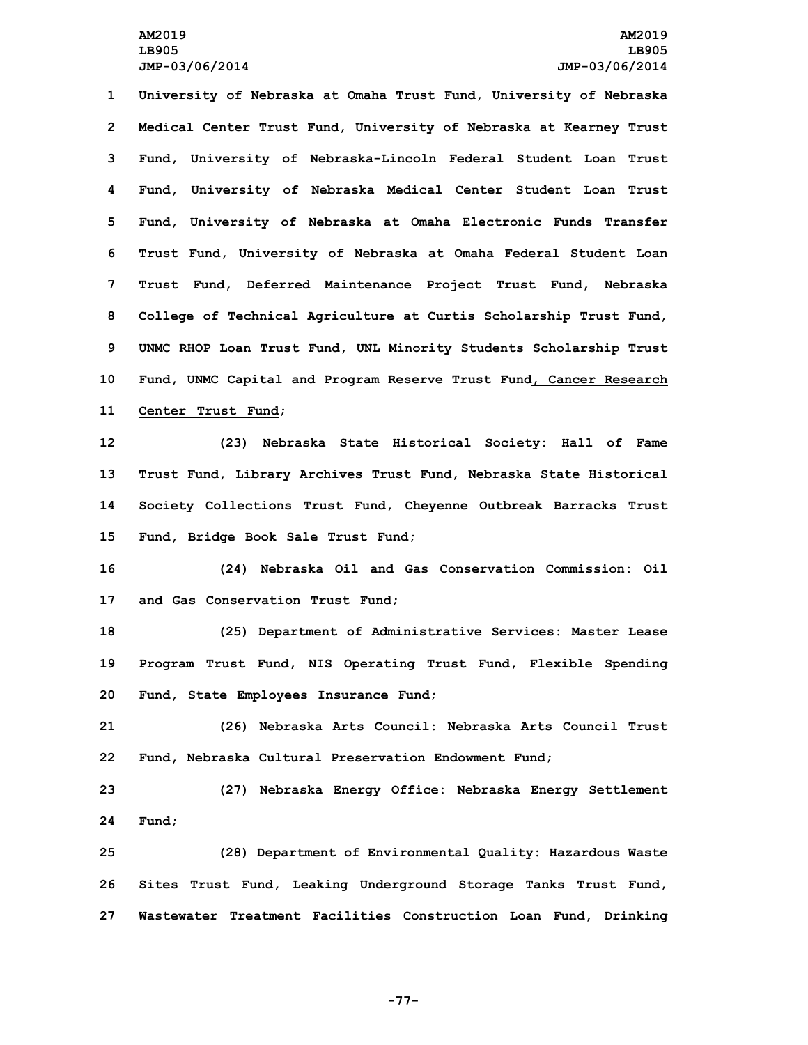University of Nebraska at Omaha Trust Fund, University of Nebraska Medical Center Trust Fund, University of Nebraska at Kearney Trust Fund, University of Nebraska-Lincoln Federal Student Loan Trust Fund, University of Nebraska Medical Center Student Loan Trust Fund, University of Nebraska at Omaha Electronic Funds Transfer Trust Fund, University of Nebraska at Omaha Federal Student Loan Trust Fund, Deferred Maintenance Project Trust Fund, Nebraska College of Technical Agriculture at Curtis Scholarship Trust Fund, UNMC RHOP Loan Trust Fund, UNL Minority Students Scholarship Trust Fund, UNMC Capital and Program Reserve Trust Fund, Cancer Research Center Trust Fund;

(23) Nebraska State Historical Society: Hall of Fame Trust Fund, Library Archives Trust Fund, Nebraska State Historical Society Collections Trust Fund, Cheyenne Outbreak Barracks Trust Fund, Bridge Book Sale Trust Fund;

(24) Nebraska Oil and Gas Conservation Commission: Oil and Gas Conservation Trust Fund;

(25) Department of Administrative Services: Master Lease Program Trust Fund, NIS Operating Trust Fund, Flexible Spending Fund, State Employees Insurance Fund;

(26) Nebraska Arts Council: Nebraska Arts Council Trust Fund, Nebraska Cultural Preservation Endowment Fund;

(27) Nebraska Energy Office: Nebraska Energy Settlement Fund;

(28) Department of Environmental Quality: Hazardous Waste Sites Trust Fund, Leaking Underground Storage Tanks Trust Fund, Wastewater Treatment Facilities Construction Loan Fund, Drinking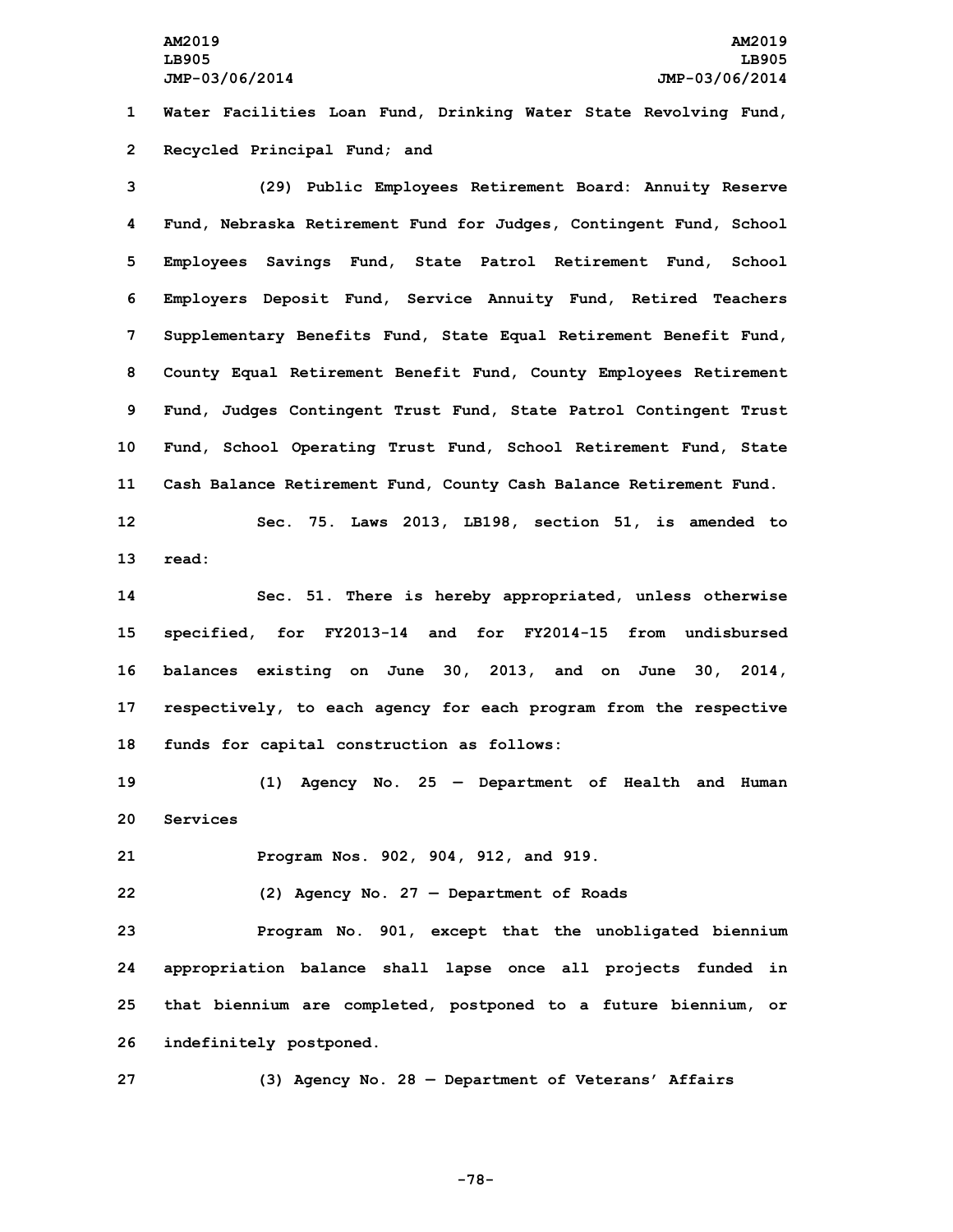Water Facilities Loan Fund, Drinking Water State Revolving Fund, Recycled Principal Fund; and

(29) Public Employees Retirement Board: Annuity Reserve Fund, Nebraska Retirement Fund for Judges, Contingent Fund, School Employees Savings Fund, State Patrol Retirement Fund, School Employers Deposit Fund, Service Annuity Fund, Retired Teachers Supplementary Benefits Fund, State Equal Retirement Benefit Fund, County Equal Retirement Benefit Fund, County Employees Retirement Fund, Judges Contingent Trust Fund, State Patrol Contingent Trust Fund, School Operating Trust Fund, School Retirement Fund, State Cash Balance Retirement Fund, County Cash Balance Retirement Fund.

Sec. 75. Laws 2013, LB198, section 51, is amended to read:

Sec. 51. There is hereby appropriated, unless otherwise specified, for FY2013-14 and for FY2014-15 from undisbursed balances existing on June 30, 2013, and on June 30, 2014, respectively, to each agency for each program from the respective funds for capital construction as follows:

(1) Agency No. 25 — Department of Health and Human Services

Program Nos. 902, 904, 912, and 919.

(2) Agency No. 27 — Department of Roads

Program No. 901, except that the unobligated biennium appropriation balance shall lapse once all projects funded in that biennium are completed, postponed to a future biennium, or indefinitely postponed.

(3) Agency No. 28 — Department of Veterans' Affairs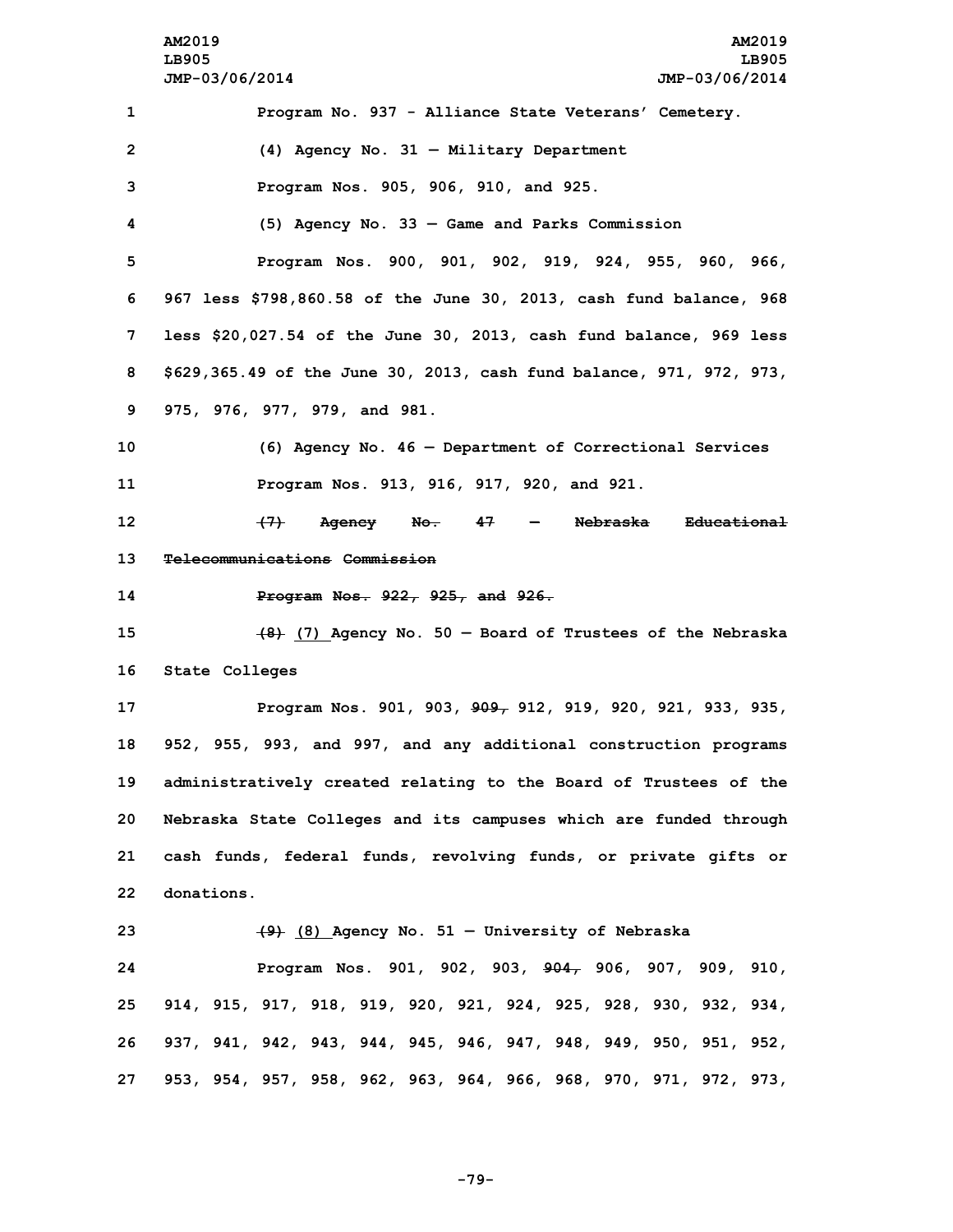Program No. 937 - Alliance State Veterans' Cemetery.

(4) Agency No. 31 — Military Department

Program Nos. 905, 906, 910, and 925.

(5) Agency No. 33 — Game and Parks Commission

Program Nos. 900, 901, 902, 919, 924, 955, 960, 966, 967 less $798,860.58 of the June 30, 2013, cash fund balance, 968 less $20,027.54 of the June 30, 2013, cash fund balance, 969 less $629,365.49 of the June 30, 2013, cash fund balance, 971, 972, 973, 975, 976, 977, 979, and 981.

(6) Agency No. 46 — Department of Correctional Services

Program Nos. 913, 916, 917, 920, and 921.

~~(7) Agency No. 47 — Nebraska Educational Telecommunications Commission~~

~~Program Nos. 922, 925, and 926.~~

~~(8)~~ (7) Agency No. 50 — Board of Trustees of the Nebraska State Colleges

Program Nos. 901, 903, ~~909,~~ 912, 919, 920, 921, 933, 935, 952, 955, 993, and 997, and any additional construction programs administratively created relating to the Board of Trustees of the Nebraska State Colleges and its campuses which are funded through cash funds, federal funds, revolving funds, or private gifts or donations.

~~(9)~~ (8) Agency No. 51 — University of Nebraska

Program Nos. 901, 902, 903, ~~904,~~ 906, 907, 909, 910, 914, 915, 917, 918, 919, 920, 921, 924, 925, 928, 930, 932, 934, 937, 941, 942, 943, 944, 945, 946, 947, 948, 949, 950, 951, 952, 953, 954, 957, 958, 962, 963, 964, 966, 968, 970, 971, 972, 973,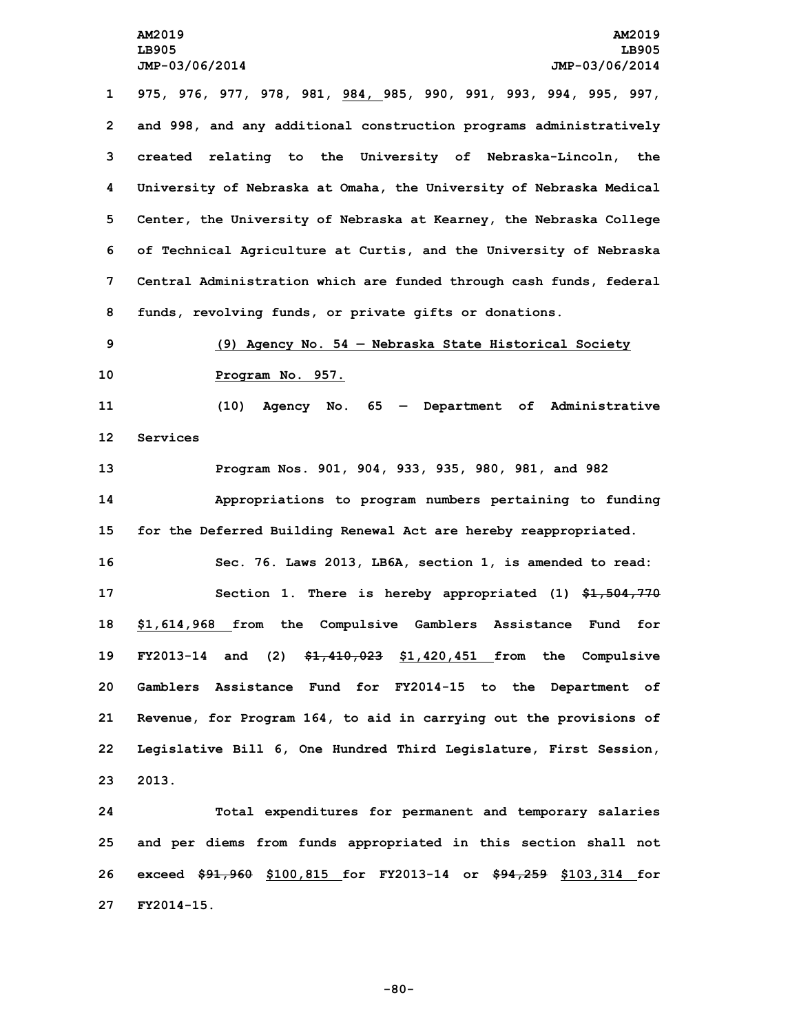975, 976, 977, 978, 981, 984, 985, 990, 991, 993, 994, 995, 997, and 998, and any additional construction programs administratively created relating to the University of Nebraska-Lincoln, the University of Nebraska at Omaha, the University of Nebraska Medical Center, the University of Nebraska at Kearney, the Nebraska College of Technical Agriculture at Curtis, and the University of Nebraska Central Administration which are funded through cash funds, federal funds, revolving funds, or private gifts or donations.

(9) Agency No. 54 — Nebraska State Historical Society

Program No. 957.

(10) Agency No. 65 — Department of Administrative Services

Program Nos. 901, 904, 933, 935, 980, 981, and 982

Appropriations to program numbers pertaining to funding for the Deferred Building Renewal Act are hereby reappropriated.

Sec. 76. Laws 2013, LB6A, section 1, is amended to read:

Section 1. There is hereby appropriated (1) ~~$1,504,770~~ $1,614,968 from the Compulsive Gamblers Assistance Fund for FY2013-14 and (2) ~~$1,410,023~~ $1,420,451 from the Compulsive Gamblers Assistance Fund for FY2014-15 to the Department of Revenue, for Program 164, to aid in carrying out the provisions of Legislative Bill 6, One Hundred Third Legislature, First Session, 2013.

Total expenditures for permanent and temporary salaries and per diems from funds appropriated in this section shall not exceed ~~$91,960~~ $100,815 for FY2013-14 or ~~$94,259~~ $103,314 for FY2014-15.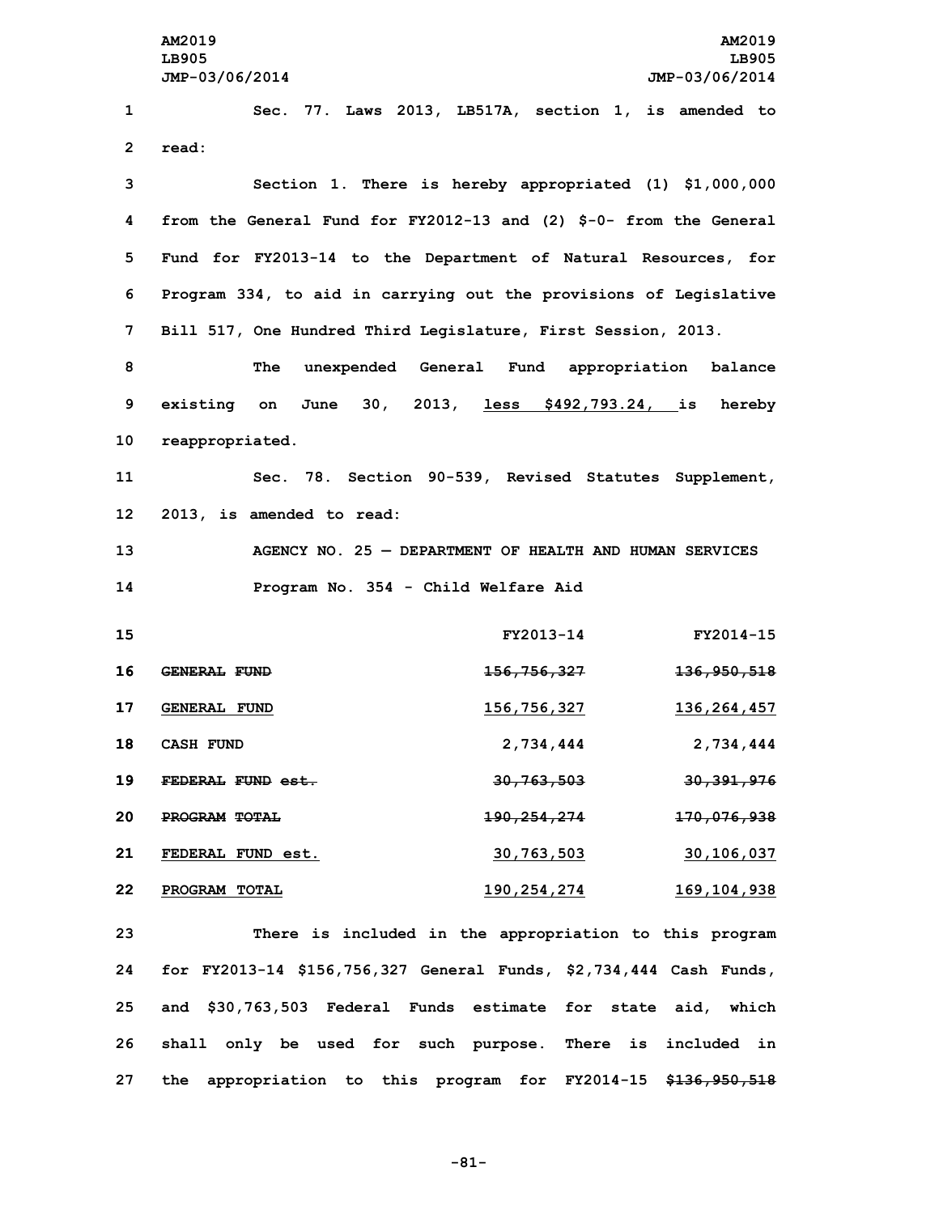Sec. 77. Laws 2013, LB517A, section 1, is amended to read:

Section 1. There is hereby appropriated (1) $1,000,000 from the General Fund for FY2012-13 and (2) $-0- from the General Fund for FY2013-14 to the Department of Natural Resources, for Program 334, to aid in carrying out the provisions of Legislative Bill 517, One Hundred Third Legislature, First Session, 2013.

The unexpended General Fund appropriation balance existing on June 30, 2013, <u>less $492,793.24,</u> is hereby reappropriated.

Sec. 78. Section 90-539, Revised Statutes Supplement, 2013, is amended to read:

AGENCY NO. 25 — DEPARTMENT OF HEALTH AND HUMAN SERVICES

Program No. 354 - Child Welfare Aid

| | FY2013-14 | FY2014-15 |
|---|---|---|
| ~~GENERAL FUND~~ | ~~156,756,327~~ | ~~136,950,518~~ |
| <u>GENERAL FUND</u> | <u>156,756,327</u> | <u>136,264,457</u> |
| CASH FUND | 2,734,444 | 2,734,444 |
| ~~FEDERAL FUND est.~~ | ~~30,763,503~~ | ~~30,391,976~~ |
| ~~PROGRAM TOTAL~~ | ~~190,254,274~~ | ~~170,076,938~~ |
| <u>FEDERAL FUND est.</u> | <u>30,763,503</u> | <u>30,106,037</u> |
| <u>PROGRAM TOTAL</u> | <u>190,254,274</u> | <u>169,104,938</u> |

There is included in the appropriation to this program for FY2013-14 $156,756,327 General Funds, $2,734,444 Cash Funds, and $30,763,503 Federal Funds estimate for state aid, which shall only be used for such purpose. There is included in the appropriation to this program for FY2014-15 ~~$136,950,518~~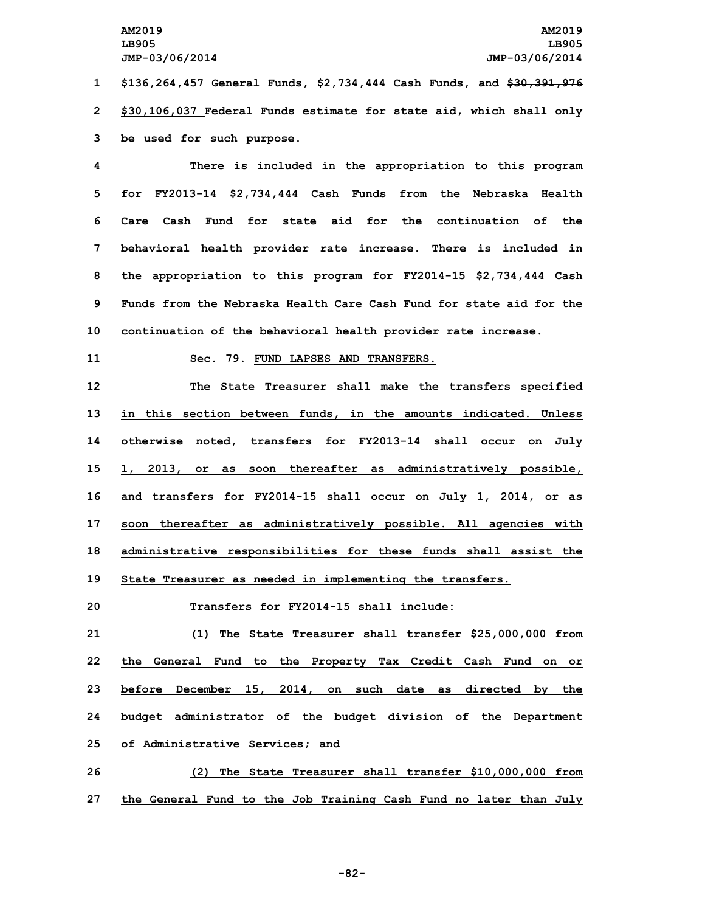$136,264,457 General Funds, $2,734,444 Cash Funds, and ~~$30,391,976~~ $30,106,037 Federal Funds estimate for state aid, which shall only be used for such purpose.

There is included in the appropriation to this program for FY2013-14 $2,734,444 Cash Funds from the Nebraska Health Care Cash Fund for state aid for the continuation of the behavioral health provider rate increase. There is included in the appropriation to this program for FY2014-15 $2,734,444 Cash Funds from the Nebraska Health Care Cash Fund for state aid for the continuation of the behavioral health provider rate increase.

Sec. 79. FUND LAPSES AND TRANSFERS.

The State Treasurer shall make the transfers specified in this section between funds, in the amounts indicated. Unless otherwise noted, transfers for FY2013-14 shall occur on July 1, 2013, or as soon thereafter as administratively possible, and transfers for FY2014-15 shall occur on July 1, 2014, or as soon thereafter as administratively possible. All agencies with administrative responsibilities for these funds shall assist the State Treasurer as needed in implementing the transfers.

Transfers for FY2014-15 shall include:

(1) The State Treasurer shall transfer $25,000,000 from the General Fund to the Property Tax Credit Cash Fund on or before December 15, 2014, on such date as directed by the budget administrator of the budget division of the Department of Administrative Services; and

(2) The State Treasurer shall transfer $10,000,000 from the General Fund to the Job Training Cash Fund no later than July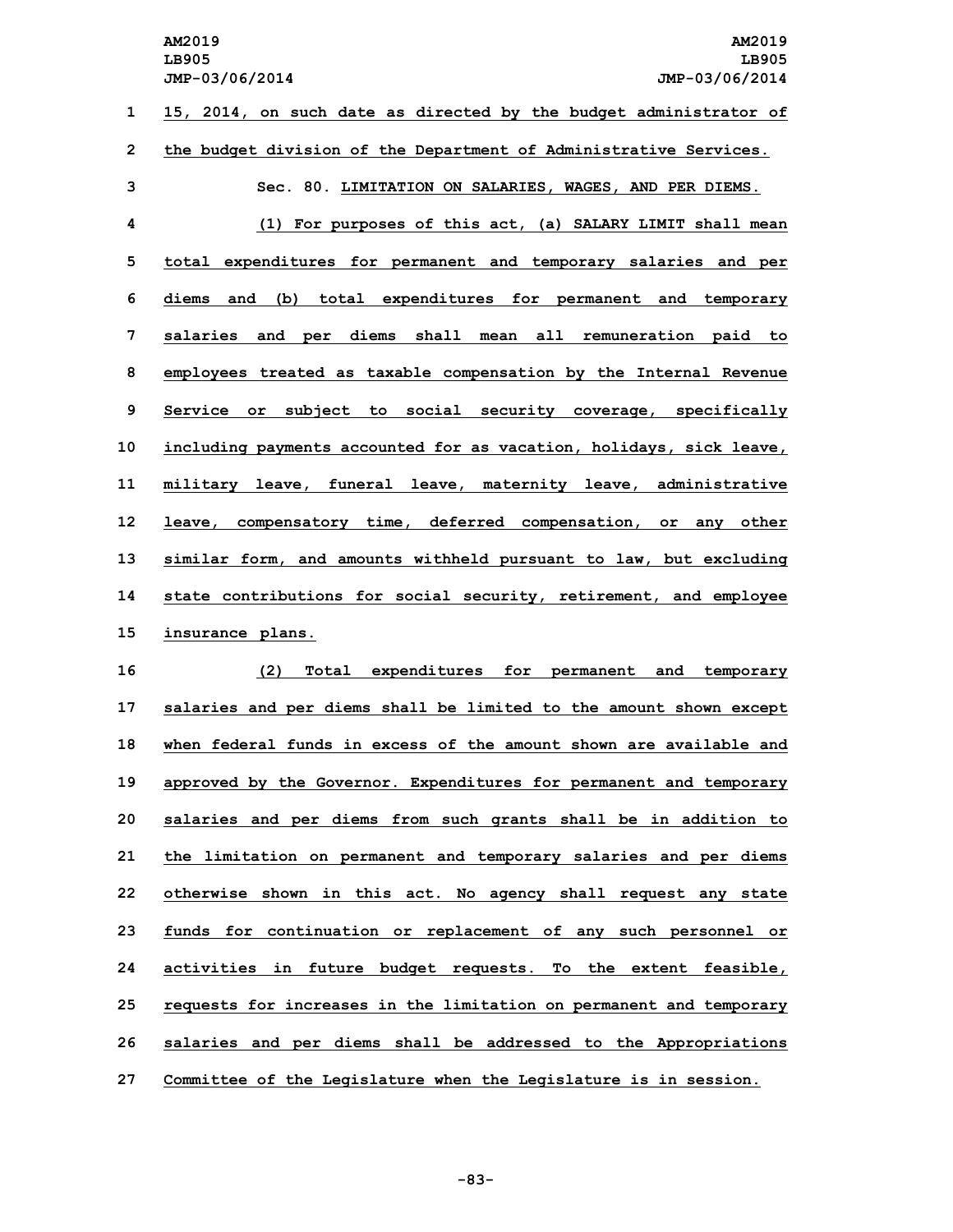15, 2014, on such date as directed by the budget administrator of the budget division of the Department of Administrative Services.

Sec. 80. LIMITATION ON SALARIES, WAGES, AND PER DIEMS.

(1) For purposes of this act, (a) SALARY LIMIT shall mean total expenditures for permanent and temporary salaries and per diems and (b) total expenditures for permanent and temporary salaries and per diems shall mean all remuneration paid to employees treated as taxable compensation by the Internal Revenue Service or subject to social security coverage, specifically including payments accounted for as vacation, holidays, sick leave, military leave, funeral leave, maternity leave, administrative leave, compensatory time, deferred compensation, or any other similar form, and amounts withheld pursuant to law, but excluding state contributions for social security, retirement, and employee insurance plans.

(2) Total expenditures for permanent and temporary salaries and per diems shall be limited to the amount shown except when federal funds in excess of the amount shown are available and approved by the Governor. Expenditures for permanent and temporary salaries and per diems from such grants shall be in addition to the limitation on permanent and temporary salaries and per diems otherwise shown in this act. No agency shall request any state funds for continuation or replacement of any such personnel or activities in future budget requests. To the extent feasible, requests for increases in the limitation on permanent and temporary salaries and per diems shall be addressed to the Appropriations Committee of the Legislature when the Legislature is in session.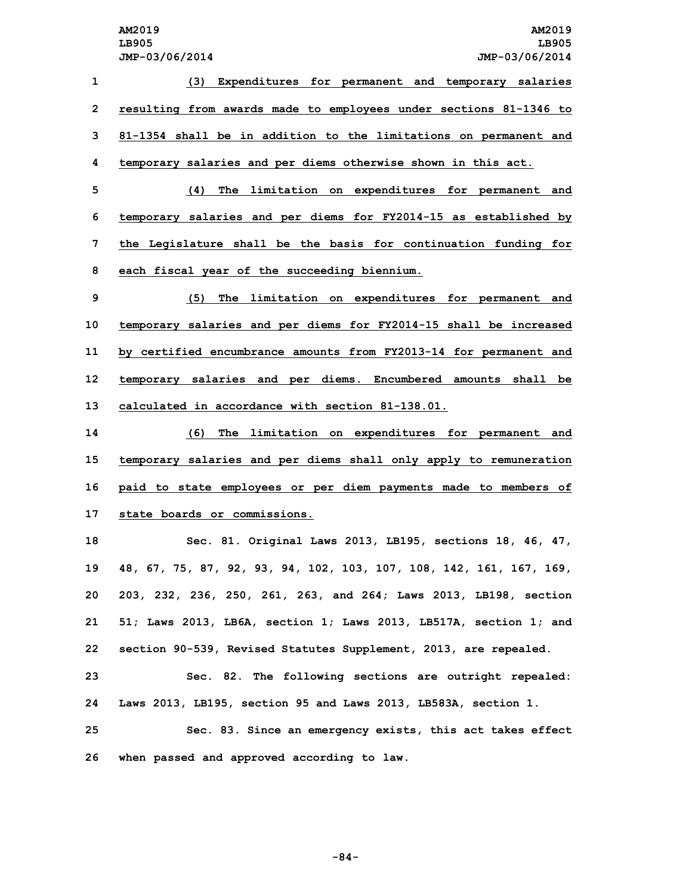(3) Expenditures for permanent and temporary salaries resulting from awards made to employees under sections 81-1346 to 81-1354 shall be in addition to the limitations on permanent and temporary salaries and per diems otherwise shown in this act.

(4) The limitation on expenditures for permanent and temporary salaries and per diems for FY2014-15 as established by the Legislature shall be the basis for continuation funding for each fiscal year of the succeeding biennium.

(5) The limitation on expenditures for permanent and temporary salaries and per diems for FY2014-15 shall be increased by certified encumbrance amounts from FY2013-14 for permanent and temporary salaries and per diems. Encumbered amounts shall be calculated in accordance with section 81-138.01.

(6) The limitation on expenditures for permanent and temporary salaries and per diems shall only apply to remuneration paid to state employees or per diem payments made to members of state boards or commissions.

Sec. 81. Original Laws 2013, LB195, sections 18, 46, 47, 48, 67, 75, 87, 92, 93, 94, 102, 103, 107, 108, 142, 161, 167, 169, 203, 232, 236, 250, 261, 263, and 264; Laws 2013, LB198, section 51; Laws 2013, LB6A, section 1; Laws 2013, LB517A, section 1; and section 90-539, Revised Statutes Supplement, 2013, are repealed.

Sec. 82. The following sections are outright repealed: Laws 2013, LB195, section 95 and Laws 2013, LB583A, section 1.

Sec. 83. Since an emergency exists, this act takes effect when passed and approved according to law.